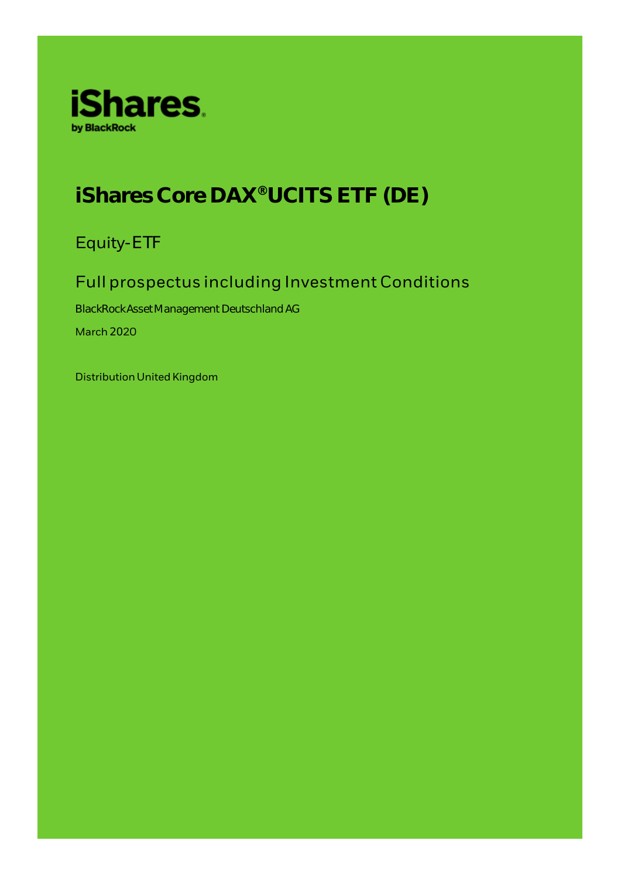iShares
by BlackRock

# iShares Core DAX® UCITS ETF (DE)

## Equity-ETF

## Full prospectus including Investment Conditions

BlackRock Asset Management Deutschland AG

March 2020

Distribution United Kingdom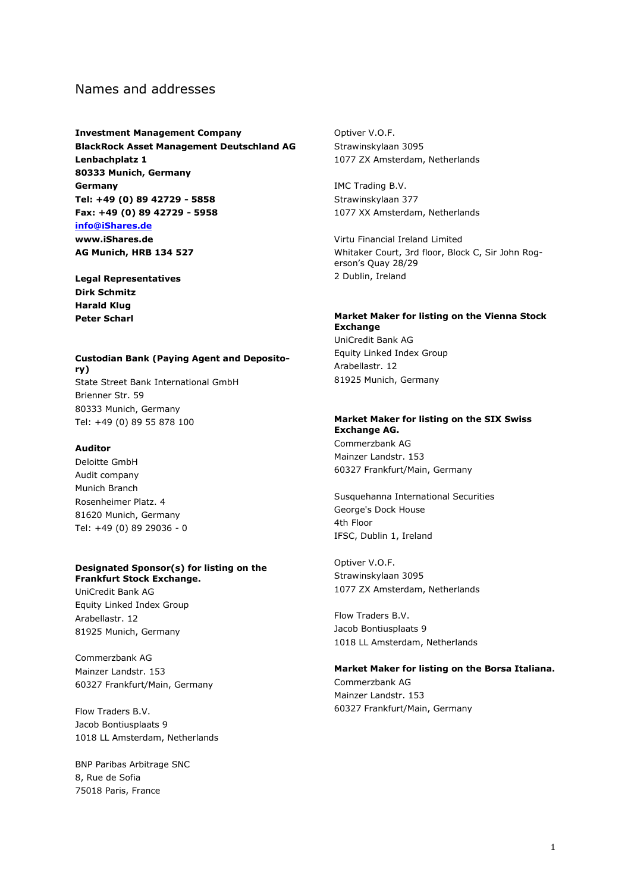# Names and addresses

**Investment Management Company**
**BlackRock Asset Management Deutschland AG**
**Lenbachplatz 1**
**80333 Munich, Germany**
**Germany**
**Tel: +49 (0) 89 42729 - 5858**
**Fax: +49 (0) 89 42729 - 5958**
**info@iShares.de**
**www.iShares.de**
**AG Munich, HRB 134 527**

**Legal Representatives**
**Dirk Schmitz**
**Harald Klug**
**Peter Scharl**

**Custodian Bank (Paying Agent and Depository)**
State Street Bank International GmbH
Brienner Str. 59
80333 Munich, Germany
Tel: +49 (0) 89 55 878 100

**Auditor**
Deloitte GmbH
Audit company
Munich Branch
Rosenheimer Platz. 4
81620 Munich, Germany
Tel: +49 (0) 89 29036 - 0

**Designated Sponsor(s) for listing on the Frankfurt Stock Exchange.**
UniCredit Bank AG
Equity Linked Index Group
Arabellastr. 12
81925 Munich, Germany

Commerzbank AG
Mainzer Landstr. 153
60327 Frankfurt/Main, Germany

Flow Traders B.V.
Jacob Bontiusplaats 9
1018 LL Amsterdam, Netherlands

BNP Paribas Arbitrage SNC
8, Rue de Sofia
75018 Paris, France

Optiver V.O.F.
Strawinskylaan 3095
1077 ZX Amsterdam, Netherlands

IMC Trading B.V.
Strawinskylaan 377
1077 XX Amsterdam, Netherlands

Virtu Financial Ireland Limited
Whitaker Court, 3rd floor, Block C, Sir John Rogerson's Quay 28/29
2 Dublin, Ireland

**Market Maker for listing on the Vienna Stock Exchange**
UniCredit Bank AG
Equity Linked Index Group
Arabellastr. 12
81925 Munich, Germany

**Market Maker for listing on the SIX Swiss Exchange AG.**
Commerzbank AG
Mainzer Landstr. 153
60327 Frankfurt/Main, Germany

Susquehanna International Securities
George's Dock House
4th Floor
IFSC, Dublin 1, Ireland

Optiver V.O.F.
Strawinskylaan 3095
1077 ZX Amsterdam, Netherlands

Flow Traders B.V.
Jacob Bontiusplaats 9
1018 LL Amsterdam, Netherlands

**Market Maker for listing on the Borsa Italiana.**
Commerzbank AG
Mainzer Landstr. 153
60327 Frankfurt/Main, Germany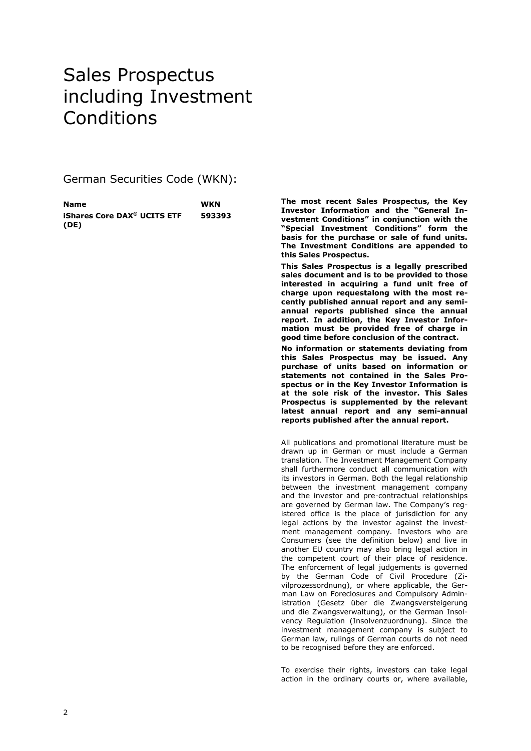# Sales Prospectus including Investment Conditions

German Securities Code (WKN):

| Name | WKN |
| --- | --- |
| **iShares Core DAX® UCITS ETF (DE)** | **593393** |

**The most recent Sales Prospectus, the Key Investor Information and the "General Investment Conditions" in conjunction with the "Special Investment Conditions" form the basis for the purchase or sale of fund units. The Investment Conditions are appended to this Sales Prospectus.**

**This Sales Prospectus is a legally prescribed sales document and is to be provided to those interested in acquiring a fund unit free of charge upon requestalong with the most recently published annual report and any semi-annual reports published since the annual report. In addition, the Key Investor Information must be provided free of charge in good time before conclusion of the contract.**

**No information or statements deviating from this Sales Prospectus may be issued. Any purchase of units based on information or statements not contained in the Sales Prospectus or in the Key Investor Information is at the sole risk of the investor. This Sales Prospectus is supplemented by the relevant latest annual report and any semi-annual reports published after the annual report.**

All publications and promotional literature must be drawn up in German or must include a German translation. The Investment Management Company shall furthermore conduct all communication with its investors in German. Both the legal relationship between the investment management company and the investor and pre-contractual relationships are governed by German law. The Company's registered office is the place of jurisdiction for any legal actions by the investor against the investment management company. Investors who are Consumers (see the definition below) and live in another EU country may also bring legal action in the competent court of their place of residence. The enforcement of legal judgements is governed by the German Code of Civil Procedure (Zivilprozessordnung), or where applicable, the German Law on Foreclosures and Compulsory Administration (Gesetz über die Zwangsversteigerung und die Zwangsverwaltung), or the German Insolvency Regulation (Insolvenzuordnung). Since the investment management company is subject to German law, rulings of German courts do not need to be recognised before they are enforced.

To exercise their rights, investors can take legal action in the ordinary courts or, where available,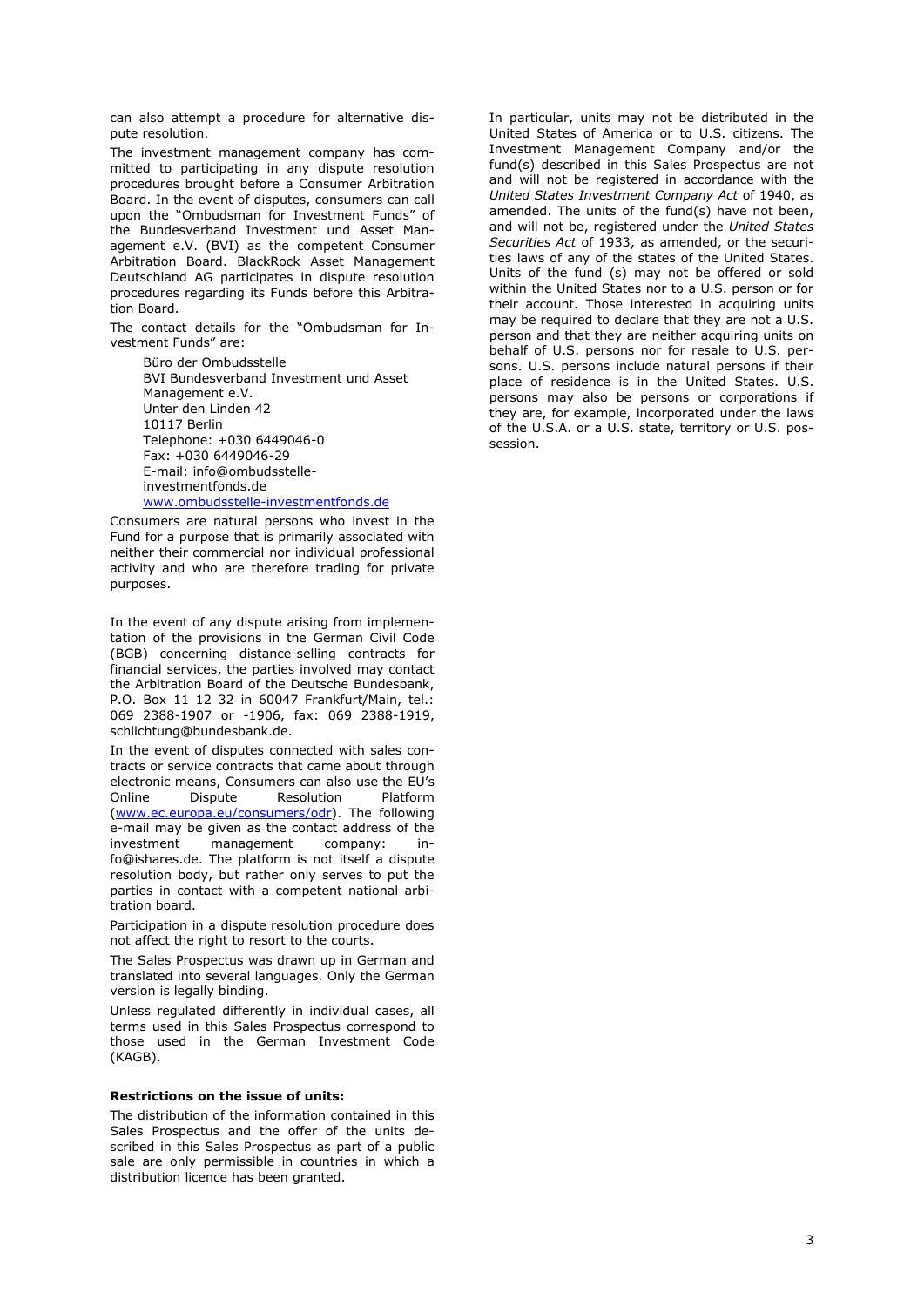can also attempt a procedure for alternative dispute resolution.

The investment management company has committed to participating in any dispute resolution procedures brought before a Consumer Arbitration Board. In the event of disputes, consumers can call upon the "Ombudsman for Investment Funds" of the Bundesverband Investment und Asset Management e.V. (BVI) as the competent Consumer Arbitration Board. BlackRock Asset Management Deutschland AG participates in dispute resolution procedures regarding its Funds before this Arbitration Board.

The contact details for the "Ombudsman for Investment Funds" are:

> Büro der Ombudsstelle
> BVI Bundesverband Investment und Asset Management e.V.
> Unter den Linden 42
> 10117 Berlin
> Telephone: +030 6449046-0
> Fax: +030 6449046-29
> E-mail: info@ombudsstelle-investmentfonds.de
> www.ombudsstelle-investmentfonds.de

Consumers are natural persons who invest in the Fund for a purpose that is primarily associated with neither their commercial nor individual professional activity and who are therefore trading for private purposes.

In the event of any dispute arising from implementation of the provisions in the German Civil Code (BGB) concerning distance-selling contracts for financial services, the parties involved may contact the Arbitration Board of the Deutsche Bundesbank, P.O. Box 11 12 32 in 60047 Frankfurt/Main, tel.: 069 2388-1907 or -1906, fax: 069 2388-1919, schlichtung@bundesbank.de.

In the event of disputes connected with sales contracts or service contracts that came about through electronic means, Consumers can also use the EU's Online Dispute Resolution Platform (www.ec.europa.eu/consumers/odr). The following e-mail may be given as the contact address of the investment management company: info@ishares.de. The platform is not itself a dispute resolution body, but rather only serves to put the parties in contact with a competent national arbitration board.

Participation in a dispute resolution procedure does not affect the right to resort to the courts.

The Sales Prospectus was drawn up in German and translated into several languages. Only the German version is legally binding.

Unless regulated differently in individual cases, all terms used in this Sales Prospectus correspond to those used in the German Investment Code (KAGB).

**Restrictions on the issue of units:**

The distribution of the information contained in this Sales Prospectus and the offer of the units described in this Sales Prospectus as part of a public sale are only permissible in countries in which a distribution licence has been granted.

In particular, units may not be distributed in the United States of America or to U.S. citizens. The Investment Management Company and/or the fund(s) described in this Sales Prospectus are not and will not be registered in accordance with the *United States Investment Company Act* of 1940, as amended. The units of the fund(s) have not been, and will not be, registered under the *United States Securities Act* of 1933, as amended, or the securities laws of any of the states of the United States. Units of the fund (s) may not be offered or sold within the United States nor to a U.S. person or for their account. Those interested in acquiring units may be required to declare that they are not a U.S. person and that they are neither acquiring units on behalf of U.S. persons nor for resale to U.S. persons. U.S. persons include natural persons if their place of residence is in the United States. U.S. persons may also be persons or corporations if they are, for example, incorporated under the laws of the U.S.A. or a U.S. state, territory or U.S. possession.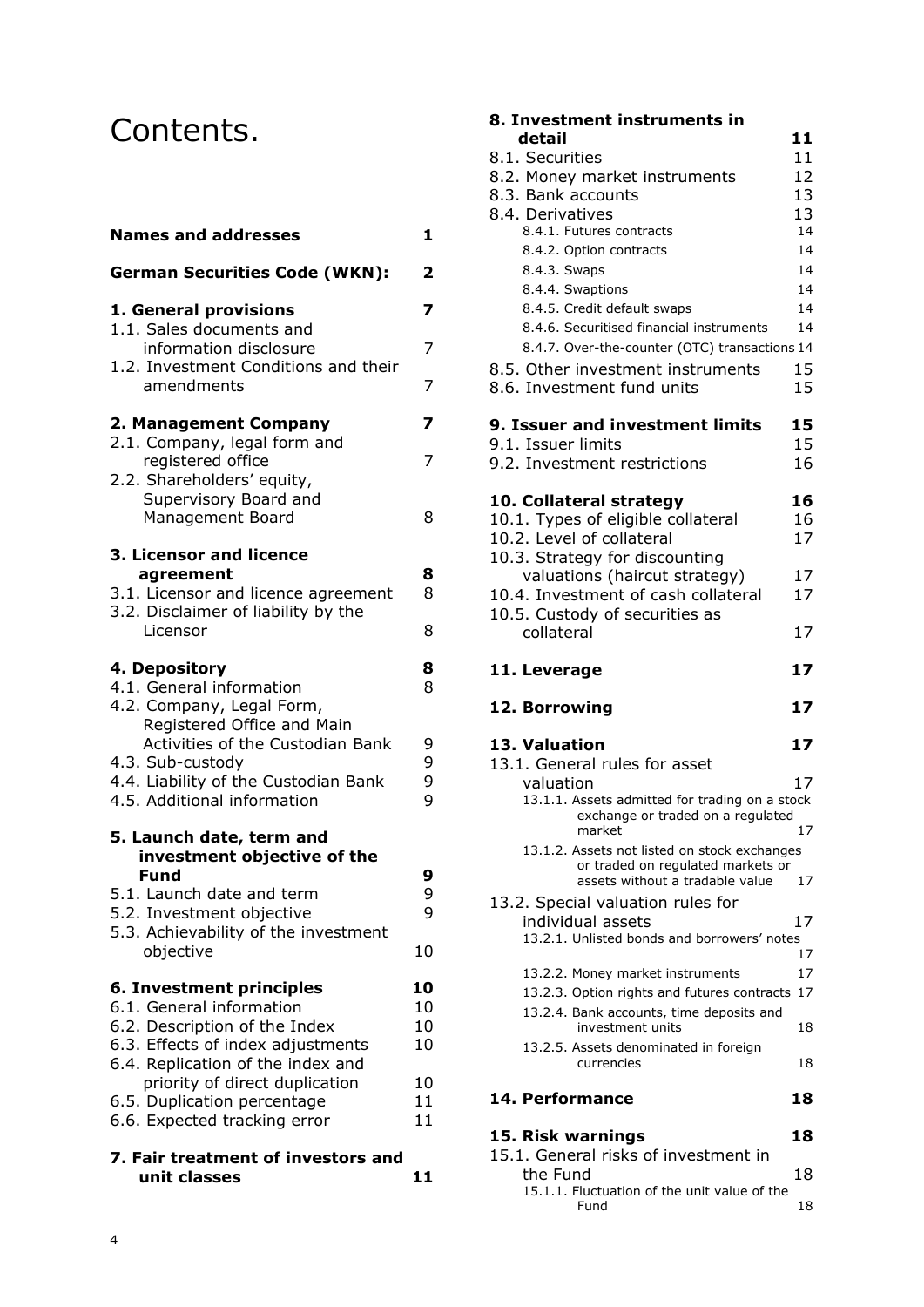# Contents.

| | |
|---|---|
| **Names and addresses** | **1** |
| **German Securities Code (WKN):** | **2** |
| **1. General provisions** | **7** |
| 1.1. Sales documents and information disclosure | 7 |
| 1.2. Investment Conditions and their amendments | 7 |
| **2. Management Company** | **7** |
| 2.1. Company, legal form and registered office | 7 |
| 2.2. Shareholders' equity, Supervisory Board and Management Board | 8 |
| **3. Licensor and licence agreement** | **8** |
| 3.1. Licensor and licence agreement | 8 |
| 3.2. Disclaimer of liability by the Licensor | 8 |
| **4. Depository** | **8** |
| 4.1. General information | 8 |
| 4.2. Company, Legal Form, Registered Office and Main Activities of the Custodian Bank | 9 |
| 4.3. Sub-custody | 9 |
| 4.4. Liability of the Custodian Bank | 9 |
| 4.5. Additional information | 9 |
| **5. Launch date, term and investment objective of the Fund** | **9** |
| 5.1. Launch date and term | 9 |
| 5.2. Investment objective | 9 |
| 5.3. Achievability of the investment objective | 10 |
| **6. Investment principles** | **10** |
| 6.1. General information | 10 |
| 6.2. Description of the Index | 10 |
| 6.3. Effects of index adjustments | 10 |
| 6.4. Replication of the index and priority of direct duplication | 10 |
| 6.5. Duplication percentage | 11 |
| 6.6. Expected tracking error | 11 |
| **7. Fair treatment of investors and unit classes** | **11** |
| **8. Investment instruments in detail** | **11** |
| 8.1. Securities | 11 |
| 8.2. Money market instruments | 12 |
| 8.3. Bank accounts | 13 |
| 8.4. Derivatives | 13 |
| 8.4.1. Futures contracts | 14 |
| 8.4.2. Option contracts | 14 |
| 8.4.3. Swaps | 14 |
| 8.4.4. Swaptions | 14 |
| 8.4.5. Credit default swaps | 14 |
| 8.4.6. Securitised financial instruments | 14 |
| 8.4.7. Over-the-counter (OTC) transactions | 14 |
| 8.5. Other investment instruments | 15 |
| 8.6. Investment fund units | 15 |
| **9. Issuer and investment limits** | **15** |
| 9.1. Issuer limits | 15 |
| 9.2. Investment restrictions | 16 |
| **10. Collateral strategy** | **16** |
| 10.1. Types of eligible collateral | 16 |
| 10.2. Level of collateral | 17 |
| 10.3. Strategy for discounting valuations (haircut strategy) | 17 |
| 10.4. Investment of cash collateral | 17 |
| 10.5. Custody of securities as collateral | 17 |
| **11. Leverage** | **17** |
| **12. Borrowing** | **17** |
| **13. Valuation** | **17** |
| 13.1. General rules for asset valuation | 17 |
| 13.1.1. Assets admitted for trading on a stock exchange or traded on a regulated market | 17 |
| 13.1.2. Assets not listed on stock exchanges or traded on regulated markets or assets without a tradable value | 17 |
| 13.2. Special valuation rules for individual assets | 17 |
| 13.2.1. Unlisted bonds and borrowers' notes | 17 |
| 13.2.2. Money market instruments | 17 |
| 13.2.3. Option rights and futures contracts | 17 |
| 13.2.4. Bank accounts, time deposits and investment units | 18 |
| 13.2.5. Assets denominated in foreign currencies | 18 |
| **14. Performance** | **18** |
| **15. Risk warnings** | **18** |
| 15.1. General risks of investment in the Fund | 18 |
| 15.1.1. Fluctuation of the unit value of the Fund | 18 |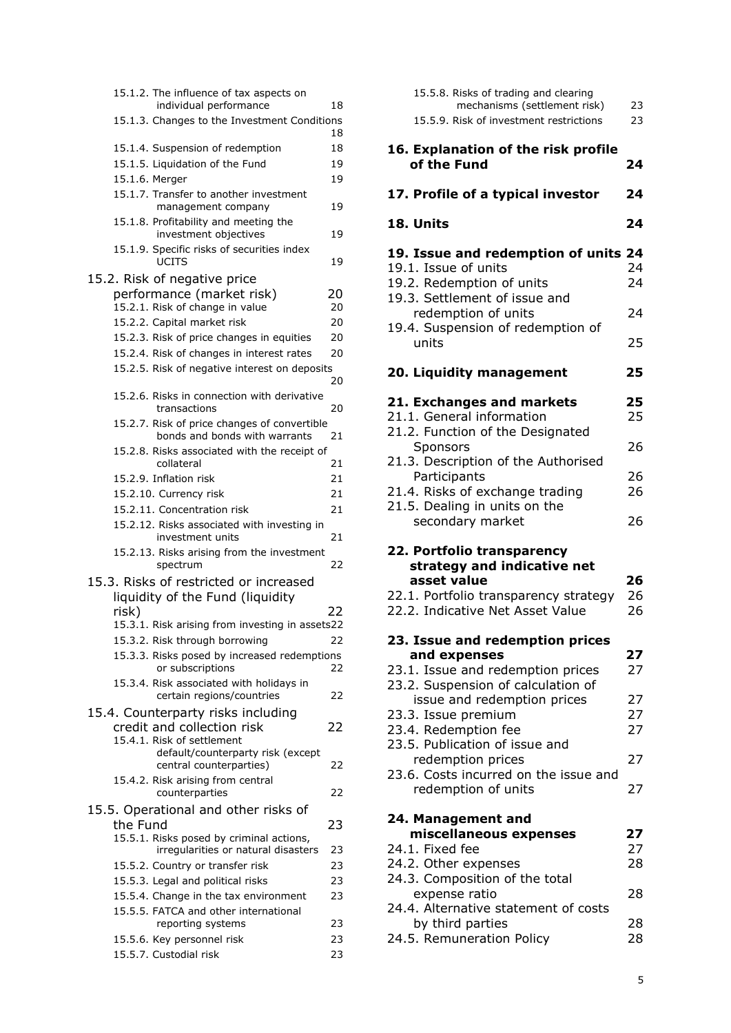15.1.2. The influence of tax aspects on individual performance 18
15.1.3. Changes to the Investment Conditions 18
15.1.4. Suspension of redemption 18
15.1.5. Liquidation of the Fund 19
15.1.6. Merger 19
15.1.7. Transfer to another investment management company 19
15.1.8. Profitability and meeting the investment objectives 19
15.1.9. Specific risks of securities index UCITS 19

15.2. Risk of negative price performance (market risk) 20
15.2.1. Risk of change in value 20
15.2.2. Capital market risk 20
15.2.3. Risk of price changes in equities 20
15.2.4. Risk of changes in interest rates 20
15.2.5. Risk of negative interest on deposits 20
15.2.6. Risks in connection with derivative transactions 20
15.2.7. Risk of price changes of convertible bonds and bonds with warrants 21
15.2.8. Risks associated with the receipt of collateral 21
15.2.9. Inflation risk 21
15.2.10. Currency risk 21
15.2.11. Concentration risk 21
15.2.12. Risks associated with investing in investment units 21
15.2.13. Risks arising from the investment spectrum 22

15.3. Risks of restricted or increased liquidity of the Fund (liquidity risk) 22
15.3.1. Risk arising from investing in assets 22
15.3.2. Risk through borrowing 22
15.3.3. Risks posed by increased redemptions or subscriptions 22
15.3.4. Risk associated with holidays in certain regions/countries 22

15.4. Counterparty risks including credit and collection risk 22
15.4.1. Risk of settlement default/counterparty risk (except central counterparties) 22
15.4.2. Risk arising from central counterparties 22

15.5. Operational and other risks of the Fund 23
15.5.1. Risks posed by criminal actions, irregularities or natural disasters 23
15.5.2. Country or transfer risk 23
15.5.3. Legal and political risks 23
15.5.4. Change in the tax environment 23
15.5.5. FATCA and other international reporting systems 23
15.5.6. Key personnel risk 23
15.5.7. Custodial risk 23
15.5.8. Risks of trading and clearing mechanisms (settlement risk) 23
15.5.9. Risk of investment restrictions 23

**16. Explanation of the risk profile of the Fund 24**

**17. Profile of a typical investor 24**

**18. Units 24**

**19. Issue and redemption of units 24**
19.1. Issue of units 24
19.2. Redemption of units 24
19.3. Settlement of issue and redemption of units 24
19.4. Suspension of redemption of units 25

**20. Liquidity management 25**

**21. Exchanges and markets 25**
21.1. General information 25
21.2. Function of the Designated Sponsors 26
21.3. Description of the Authorised Participants 26
21.4. Risks of exchange trading 26
21.5. Dealing in units on the secondary market 26

**22. Portfolio transparency strategy and indicative net asset value 26**
22.1. Portfolio transparency strategy 26
22.2. Indicative Net Asset Value 26

**23. Issue and redemption prices and expenses 27**
23.1. Issue and redemption prices 27
23.2. Suspension of calculation of issue and redemption prices 27
23.3. Issue premium 27
23.4. Redemption fee 27
23.5. Publication of issue and redemption prices 27
23.6. Costs incurred on the issue and redemption of units 27

**24. Management and miscellaneous expenses 27**
24.1. Fixed fee 27
24.2. Other expenses 28
24.3. Composition of the total expense ratio 28
24.4. Alternative statement of costs by third parties 28
24.5. Remuneration Policy 28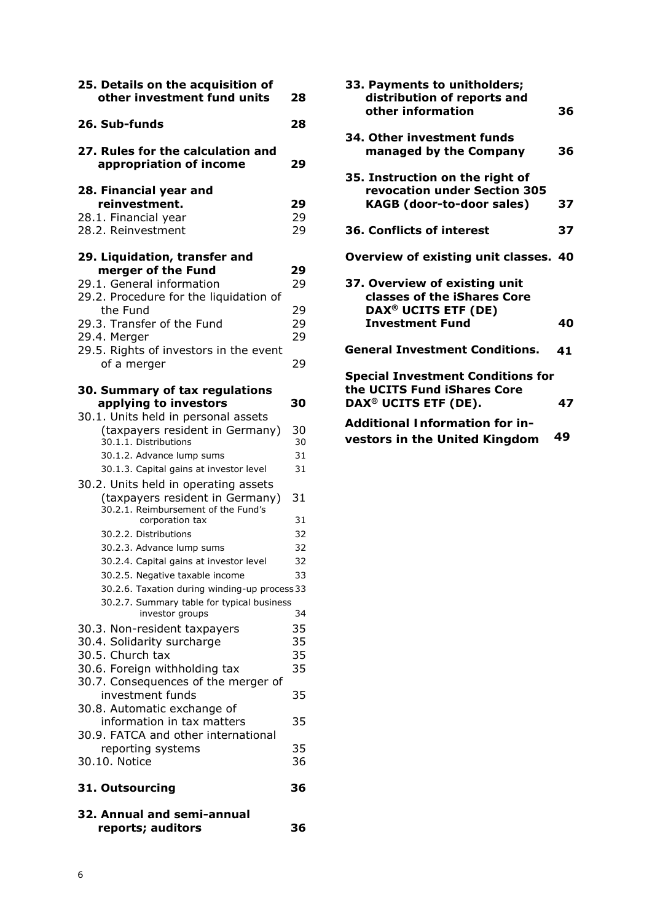| | |
|---|---|
| **25. Details on the acquisition of other investment fund units** | **28** |
| **26. Sub-funds** | **28** |
| **27. Rules for the calculation and appropriation of income** | **29** |
| **28. Financial year and reinvestment.** | **29** |
| 28.1. Financial year | 29 |
| 28.2. Reinvestment | 29 |
| **29. Liquidation, transfer and merger of the Fund** | **29** |
| 29.1. General information | 29 |
| 29.2. Procedure for the liquidation of the Fund | 29 |
| 29.3. Transfer of the Fund | 29 |
| 29.4. Merger | 29 |
| 29.5. Rights of investors in the event of a merger | 29 |
| **30. Summary of tax regulations applying to investors** | **30** |
| 30.1. Units held in personal assets (taxpayers resident in Germany) | 30 |
| 30.1.1. Distributions | 30 |
| 30.1.2. Advance lump sums | 31 |
| 30.1.3. Capital gains at investor level | 31 |
| 30.2. Units held in operating assets (taxpayers resident in Germany) | 31 |
| 30.2.1. Reimbursement of the Fund's corporation tax | 31 |
| 30.2.2. Distributions | 32 |
| 30.2.3. Advance lump sums | 32 |
| 30.2.4. Capital gains at investor level | 32 |
| 30.2.5. Negative taxable income | 33 |
| 30.2.6. Taxation during winding-up process | 33 |
| 30.2.7. Summary table for typical business investor groups | 34 |
| 30.3. Non-resident taxpayers | 35 |
| 30.4. Solidarity surcharge | 35 |
| 30.5. Church tax | 35 |
| 30.6. Foreign withholding tax | 35 |
| 30.7. Consequences of the merger of investment funds | 35 |
| 30.8. Automatic exchange of information in tax matters | 35 |
| 30.9. FATCA and other international reporting systems | 35 |
| 30.10. Notice | 36 |
| **31. Outsourcing** | **36** |
| **32. Annual and semi-annual reports; auditors** | **36** |
| **33. Payments to unitholders; distribution of reports and other information** | **36** |
| **34. Other investment funds managed by the Company** | **36** |
| **35. Instruction on the right of revocation under Section 305 KAGB (door-to-door sales)** | **37** |
| **36. Conflicts of interest** | **37** |
| **Overview of existing unit classes.** | **40** |
| **37. Overview of existing unit classes of the iShares Core DAX® UCITS ETF (DE) Investment Fund** | **40** |
| **General Investment Conditions.** | **41** |
| **Special Investment Conditions for the UCITS Fund iShares Core DAX® UCITS ETF (DE).** | **47** |
| **Additional Information for investors in the United Kingdom** | **49** |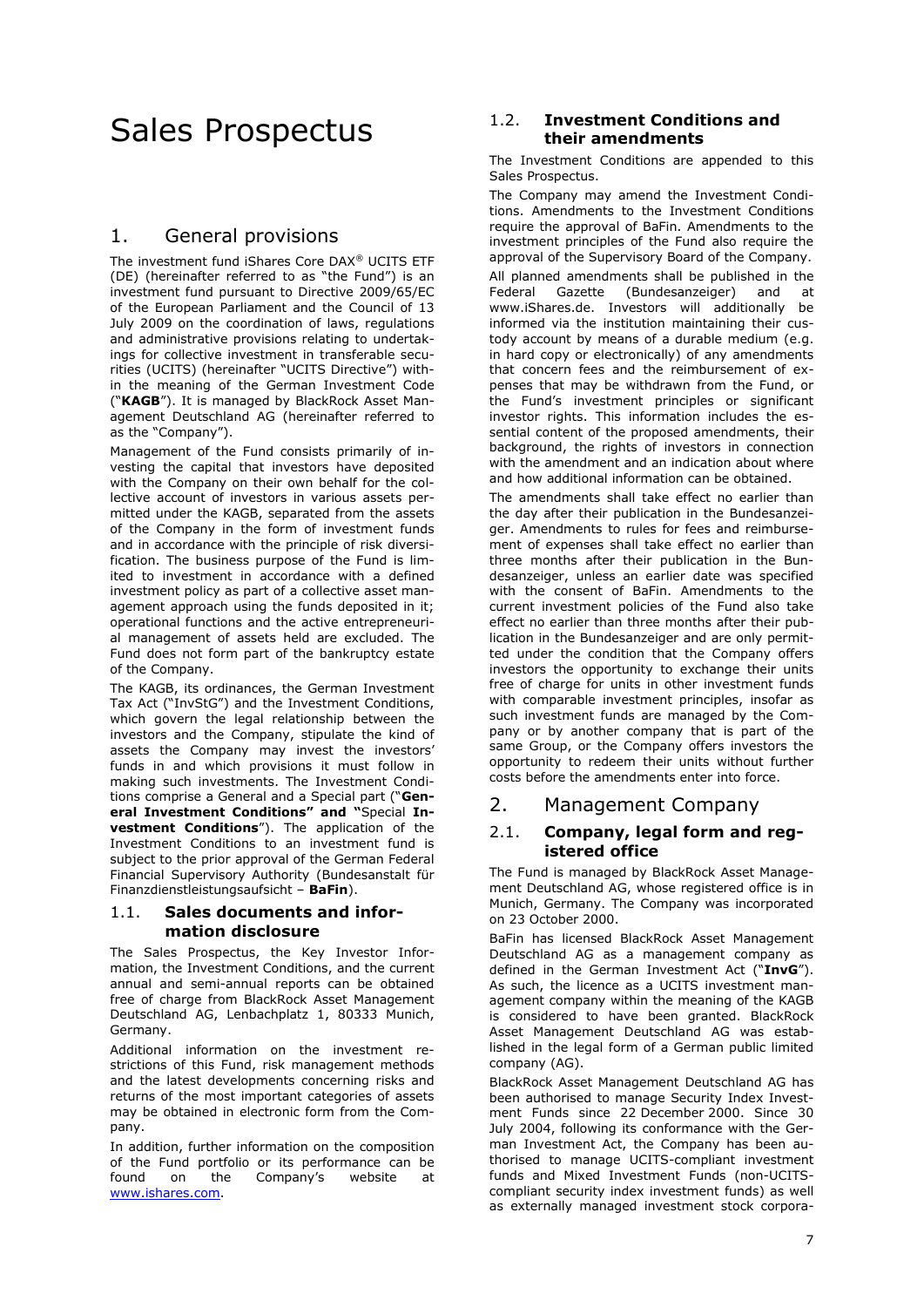# Sales Prospectus

## 1. General provisions

The investment fund iShares Core DAX® UCITS ETF (DE) (hereinafter referred to as "the Fund") is an investment fund pursuant to Directive 2009/65/EC of the European Parliament and the Council of 13 July 2009 on the coordination of laws, regulations and administrative provisions relating to undertakings for collective investment in transferable securities (UCITS) (hereinafter "UCITS Directive") within the meaning of the German Investment Code ("**KAGB**"). It is managed by BlackRock Asset Management Deutschland AG (hereinafter referred to as the "Company").

Management of the Fund consists primarily of investing the capital that investors have deposited with the Company on their own behalf for the collective account of investors in various assets permitted under the KAGB, separated from the assets of the Company in the form of investment funds and in accordance with the principle of risk diversification. The business purpose of the Fund is limited to investment in accordance with a defined investment policy as part of a collective asset management approach using the funds deposited in it; operational functions and the active entrepreneurial management of assets held are excluded. The Fund does not form part of the bankruptcy estate of the Company.

The KAGB, its ordinances, the German Investment Tax Act ("InvStG") and the Investment Conditions, which govern the legal relationship between the investors and the Company, stipulate the kind of assets the Company may invest the investors' funds in and which provisions it must follow in making such investments. The Investment Conditions comprise a General and a Special part ("**General Investment Conditions" and "**Special **Investment Conditions**"). The application of the Investment Conditions to an investment fund is subject to the prior approval of the German Federal Financial Supervisory Authority (Bundesanstalt für Finanzdienstleistungsaufsicht – **BaFin**).

### 1.1. Sales documents and information disclosure

The Sales Prospectus, the Key Investor Information, the Investment Conditions, and the current annual and semi-annual reports can be obtained free of charge from BlackRock Asset Management Deutschland AG, Lenbachplatz 1, 80333 Munich, Germany.

Additional information on the investment restrictions of this Fund, risk management methods and the latest developments concerning risks and returns of the most important categories of assets may be obtained in electronic form from the Company.

In addition, further information on the composition of the Fund portfolio or its performance can be found on the Company's website at www.ishares.com.

### 1.2. Investment Conditions and their amendments

The Investment Conditions are appended to this Sales Prospectus.

The Company may amend the Investment Conditions. Amendments to the Investment Conditions require the approval of BaFin. Amendments to the investment principles of the Fund also require the approval of the Supervisory Board of the Company.

All planned amendments shall be published in the Federal Gazette (Bundesanzeiger) and at www.iShares.de. Investors will additionally be informed via the institution maintaining their custody account by means of a durable medium (e.g. in hard copy or electronically) of any amendments that concern fees and the reimbursement of expenses that may be withdrawn from the Fund, or the Fund's investment principles or significant investor rights. This information includes the essential content of the proposed amendments, their background, the rights of investors in connection with the amendment and an indication about where and how additional information can be obtained.

The amendments shall take effect no earlier than the day after their publication in the Bundesanzeiger. Amendments to rules for fees and reimbursement of expenses shall take effect no earlier than three months after their publication in the Bundesanzeiger, unless an earlier date was specified with the consent of BaFin. Amendments to the current investment policies of the Fund also take effect no earlier than three months after their publication in the Bundesanzeiger and are only permitted under the condition that the Company offers investors the opportunity to exchange their units free of charge for units in other investment funds with comparable investment principles, insofar as such investment funds are managed by the Company or by another company that is part of the same Group, or the Company offers investors the opportunity to redeem their units without further costs before the amendments enter into force.

## 2. Management Company

### 2.1. Company, legal form and registered office

The Fund is managed by BlackRock Asset Management Deutschland AG, whose registered office is in Munich, Germany. The Company was incorporated on 23 October 2000.

BaFin has licensed BlackRock Asset Management Deutschland AG as a management company as defined in the German Investment Act ("**InvG**"). As such, the licence as a UCITS investment management company within the meaning of the KAGB is considered to have been granted. BlackRock Asset Management Deutschland AG was established in the legal form of a German public limited company (AG).

BlackRock Asset Management Deutschland AG has been authorised to manage Security Index Investment Funds since 22 December 2000. Since 30 July 2004, following its conformance with the German Investment Act, the Company has been authorised to manage UCITS-compliant investment funds and Mixed Investment Funds (non-UCITS-compliant security index investment funds) as well as externally managed investment stock corpora-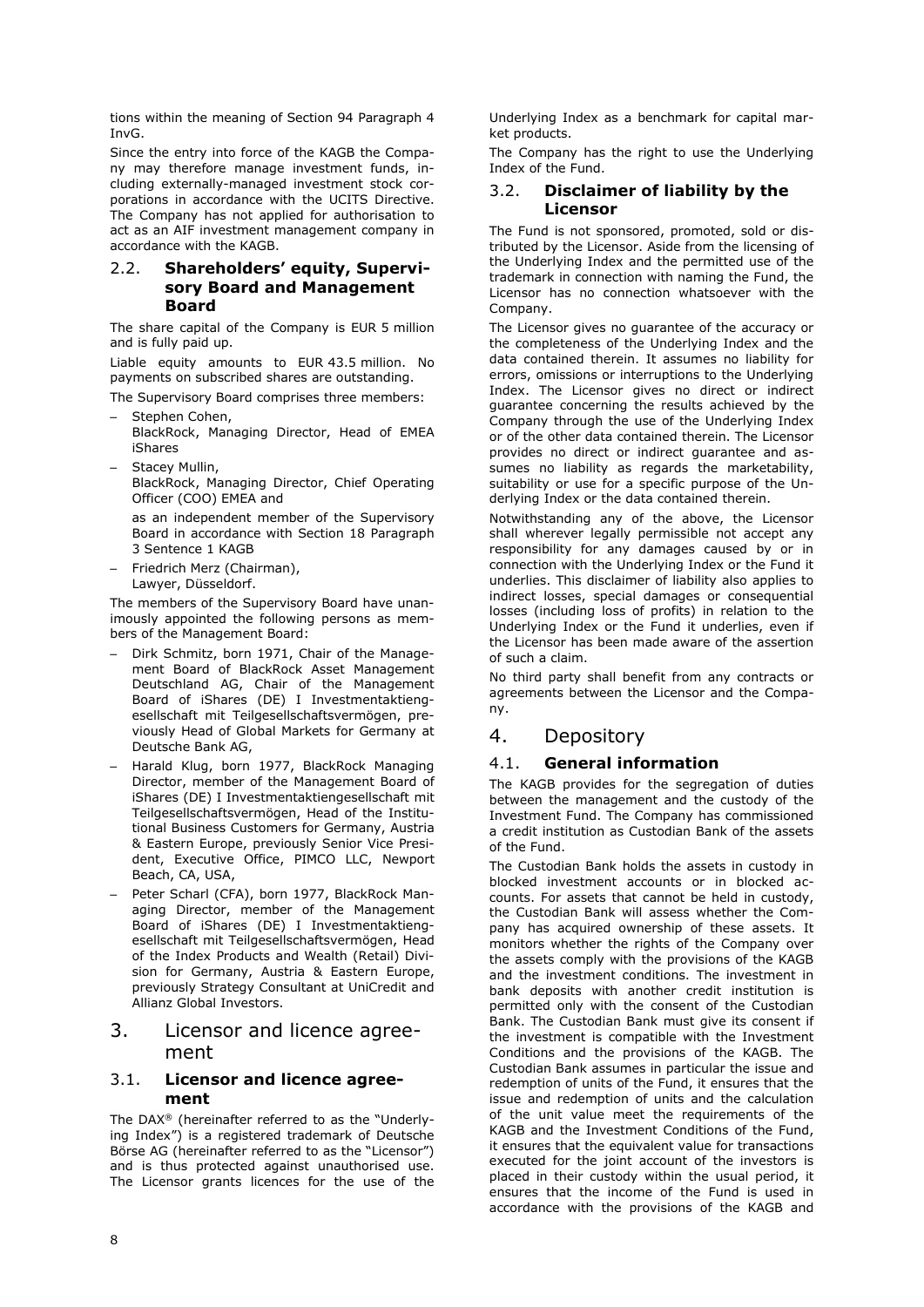tions within the meaning of Section 94 Paragraph 4 InvG.

Since the entry into force of the KAGB the Company may therefore manage investment funds, including externally-managed investment stock corporations in accordance with the UCITS Directive. The Company has not applied for authorisation to act as an AIF investment management company in accordance with the KAGB.

### 2.2. Shareholders' equity, Supervisory Board and Management Board

The share capital of the Company is EUR 5 million and is fully paid up.

Liable equity amounts to EUR 43.5 million. No payments on subscribed shares are outstanding.

The Supervisory Board comprises three members:

- Stephen Cohen,
  BlackRock, Managing Director, Head of EMEA iShares
- Stacey Mullin,
  BlackRock, Managing Director, Chief Operating Officer (COO) EMEA and

  as an independent member of the Supervisory Board in accordance with Section 18 Paragraph 3 Sentence 1 KAGB
- Friedrich Merz (Chairman),
  Lawyer, Düsseldorf.

The members of the Supervisory Board have unanimously appointed the following persons as members of the Management Board:

- Dirk Schmitz, born 1971, Chair of the Management Board of BlackRock Asset Management Deutschland AG, Chair of the Management Board of iShares (DE) I Investmentaktiengesellschaft mit Teilgesellschaftsvermögen, previously Head of Global Markets for Germany at Deutsche Bank AG,
- Harald Klug, born 1977, BlackRock Managing Director, member of the Management Board of iShares (DE) I Investmentaktiengesellschaft mit Teilgesellschaftsvermögen, Head of the Institutional Business Customers for Germany, Austria & Eastern Europe, previously Senior Vice President, Executive Office, PIMCO LLC, Newport Beach, CA, USA,
- Peter Scharl (CFA), born 1977, BlackRock Managing Director, member of the Management Board of iShares (DE) I Investmentaktiengesellschaft mit Teilgesellschaftsvermögen, Head of the Index Products and Wealth (Retail) Division for Germany, Austria & Eastern Europe, previously Strategy Consultant at UniCredit and Allianz Global Investors.

## 3. Licensor and licence agreement

### 3.1. Licensor and licence agreement

The DAX® (hereinafter referred to as the "Underlying Index") is a registered trademark of Deutsche Börse AG (hereinafter referred to as the "Licensor") and is thus protected against unauthorised use. The Licensor grants licences for the use of the Underlying Index as a benchmark for capital market products.

The Company has the right to use the Underlying Index of the Fund.

### 3.2. Disclaimer of liability by the Licensor

The Fund is not sponsored, promoted, sold or distributed by the Licensor. Aside from the licensing of the Underlying Index and the permitted use of the trademark in connection with naming the Fund, the Licensor has no connection whatsoever with the Company.

The Licensor gives no guarantee of the accuracy or the completeness of the Underlying Index and the data contained therein. It assumes no liability for errors, omissions or interruptions to the Underlying Index. The Licensor gives no direct or indirect guarantee concerning the results achieved by the Company through the use of the Underlying Index or of the other data contained therein. The Licensor provides no direct or indirect guarantee and assumes no liability as regards the marketability, suitability or use for a specific purpose of the Underlying Index or the data contained therein.

Notwithstanding any of the above, the Licensor shall wherever legally permissible not accept any responsibility for any damages caused by or in connection with the Underlying Index or the Fund it underlies. This disclaimer of liability also applies to indirect losses, special damages or consequential losses (including loss of profits) in relation to the Underlying Index or the Fund it underlies, even if the Licensor has been made aware of the assertion of such a claim.

No third party shall benefit from any contracts or agreements between the Licensor and the Company.

## 4. Depository

### 4.1. General information

The KAGB provides for the segregation of duties between the management and the custody of the Investment Fund. The Company has commissioned a credit institution as Custodian Bank of the assets of the Fund.

The Custodian Bank holds the assets in custody in blocked investment accounts or in blocked accounts. For assets that cannot be held in custody, the Custodian Bank will assess whether the Company has acquired ownership of these assets. It monitors whether the rights of the Company over the assets comply with the provisions of the KAGB and the investment conditions. The investment in bank deposits with another credit institution is permitted only with the consent of the Custodian Bank. The Custodian Bank must give its consent if the investment is compatible with the Investment Conditions and the provisions of the KAGB. The Custodian Bank assumes in particular the issue and redemption of units of the Fund, it ensures that the issue and redemption of units and the calculation of the unit value meet the requirements of the KAGB and the Investment Conditions of the Fund, it ensures that the equivalent value for transactions executed for the joint account of the investors is placed in their custody within the usual period, it ensures that the income of the Fund is used in accordance with the provisions of the KAGB and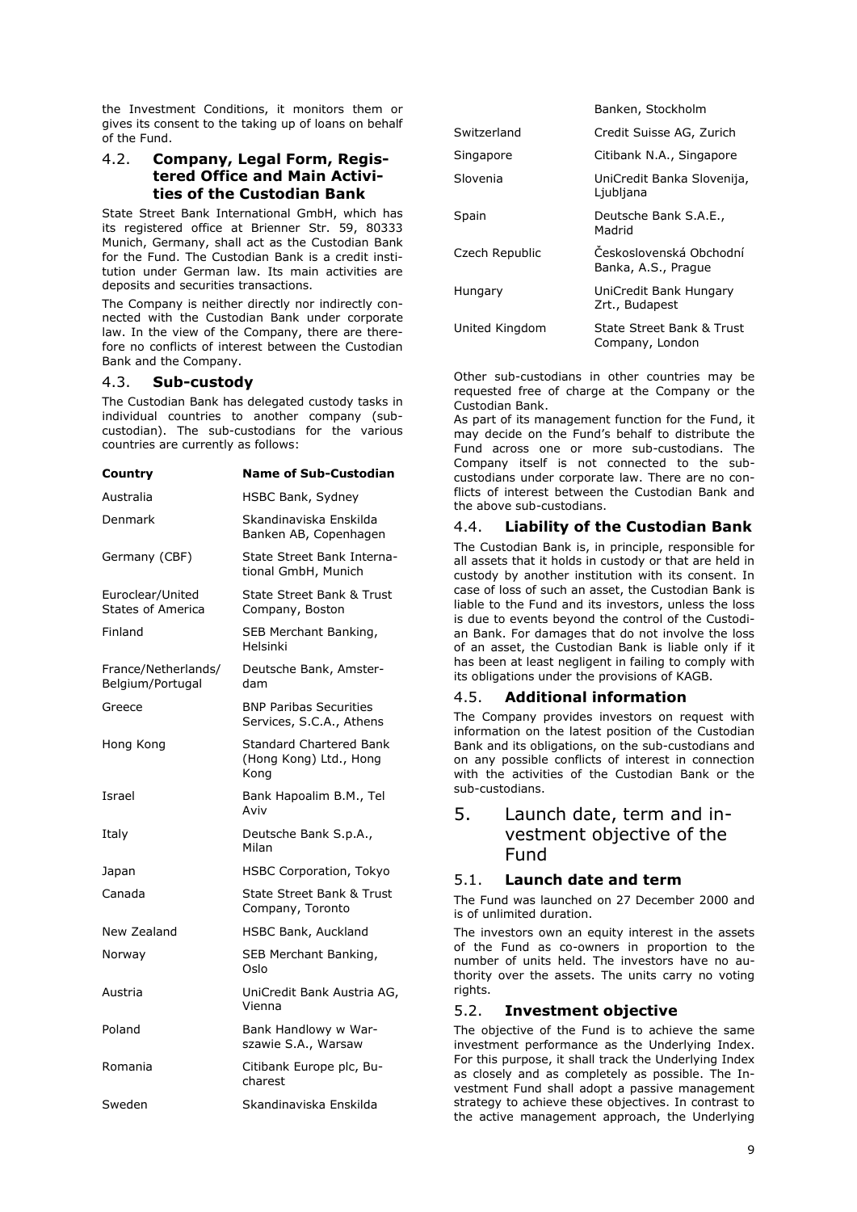the Investment Conditions, it monitors them or gives its consent to the taking up of loans on behalf of the Fund.

### 4.2. Company, Legal Form, Registered Office and Main Activities of the Custodian Bank

State Street Bank International GmbH, which has its registered office at Brienner Str. 59, 80333 Munich, Germany, shall act as the Custodian Bank for the Fund. The Custodian Bank is a credit institution under German law. Its main activities are deposits and securities transactions.

The Company is neither directly nor indirectly connected with the Custodian Bank under corporate law. In the view of the Company, there are therefore no conflicts of interest between the Custodian Bank and the Company.

### 4.3. Sub-custody

The Custodian Bank has delegated custody tasks in individual countries to another company (sub-custodian). The sub-custodians for the various countries are currently as follows:

| Country | Name of Sub-Custodian |
|---|---|
| Australia | HSBC Bank, Sydney |
| Denmark | Skandinaviska Enskilda Banken AB, Copenhagen |
| Germany (CBF) | State Street Bank International GmbH, Munich |
| Euroclear/United States of America | State Street Bank & Trust Company, Boston |
| Finland | SEB Merchant Banking, Helsinki |
| France/Netherlands/ Belgium/Portugal | Deutsche Bank, Amsterdam |
| Greece | BNP Paribas Securities Services, S.C.A., Athens |
| Hong Kong | Standard Chartered Bank (Hong Kong) Ltd., Hong Kong |
| Israel | Bank Hapoalim B.M., Tel Aviv |
| Italy | Deutsche Bank S.p.A., Milan |
| Japan | HSBC Corporation, Tokyo |
| Canada | State Street Bank & Trust Company, Toronto |
| New Zealand | HSBC Bank, Auckland |
| Norway | SEB Merchant Banking, Oslo |
| Austria | UniCredit Bank Austria AG, Vienna |
| Poland | Bank Handlowy w Warszawie S.A., Warsaw |
| Romania | Citibank Europe plc, Bucharest |
| Sweden | Skandinaviska Enskilda Banken, Stockholm |
| Switzerland | Credit Suisse AG, Zurich |
| Singapore | Citibank N.A., Singapore |
| Slovenia | UniCredit Banka Slovenija, Ljubljana |
| Spain | Deutsche Bank S.A.E., Madrid |
| Czech Republic | Československá Obchodní Banka, A.S., Prague |
| Hungary | UniCredit Bank Hungary Zrt., Budapest |
| United Kingdom | State Street Bank & Trust Company, London |

Other sub-custodians in other countries may be requested free of charge at the Company or the Custodian Bank.

As part of its management function for the Fund, it may decide on the Fund's behalf to distribute the Fund across one or more sub-custodians. The Company itself is not connected to the sub-custodians under corporate law. There are no conflicts of interest between the Custodian Bank and the above sub-custodians.

### 4.4. Liability of the Custodian Bank

The Custodian Bank is, in principle, responsible for all assets that it holds in custody or that are held in custody by another institution with its consent. In case of loss of such an asset, the Custodian Bank is liable to the Fund and its investors, unless the loss is due to events beyond the control of the Custodian Bank. For damages that do not involve the loss of an asset, the Custodian Bank is liable only if it has been at least negligent in failing to comply with its obligations under the provisions of KAGB.

### 4.5. Additional information

The Company provides investors on request with information on the latest position of the Custodian Bank and its obligations, on the sub-custodians and on any possible conflicts of interest in connection with the activities of the Custodian Bank or the sub-custodians.

## 5. Launch date, term and investment objective of the Fund

### 5.1. Launch date and term

The Fund was launched on 27 December 2000 and is of unlimited duration.

The investors own an equity interest in the assets of the Fund as co-owners in proportion to the number of units held. The investors have no authority over the assets. The units carry no voting rights.

### 5.2. Investment objective

The objective of the Fund is to achieve the same investment performance as the Underlying Index. For this purpose, it shall track the Underlying Index as closely and as completely as possible. The Investment Fund shall adopt a passive management strategy to achieve these objectives. In contrast to the active management approach, the Underlying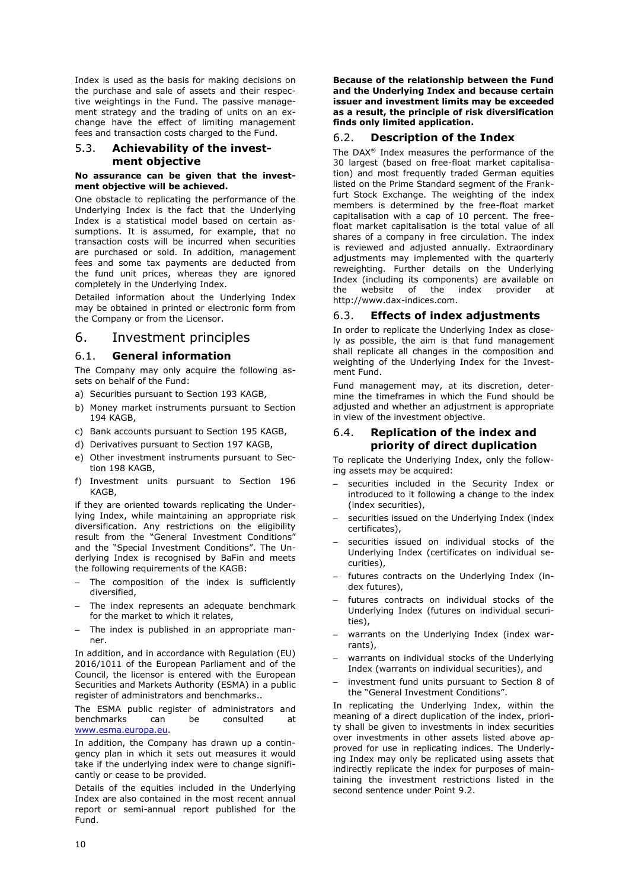Index is used as the basis for making decisions on the purchase and sale of assets and their respective weightings in the Fund. The passive management strategy and the trading of units on an exchange have the effect of limiting management fees and transaction costs charged to the Fund.

### 5.3. Achievability of the investment objective

**No assurance can be given that the investment objective will be achieved.**

One obstacle to replicating the performance of the Underlying Index is the fact that the Underlying Index is a statistical model based on certain assumptions. It is assumed, for example, that no transaction costs will be incurred when securities are purchased or sold. In addition, management fees and some tax payments are deducted from the fund unit prices, whereas they are ignored completely in the Underlying Index.

Detailed information about the Underlying Index may be obtained in printed or electronic form from the Company or from the Licensor.

## 6. Investment principles

### 6.1. General information

The Company may only acquire the following assets on behalf of the Fund:

a) Securities pursuant to Section 193 KAGB,
b) Money market instruments pursuant to Section 194 KAGB,
c) Bank accounts pursuant to Section 195 KAGB,
d) Derivatives pursuant to Section 197 KAGB,
e) Other investment instruments pursuant to Section 198 KAGB,
f) Investment units pursuant to Section 196 KAGB,

if they are oriented towards replicating the Underlying Index, while maintaining an appropriate risk diversification. Any restrictions on the eligibility result from the "General Investment Conditions" and the "Special Investment Conditions". The Underlying Index is recognised by BaFin and meets the following requirements of the KAGB:

- The composition of the index is sufficiently diversified,
- The index represents an adequate benchmark for the market to which it relates,
- The index is published in an appropriate manner.

In addition, and in accordance with Regulation (EU) 2016/1011 of the European Parliament and of the Council, the licensor is entered with the European Securities and Markets Authority (ESMA) in a public register of administrators and benchmarks..

The ESMA public register of administrators and benchmarks can be consulted at www.esma.europa.eu.

In addition, the Company has drawn up a contingency plan in which it sets out measures it would take if the underlying index were to change significantly or cease to be provided.

Details of the equities included in the Underlying Index are also contained in the most recent annual report or semi-annual report published for the Fund.

**Because of the relationship between the Fund and the Underlying Index and because certain issuer and investment limits may be exceeded as a result, the principle of risk diversification finds only limited application.**

### 6.2. Description of the Index

The DAX® Index measures the performance of the 30 largest (based on free-float market capitalisation) and most frequently traded German equities listed on the Prime Standard segment of the Frankfurt Stock Exchange. The weighting of the index members is determined by the free-float market capitalisation with a cap of 10 percent. The free-float market capitalisation is the total value of all shares of a company in free circulation. The index is reviewed and adjusted annually. Extraordinary adjustments may implemented with the quarterly reweighting. Further details on the Underlying Index (including its components) are available on the website of the index provider at http://www.dax-indices.com.

### 6.3. Effects of index adjustments

In order to replicate the Underlying Index as closely as possible, the aim is that fund management shall replicate all changes in the composition and weighting of the Underlying Index for the Investment Fund.

Fund management may, at its discretion, determine the timeframes in which the Fund should be adjusted and whether an adjustment is appropriate in view of the investment objective.

### 6.4. Replication of the index and priority of direct duplication

To replicate the Underlying Index, only the following assets may be acquired:

- securities included in the Security Index or introduced to it following a change to the index (index securities),
- securities issued on the Underlying Index (index certificates),
- securities issued on individual stocks of the Underlying Index (certificates on individual securities),
- futures contracts on the Underlying Index (index futures),
- futures contracts on individual stocks of the Underlying Index (futures on individual securities),
- warrants on the Underlying Index (index warrants),
- warrants on individual stocks of the Underlying Index (warrants on individual securities), and
- investment fund units pursuant to Section 8 of the "General Investment Conditions".

In replicating the Underlying Index, within the meaning of a direct duplication of the index, priority shall be given to investments in index securities over investments in other assets listed above approved for use in replicating indices. The Underlying Index may only be replicated using assets that indirectly replicate the index for purposes of maintaining the investment restrictions listed in the second sentence under Point 9.2.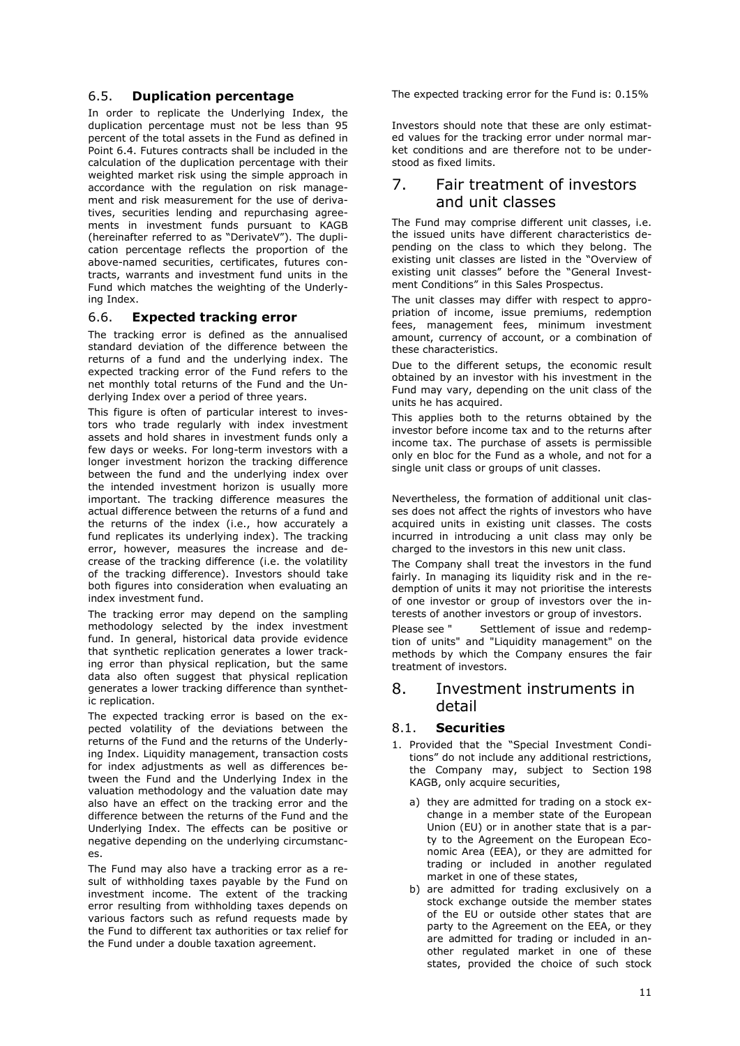### 6.5. **Duplication percentage**

In order to replicate the Underlying Index, the duplication percentage must not be less than 95 percent of the total assets in the Fund as defined in Point 6.4. Futures contracts shall be included in the calculation of the duplication percentage with their weighted market risk using the simple approach in accordance with the regulation on risk management and risk measurement for the use of derivatives, securities lending and repurchasing agreements in investment funds pursuant to KAGB (hereinafter referred to as "DerivateV"). The duplication percentage reflects the proportion of the above-named securities, certificates, futures contracts, warrants and investment fund units in the Fund which matches the weighting of the Underlying Index.

### 6.6. **Expected tracking error**

The tracking error is defined as the annualised standard deviation of the difference between the returns of a fund and the underlying index. The expected tracking error of the Fund refers to the net monthly total returns of the Fund and the Underlying Index over a period of three years.

This figure is often of particular interest to investors who trade regularly with index investment assets and hold shares in investment funds only a few days or weeks. For long-term investors with a longer investment horizon the tracking difference between the fund and the underlying index over the intended investment horizon is usually more important. The tracking difference measures the actual difference between the returns of a fund and the returns of the index (i.e., how accurately a fund replicates its underlying index). The tracking error, however, measures the increase and decrease of the tracking difference (i.e. the volatility of the tracking difference). Investors should take both figures into consideration when evaluating an index investment fund.

The tracking error may depend on the sampling methodology selected by the index investment fund. In general, historical data provide evidence that synthetic replication generates a lower tracking error than physical replication, but the same data also often suggest that physical replication generates a lower tracking difference than synthetic replication.

The expected tracking error is based on the expected volatility of the deviations between the returns of the Fund and the returns of the Underlying Index. Liquidity management, transaction costs for index adjustments as well as differences between the Fund and the Underlying Index in the valuation methodology and the valuation date may also have an effect on the tracking error and the difference between the returns of the Fund and the Underlying Index. The effects can be positive or negative depending on the underlying circumstances.

The Fund may also have a tracking error as a result of withholding taxes payable by the Fund on investment income. The extent of the tracking error resulting from withholding taxes depends on various factors such as refund requests made by the Fund to different tax authorities or tax relief for the Fund under a double taxation agreement.

The expected tracking error for the Fund is: 0.15%

Investors should note that these are only estimated values for the tracking error under normal market conditions and are therefore not to be understood as fixed limits.

## 7. Fair treatment of investors and unit classes

The Fund may comprise different unit classes, i.e. the issued units have different characteristics depending on the class to which they belong. The existing unit classes are listed in the "Overview of existing unit classes" before the "General Investment Conditions" in this Sales Prospectus.

The unit classes may differ with respect to appropriation of income, issue premiums, redemption fees, management fees, minimum investment amount, currency of account, or a combination of these characteristics.

Due to the different setups, the economic result obtained by an investor with his investment in the Fund may vary, depending on the unit class of the units he has acquired.

This applies both to the returns obtained by the investor before income tax and to the returns after income tax. The purchase of assets is permissible only en bloc for the Fund as a whole, and not for a single unit class or groups of unit classes.

Nevertheless, the formation of additional unit classes does not affect the rights of investors who have acquired units in existing unit classes. The costs incurred in introducing a unit class may only be charged to the investors in this new unit class.

The Company shall treat the investors in the fund fairly. In managing its liquidity risk and in the redemption of units it may not prioritise the interests of one investor or group of investors over the interests of another investors or group of investors.

Please see " Settlement of issue and redemption of units" and "Liquidity management" on the methods by which the Company ensures the fair treatment of investors.

## 8. Investment instruments in detail

### 8.1. **Securities**

1. Provided that the "Special Investment Conditions" do not include any additional restrictions, the Company may, subject to Section 198 KAGB, only acquire securities,

    a) they are admitted for trading on a stock exchange in a member state of the European Union (EU) or in another state that is a party to the Agreement on the European Economic Area (EEA), or they are admitted for trading or included in another regulated market in one of these states,

    b) are admitted for trading exclusively on a stock exchange outside the member states of the EU or outside other states that are party to the Agreement on the EEA, or they are admitted for trading or included in another regulated market in one of these states, provided the choice of such stock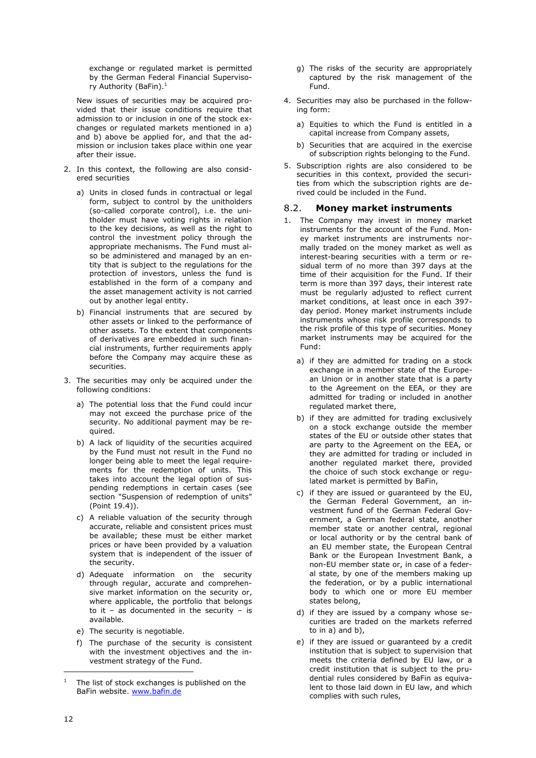exchange or regulated market is permitted by the German Federal Financial Supervisory Authority (BaFin).[1]

New issues of securities may be acquired provided that their issue conditions require that admission to or inclusion in one of the stock exchanges or regulated markets mentioned in a) and b) above be applied for, and that the admission or inclusion takes place within one year after their issue.

2. In this context, the following are also considered securities

   a) Units in closed funds in contractual or legal form, subject to control by the unitholders (so-called corporate control), i.e. the unitholder must have voting rights in relation to the key decisions, as well as the right to control the investment policy through the appropriate mechanisms. The Fund must also be administered and managed by an entity that is subject to the regulations for the protection of investors, unless the fund is established in the form of a company and the asset management activity is not carried out by another legal entity.

   b) Financial instruments that are secured by other assets or linked to the performance of other assets. To the extent that components of derivatives are embedded in such financial instruments, further requirements apply before the Company may acquire these as securities.

3. The securities may only be acquired under the following conditions:

   a) The potential loss that the Fund could incur may not exceed the purchase price of the security. No additional payment may be required.

   b) A lack of liquidity of the securities acquired by the Fund must not result in the Fund no longer being able to meet the legal requirements for the redemption of units. This takes into account the legal option of suspending redemptions in certain cases (see section "Suspension of redemption of units" (Point 19.4)).

   c) A reliable valuation of the security through accurate, reliable and consistent prices must be available; these must be either market prices or have been provided by a valuation system that is independent of the issuer of the security.

   d) Adequate information on the security through regular, accurate and comprehensive market information on the security or, where applicable, the portfolio that belongs to it – as documented in the security – is available.

   e) The security is negotiable.

   f) The purchase of the security is consistent with the investment objectives and the investment strategy of the Fund.

   g) The risks of the security are appropriately captured by the risk management of the Fund.

4. Securities may also be purchased in the following form:

   a) Equities to which the Fund is entitled in a capital increase from Company assets,

   b) Securities that are acquired in the exercise of subscription rights belonging to the Fund.

5. Subscription rights are also considered to be securities in this context, provided the securities from which the subscription rights are derived could be included in the Fund.

## 8.2. Money market instruments

1. The Company may invest in money market instruments for the account of the Fund. Money market instruments are instruments normally traded on the money market as well as interest-bearing securities with a term or residual term of no more than 397 days at the time of their acquisition for the Fund. If their term is more than 397 days, their interest rate must be regularly adjusted to reflect current market conditions, at least once in each 397-day period. Money market instruments include instruments whose risk profile corresponds to the risk profile of this type of securities. Money market instruments may be acquired for the Fund:

   a) if they are admitted for trading on a stock exchange in a member state of the European Union or in another state that is a party to the Agreement on the EEA, or they are admitted for trading or included in another regulated market there,

   b) if they are admitted for trading exclusively on a stock exchange outside the member states of the EU or outside other states that are party to the Agreement on the EEA, or they are admitted for trading or included in another regulated market there, provided the choice of such stock exchange or regulated market is permitted by BaFin,

   c) if they are issued or guaranteed by the EU, the German Federal Government, an investment fund of the German Federal Government, a German federal state, another member state or another central, regional or local authority or by the central bank of an EU member state, the European Central Bank or the European Investment Bank, a non-EU member state or, in case of a federal state, by one of the members making up the federation, or by a public international body to which one or more EU member states belong,

   d) if they are issued by a company whose securities are traded on the markets referred to in a) and b),

   e) if they are issued or guaranteed by a credit institution that is subject to supervision that meets the criteria defined by EU law, or a credit institution that is subject to the prudential rules considered by BaFin as equivalent to those laid down in EU law, and which complies with such rules,

[1] The list of stock exchanges is published on the BaFin website. www.bafin.de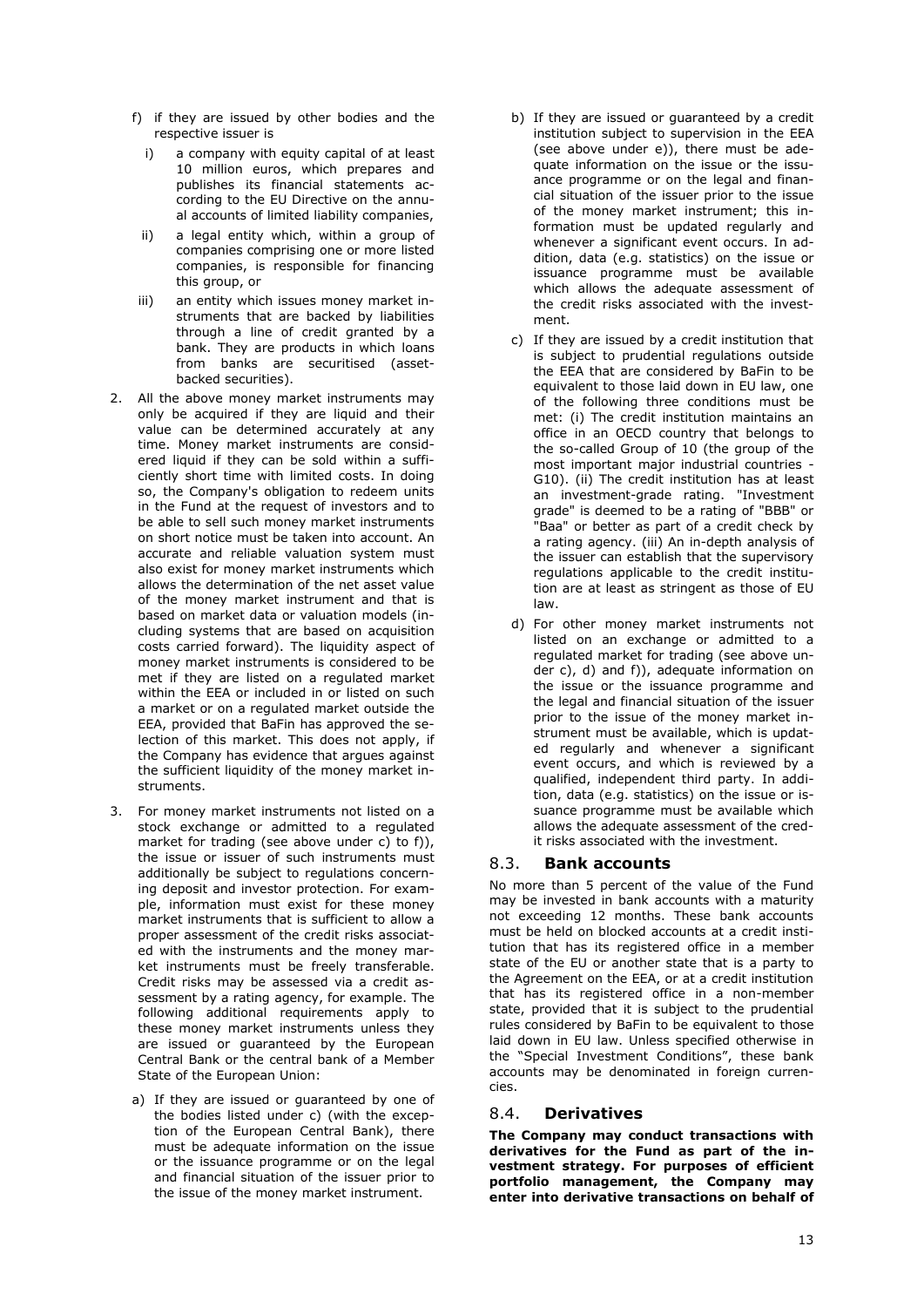f) if they are issued by other bodies and the respective issuer is

      i) a company with equity capital of at least 10 million euros, which prepares and publishes its financial statements according to the EU Directive on the annual accounts of limited liability companies,

      ii) a legal entity which, within a group of companies comprising one or more listed companies, is responsible for financing this group, or

      iii) an entity which issues money market instruments that are backed by liabilities through a line of credit granted by a bank. They are products in which loans from banks are securitised (asset-backed securities).

2. All the above money market instruments may only be acquired if they are liquid and their value can be determined accurately at any time. Money market instruments are considered liquid if they can be sold within a sufficiently short time with limited costs. In doing so, the Company's obligation to redeem units in the Fund at the request of investors and to be able to sell such money market instruments on short notice must be taken into account. An accurate and reliable valuation system must also exist for money market instruments which allows the determination of the net asset value of the money market instrument and that is based on market data or valuation models (including systems that are based on acquisition costs carried forward). The liquidity aspect of money market instruments is considered to be met if they are listed on a regulated market within the EEA or included in or listed on such a market or on a regulated market outside the EEA, provided that BaFin has approved the selection of this market. This does not apply, if the Company has evidence that argues against the sufficient liquidity of the money market instruments.

3. For money market instruments not listed on a stock exchange or admitted to a regulated market for trading (see above under c) to f)), the issue or issuer of such instruments must additionally be subject to regulations concerning deposit and investor protection. For example, information must exist for these money market instruments that is sufficient to allow a proper assessment of the credit risks associated with the instruments and the money market instruments must be freely transferable. Credit risks may be assessed via a credit assessment by a rating agency, for example. The following additional requirements apply to these money market instruments unless they are issued or guaranteed by the European Central Bank or the central bank of a Member State of the European Union:

   a) If they are issued or guaranteed by one of the bodies listed under c) (with the exception of the European Central Bank), there must be adequate information on the issue or the issuance programme or on the legal and financial situation of the issuer prior to the issue of the money market instrument.

   b) If they are issued or guaranteed by a credit institution subject to supervision in the EEA (see above under e)), there must be adequate information on the issue or the issuance programme or on the legal and financial situation of the issuer prior to the issue of the money market instrument; this information must be updated regularly and whenever a significant event occurs. In addition, data (e.g. statistics) on the issue or issuance programme must be available which allows the adequate assessment of the credit risks associated with the investment.

   c) If they are issued by a credit institution that is subject to prudential regulations outside the EEA that are considered by BaFin to be equivalent to those laid down in EU law, one of the following three conditions must be met: (i) The credit institution maintains an office in an OECD country that belongs to the so-called Group of 10 (the group of the most important major industrial countries - G10). (ii) The credit institution has at least an investment-grade rating. "Investment grade" is deemed to be a rating of "BBB" or "Baa" or better as part of a credit check by a rating agency. (iii) An in-depth analysis of the issuer can establish that the supervisory regulations applicable to the credit institution are at least as stringent as those of EU law.

   d) For other money market instruments not listed on an exchange or admitted to a regulated market for trading (see above under c), d) and f)), adequate information on the issue or the issuance programme and the legal and financial situation of the issuer prior to the issue of the money market instrument must be available, which is updated regularly and whenever a significant event occurs, and which is reviewed by a qualified, independent third party. In addition, data (e.g. statistics) on the issue or issuance programme must be available which allows the adequate assessment of the credit risks associated with the investment.

## 8.3. Bank accounts

No more than 5 percent of the value of the Fund may be invested in bank accounts with a maturity not exceeding 12 months. These bank accounts must be held on blocked accounts at a credit institution that has its registered office in a member state of the EU or another state that is a party to the Agreement on the EEA, or at a credit institution that has its registered office in a non-member state, provided that it is subject to the prudential rules considered by BaFin to be equivalent to those laid down in EU law. Unless specified otherwise in the "Special Investment Conditions", these bank accounts may be denominated in foreign currencies.

## 8.4. Derivatives

**The Company may conduct transactions with derivatives for the Fund as part of the investment strategy. For purposes of efficient portfolio management, the Company may enter into derivative transactions on behalf of**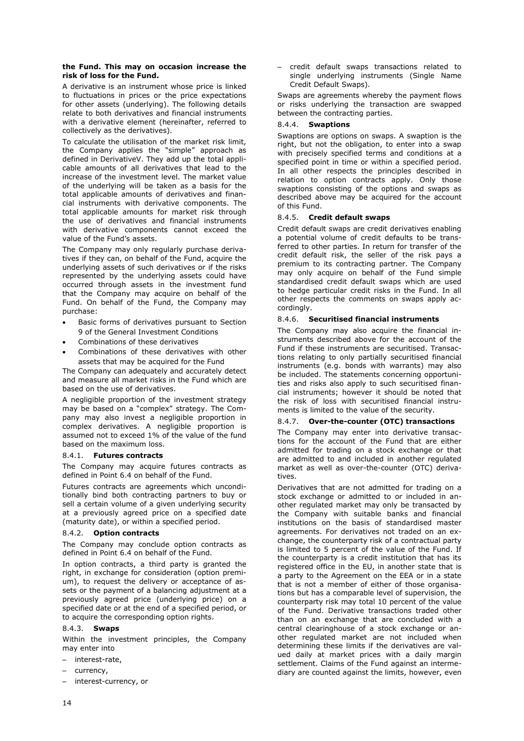**the Fund. This may on occasion increase the risk of loss for the Fund.**

A derivative is an instrument whose price is linked to fluctuations in prices or the price expectations for other assets (underlying). The following details relate to both derivatives and financial instruments with a derivative element (hereinafter, referred to collectively as the derivatives).

To calculate the utilisation of the market risk limit, the Company applies the "simple" approach as defined in DerivativeV. They add up the total applicable amounts of all derivatives that lead to the increase of the investment level. The market value of the underlying will be taken as a basis for the total applicable amounts of derivatives and financial instruments with derivative components. The total applicable amounts for market risk through the use of derivatives and financial instruments with derivative components cannot exceed the value of the Fund's assets.

The Company may only regularly purchase derivatives if they can, on behalf of the Fund, acquire the underlying assets of such derivatives or if the risks represented by the underlying assets could have occurred through assets in the investment fund that the Company may acquire on behalf of the Fund. On behalf of the Fund, the Company may purchase:

- Basic forms of derivatives pursuant to Section 9 of the General Investment Conditions
- Combinations of these derivatives
- Combinations of these derivatives with other assets that may be acquired for the Fund

The Company can adequately and accurately detect and measure all market risks in the Fund which are based on the use of derivatives.

A negligible proportion of the investment strategy may be based on a "complex" strategy. The Company may also invest a negligible proportion in complex derivatives. A negligible proportion is assumed not to exceed 1% of the value of the fund based on the maximum loss.

### 8.4.1. **Futures contracts**

The Company may acquire futures contracts as defined in Point 6.4 on behalf of the Fund.

Futures contracts are agreements which unconditionally bind both contracting partners to buy or sell a certain volume of a given underlying security at a previously agreed price on a specified date (maturity date), or within a specified period.

### 8.4.2. **Option contracts**

The Company may conclude option contracts as defined in Point 6.4 on behalf of the Fund.

In option contracts, a third party is granted the right, in exchange for consideration (option premium), to request the delivery or acceptance of assets or the payment of a balancing adjustment at a previously agreed price (underlying price) on a specified date or at the end of a specified period, or to acquire the corresponding option rights.

### 8.4.3. **Swaps**

Within the investment principles, the Company may enter into

- interest-rate,
- currency,
- interest-currency, or
- credit default swaps transactions related to single underlying instruments (Single Name Credit Default Swaps).

Swaps are agreements whereby the payment flows or risks underlying the transaction are swapped between the contracting parties.

### 8.4.4. **Swaptions**

Swaptions are options on swaps. A swaption is the right, but not the obligation, to enter into a swap with precisely specified terms and conditions at a specified point in time or within a specified period. In all other respects the principles described in relation to option contracts apply. Only those swaptions consisting of the options and swaps as described above may be acquired for the account of this Fund.

### 8.4.5. **Credit default swaps**

Credit default swaps are credit derivatives enabling a potential volume of credit defaults to be transferred to other parties. In return for transfer of the credit default risk, the seller of the risk pays a premium to its contracting partner. The Company may only acquire on behalf of the Fund simple standardised credit default swaps which are used to hedge particular credit risks in the Fund. In all other respects the comments on swaps apply accordingly.

### 8.4.6. **Securitised financial instruments**

The Company may also acquire the financial instruments described above for the account of the Fund if these instruments are securitised. Transactions relating to only partially securitised financial instruments (e.g. bonds with warrants) may also be included. The statements concerning opportunities and risks also apply to such securitised financial instruments; however it should be noted that the risk of loss with securitised financial instruments is limited to the value of the security.

### 8.4.7. **Over-the-counter (OTC) transactions**

The Company may enter into derivative transactions for the account of the Fund that are either admitted for trading on a stock exchange or that are admitted to and included in another regulated market as well as over-the-counter (OTC) derivatives.

Derivatives that are not admitted for trading on a stock exchange or admitted to or included in another regulated market may only be transacted by the Company with suitable banks and financial institutions on the basis of standardised master agreements. For derivatives not traded on an exchange, the counterparty risk of a contractual party is limited to 5 percent of the value of the Fund. If the counterparty is a credit institution that has its registered office in the EU, in another state that is a party to the Agreement on the EEA or in a state that is not a member of either of those organisations but has a comparable level of supervision, the counterparty risk may total 10 percent of the value of the Fund. Derivative transactions traded other than on an exchange that are concluded with a central clearinghouse of a stock exchange or another regulated market are not included when determining these limits if the derivatives are valued daily at market prices with a daily margin settlement. Claims of the Fund against an intermediary are counted against the limits, however, even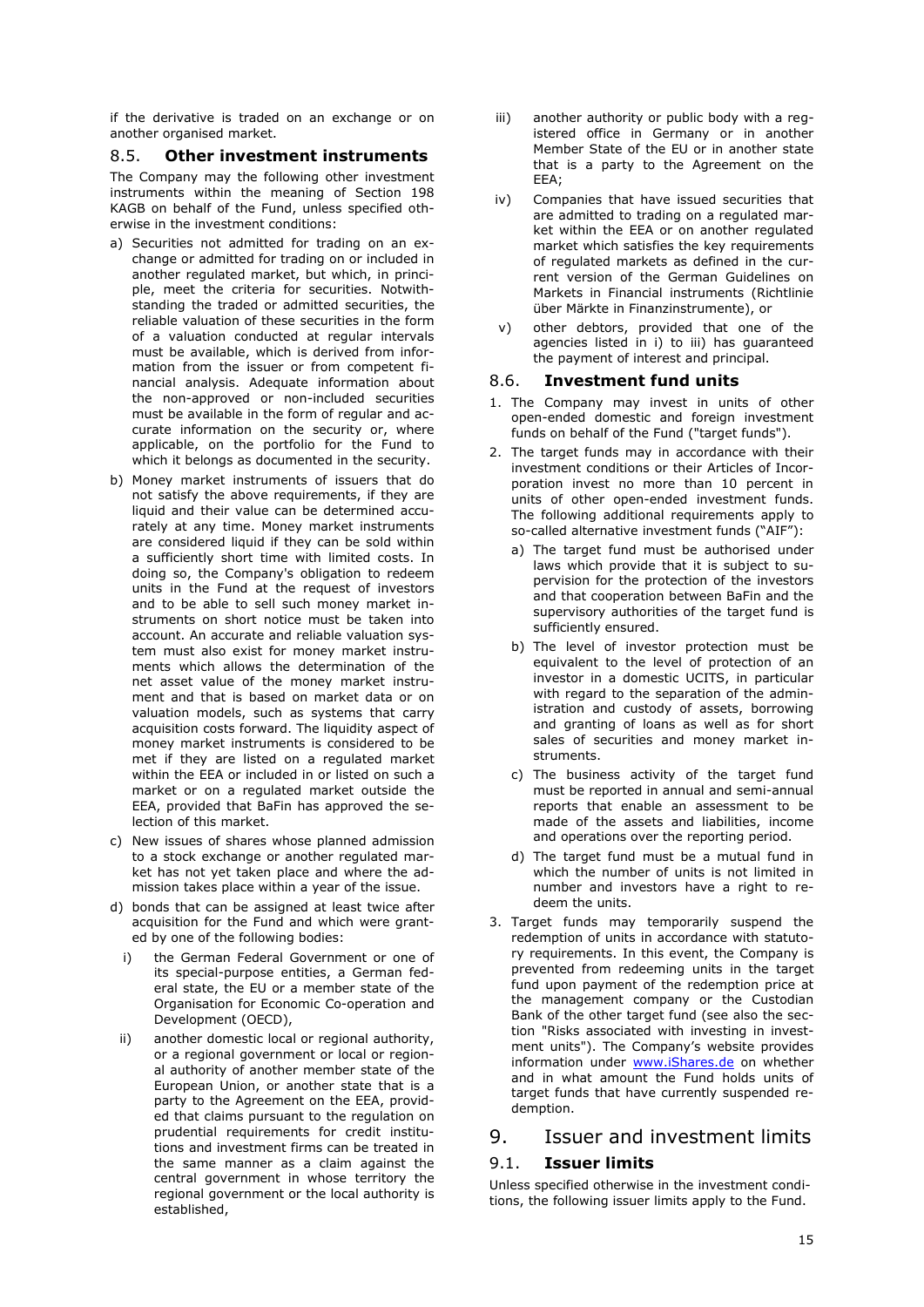if the derivative is traded on an exchange or on another organised market.

### 8.5. Other investment instruments

The Company may the following other investment instruments within the meaning of Section 198 KAGB on behalf of the Fund, unless specified otherwise in the investment conditions:

a) Securities not admitted for trading on an exchange or admitted for trading on or included in another regulated market, but which, in principle, meet the criteria for securities. Notwithstanding the traded or admitted securities, the reliable valuation of these securities in the form of a valuation conducted at regular intervals must be available, which is derived from information from the issuer or from competent financial analysis. Adequate information about the non-approved or non-included securities must be available in the form of regular and accurate information on the security or, where applicable, on the portfolio for the Fund to which it belongs as documented in the security.

b) Money market instruments of issuers that do not satisfy the above requirements, if they are liquid and their value can be determined accurately at any time. Money market instruments are considered liquid if they can be sold within a sufficiently short time with limited costs. In doing so, the Company's obligation to redeem units in the Fund at the request of investors and to be able to sell such money market instruments on short notice must be taken into account. An accurate and reliable valuation system must also exist for money market instruments which allows the determination of the net asset value of the money market instrument and that is based on market data or on valuation models, such as systems that carry acquisition costs forward. The liquidity aspect of money market instruments is considered to be met if they are listed on a regulated market within the EEA or included in or listed on such a market or on a regulated market outside the EEA, provided that BaFin has approved the selection of this market.

c) New issues of shares whose planned admission to a stock exchange or another regulated market has not yet taken place and where the admission takes place within a year of the issue.

d) bonds that can be assigned at least twice after acquisition for the Fund and which were granted by one of the following bodies:

   i) the German Federal Government or one of its special-purpose entities, a German federal state, the EU or a member state of the Organisation for Economic Co-operation and Development (OECD),

   ii) another domestic local or regional authority, or a regional government or local or regional authority of another member state of the European Union, or another state that is a party to the Agreement on the EEA, provided that claims pursuant to the regulation on prudential requirements for credit institutions and investment firms can be treated in the same manner as a claim against the central government in whose territory the regional government or the local authority is established,

   iii) another authority or public body with a registered office in Germany or in another Member State of the EU or in another state that is a party to the Agreement on the EEA;

   iv) Companies that have issued securities that are admitted to trading on a regulated market within the EEA or on another regulated market which satisfies the key requirements of regulated markets as defined in the current version of the German Guidelines on Markets in Financial instruments (Richtlinie über Märkte in Finanzinstrumente), or

   v) other debtors, provided that one of the agencies listed in i) to iii) has guaranteed the payment of interest and principal.

### 8.6. Investment fund units

1. The Company may invest in units of other open-ended domestic and foreign investment funds on behalf of the Fund ("target funds").

2. The target funds may in accordance with their investment conditions or their Articles of Incorporation invest no more than 10 percent in units of other open-ended investment funds. The following additional requirements apply to so-called alternative investment funds ("AIF"):

   a) The target fund must be authorised under laws which provide that it is subject to supervision for the protection of the investors and that cooperation between BaFin and the supervisory authorities of the target fund is sufficiently ensured.

   b) The level of investor protection must be equivalent to the level of protection of an investor in a domestic UCITS, in particular with regard to the separation of the administration and custody of assets, borrowing and granting of loans as well as for short sales of securities and money market instruments.

   c) The business activity of the target fund must be reported in annual and semi-annual reports that enable an assessment to be made of the assets and liabilities, income and operations over the reporting period.

   d) The target fund must be a mutual fund in which the number of units is not limited in number and investors have a right to redeem the units.

3. Target funds may temporarily suspend the redemption of units in accordance with statutory requirements. In this event, the Company is prevented from redeeming units in the target fund upon payment of the redemption price at the management company or the Custodian Bank of the other target fund (see also the section "Risks associated with investing in investment units"). The Company's website provides information under www.iShares.de on whether and in what amount the Fund holds units of target funds that have currently suspended redemption.

## 9. Issuer and investment limits

### 9.1. Issuer limits

Unless specified otherwise in the investment conditions, the following issuer limits apply to the Fund.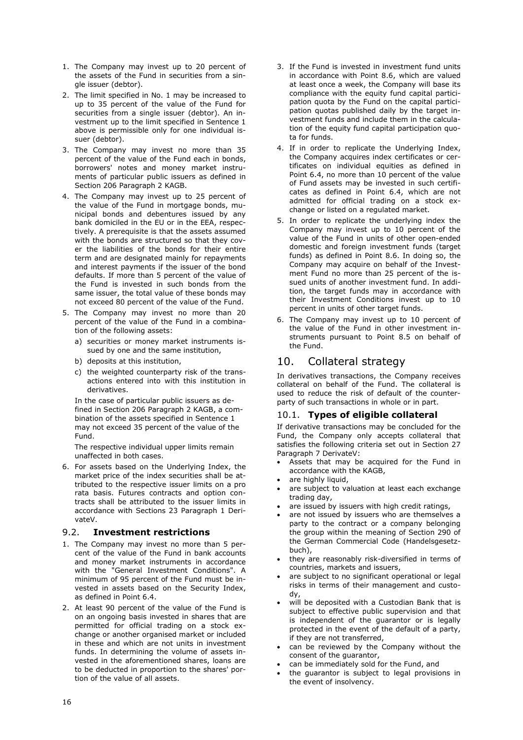1. The Company may invest up to 20 percent of the assets of the Fund in securities from a single issuer (debtor).
2. The limit specified in No. 1 may be increased to up to 35 percent of the value of the Fund for securities from a single issuer (debtor). An investment up to the limit specified in Sentence 1 above is permissible only for one individual issuer (debtor).
3. The Company may invest no more than 35 percent of the value of the Fund each in bonds, borrowers' notes and money market instruments of particular public issuers as defined in Section 206 Paragraph 2 KAGB.
4. The Company may invest up to 25 percent of the value of the Fund in mortgage bonds, municipal bonds and debentures issued by any bank domiciled in the EU or in the EEA, respectively. A prerequisite is that the assets assumed with the bonds are structured so that they cover the liabilities of the bonds for their entire term and are designated mainly for repayments and interest payments if the issuer of the bond defaults. If more than 5 percent of the value of the Fund is invested in such bonds from the same issuer, the total value of these bonds may not exceed 80 percent of the value of the Fund.
5. The Company may invest no more than 20 percent of the value of the Fund in a combination of the following assets:
   a) securities or money market instruments issued by one and the same institution,
   b) deposits at this institution,
   c) the weighted counterparty risk of the transactions entered into with this institution in derivatives.

   In the case of particular public issuers as defined in Section 206 Paragraph 2 KAGB, a combination of the assets specified in Sentence 1 may not exceed 35 percent of the value of the Fund.

   The respective individual upper limits remain unaffected in both cases.
6. For assets based on the Underlying Index, the market price of the index securities shall be attributed to the respective issuer limits on a pro rata basis. Futures contracts and option contracts shall be attributed to the issuer limits in accordance with Sections 23 Paragraph 1 DerivateV.

## 9.2. **Investment restrictions**

1. The Company may invest no more than 5 percent of the value of the Fund in bank accounts and money market instruments in accordance with the "General Investment Conditions". A minimum of 95 percent of the Fund must be invested in assets based on the Security Index, as defined in Point 6.4.
2. At least 90 percent of the value of the Fund is on an ongoing basis invested in shares that are permitted for official trading on a stock exchange or another organised market or included in these and which are not units in investment funds. In determining the volume of assets invested in the aforementioned shares, loans are to be deducted in proportion to the shares' portion of the value of all assets.
3. If the Fund is invested in investment fund units in accordance with Point 8.6, which are valued at least once a week, the Company will base its compliance with the equity fund capital participation quota by the Fund on the capital participation quotas published daily by the target investment funds and include them in the calculation of the equity fund capital participation quota for funds.
4. If in order to replicate the Underlying Index, the Company acquires index certificates or certificates on individual equities as defined in Point 6.4, no more than 10 percent of the value of Fund assets may be invested in such certificates as defined in Point 6.4, which are not admitted for official trading on a stock exchange or listed on a regulated market.
5. In order to replicate the underlying index the Company may invest up to 10 percent of the value of the Fund in units of other open-ended domestic and foreign investment funds (target funds) as defined in Point 8.6. In doing so, the Company may acquire on behalf of the Investment Fund no more than 25 percent of the issued units of another investment fund. In addition, the target funds may in accordance with their Investment Conditions invest up to 10 percent in units of other target funds.
6. The Company may invest up to 10 percent of the value of the Fund in other investment instruments pursuant to Point 8.5 on behalf of the Fund.

# 10. Collateral strategy

In derivatives transactions, the Company receives collateral on behalf of the Fund. The collateral is used to reduce the risk of default of the counterparty of such transactions in whole or in part.

## 10.1. **Types of eligible collateral**

If derivative transactions may be concluded for the Fund, the Company only accepts collateral that satisfies the following criteria set out in Section 27 Paragraph 7 DerivateV:

- Assets that may be acquired for the Fund in accordance with the KAGB,
- are highly liquid,
- are subject to valuation at least each exchange trading day,
- are issued by issuers with high credit ratings,
- are not issued by issuers who are themselves a party to the contract or a company belonging the group within the meaning of Section 290 of the German Commercial Code (Handelsgesetzbuch),
- they are reasonably risk-diversified in terms of countries, markets and issuers,
- are subject to no significant operational or legal risks in terms of their management and custody,
- will be deposited with a Custodian Bank that is subject to effective public supervision and that is independent of the guarantor or is legally protected in the event of the default of a party, if they are not transferred,
- can be reviewed by the Company without the consent of the guarantor,
- can be immediately sold for the Fund, and
- the guarantor is subject to legal provisions in the event of insolvency.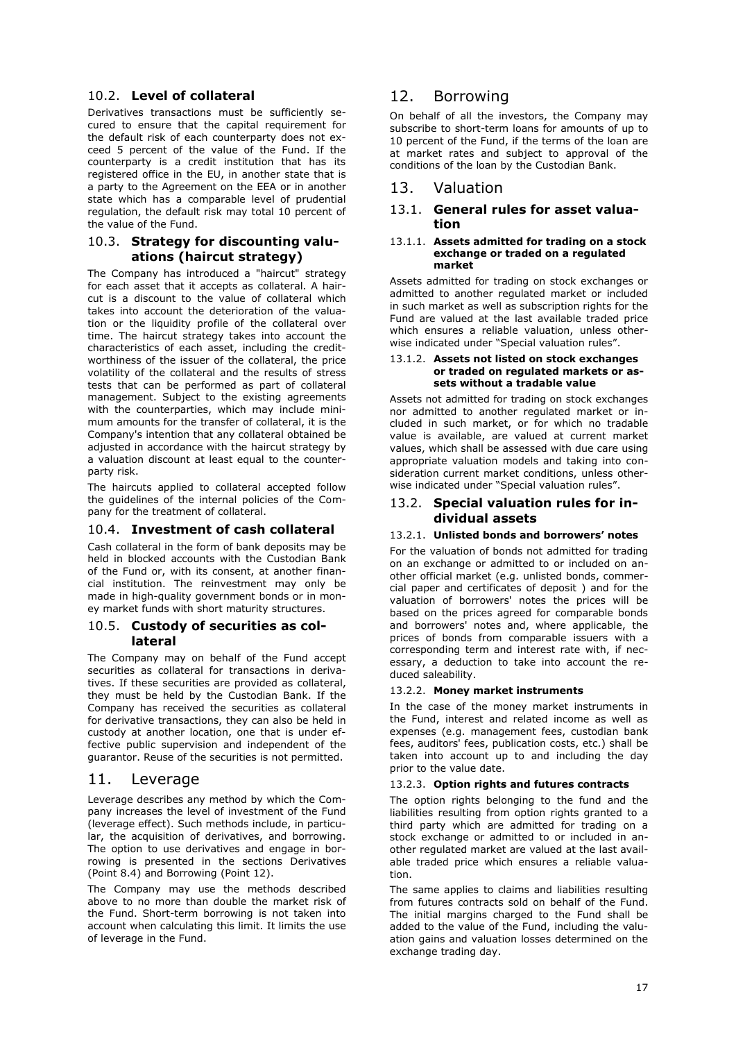### 10.2. **Level of collateral**

Derivatives transactions must be sufficiently secured to ensure that the capital requirement for the default risk of each counterparty does not exceed 5 percent of the value of the Fund. If the counterparty is a credit institution that has its registered office in the EU, in another state that is a party to the Agreement on the EEA or in another state which has a comparable level of prudential regulation, the default risk may total 10 percent of the value of the Fund.

### 10.3. **Strategy for discounting valuations (haircut strategy)**

The Company has introduced a "haircut" strategy for each asset that it accepts as collateral. A haircut is a discount to the value of collateral which takes into account the deterioration of the valuation or the liquidity profile of the collateral over time. The haircut strategy takes into account the characteristics of each asset, including the creditworthiness of the issuer of the collateral, the price volatility of the collateral and the results of stress tests that can be performed as part of collateral management. Subject to the existing agreements with the counterparties, which may include minimum amounts for the transfer of collateral, it is the Company's intention that any collateral obtained be adjusted in accordance with the haircut strategy by a valuation discount at least equal to the counterparty risk.

The haircuts applied to collateral accepted follow the guidelines of the internal policies of the Company for the treatment of collateral.

### 10.4. **Investment of cash collateral**

Cash collateral in the form of bank deposits may be held in blocked accounts with the Custodian Bank of the Fund or, with its consent, at another financial institution. The reinvestment may only be made in high-quality government bonds or in money market funds with short maturity structures.

### 10.5. **Custody of securities as collateral**

The Company may on behalf of the Fund accept securities as collateral for transactions in derivatives. If these securities are provided as collateral, they must be held by the Custodian Bank. If the Company has received the securities as collateral for derivative transactions, they can also be held in custody at another location, one that is under effective public supervision and independent of the guarantor. Reuse of the securities is not permitted.

## 11. Leverage

Leverage describes any method by which the Company increases the level of investment of the Fund (leverage effect). Such methods include, in particular, the acquisition of derivatives, and borrowing. The option to use derivatives and engage in borrowing is presented in the sections Derivatives (Point 8.4) and Borrowing (Point 12).

The Company may use the methods described above to no more than double the market risk of the Fund. Short-term borrowing is not taken into account when calculating this limit. It limits the use of leverage in the Fund.

## 12. Borrowing

On behalf of all the investors, the Company may subscribe to short-term loans for amounts of up to 10 percent of the Fund, if the terms of the loan are at market rates and subject to approval of the conditions of the loan by the Custodian Bank.

## 13. Valuation

### 13.1. **General rules for asset valuation**

#### 13.1.1. **Assets admitted for trading on a stock exchange or traded on a regulated market**

Assets admitted for trading on stock exchanges or admitted to another regulated market or included in such market as well as subscription rights for the Fund are valued at the last available traded price which ensures a reliable valuation, unless otherwise indicated under "Special valuation rules".

#### 13.1.2. **Assets not listed on stock exchanges or traded on regulated markets or assets without a tradable value**

Assets not admitted for trading on stock exchanges nor admitted to another regulated market or included in such market, or for which no tradable value is available, are valued at current market values, which shall be assessed with due care using appropriate valuation models and taking into consideration current market conditions, unless otherwise indicated under "Special valuation rules".

### 13.2. **Special valuation rules for individual assets**

#### 13.2.1. **Unlisted bonds and borrowers' notes**

For the valuation of bonds not admitted for trading on an exchange or admitted to or included on another official market (e.g. unlisted bonds, commercial paper and certificates of deposit ) and for the valuation of borrowers' notes the prices will be based on the prices agreed for comparable bonds and borrowers' notes and, where applicable, the prices of bonds from comparable issuers with a corresponding term and interest rate with, if necessary, a deduction to take into account the reduced saleability.

#### 13.2.2. **Money market instruments**

In the case of the money market instruments in the Fund, interest and related income as well as expenses (e.g. management fees, custodian bank fees, auditors' fees, publication costs, etc.) shall be taken into account up to and including the day prior to the value date.

#### 13.2.3. **Option rights and futures contracts**

The option rights belonging to the fund and the liabilities resulting from option rights granted to a third party which are admitted for trading on a stock exchange or admitted to or included in another regulated market are valued at the last available traded price which ensures a reliable valuation.

The same applies to claims and liabilities resulting from futures contracts sold on behalf of the Fund. The initial margins charged to the Fund shall be added to the value of the Fund, including the valuation gains and valuation losses determined on the exchange trading day.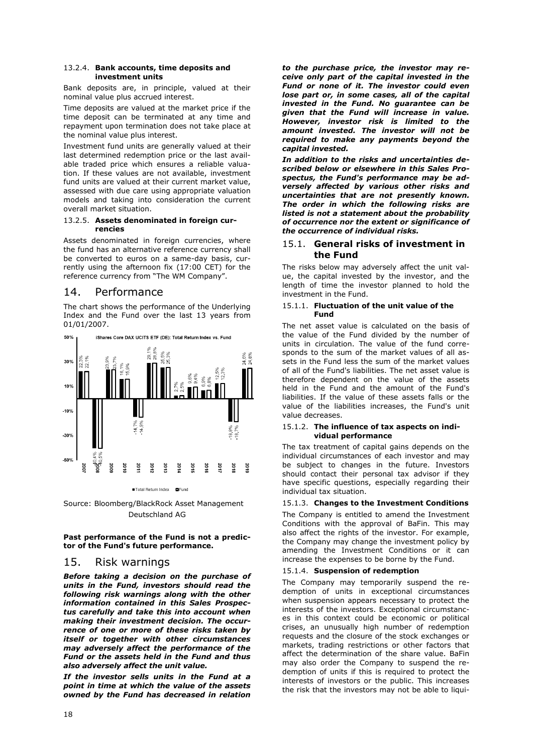#### 13.2.4. **Bank accounts, time deposits and investment units**

Bank deposits are, in principle, valued at their nominal value plus accrued interest.

Time deposits are valued at the market price if the time deposit can be terminated at any time and repayment upon termination does not take place at the nominal value plus interest.

Investment fund units are generally valued at their last determined redemption price or the last available traded price which ensures a reliable valuation. If these values are not available, investment fund units are valued at their current market value, assessed with due care using appropriate valuation models and taking into consideration the current overall market situation.

#### 13.2.5. **Assets denominated in foreign currencies**

Assets denominated in foreign currencies, where the fund has an alternative reference currency shall be converted to euros on a same-day basis, currently using the afternoon fix (17:00 CET) for the reference currency from "The WM Company".

## 14. Performance

The chart shows the performance of the Underlying Index and the Fund over the last 13 years from 01/01/2007.

**iShares Core DAX UCITS ETF (DE): Total Return Index vs. Fund**

| Year | Total Return Index | Fund |
|---|---|---|
| 2007 | 22,3% | 22,1% |
| 2008 | -40,4% | -40,5% |
| 2009 | 23,9% | 23,7% |
| 2010 | 16,1% | 15,9% |
| 2011 | -14,7% | -14,9% |
| 2012 | 29,1% | 28,8% |
| 2013 | 25,5% | 25,3% |
| 2014 | 2,7% | 2,5% |
| 2015 | 9,6% | 9,4% |
| 2016 | 6,9% | 6,8% |
| 2017 | 12,5% | 12,3% |
| 2018 | -18,8% | -18,7% |
| 2019 | 24,6% | 24,8% |

Source: Bloomberg/BlackRock Asset Management Deutschland AG

**Past performance of the Fund is not a predictor of the Fund's future performance.**

## 15. Risk warnings

***Before taking a decision on the purchase of units in the Fund, investors should read the following risk warnings along with the other information contained in this Sales Prospectus carefully and take this into account when making their investment decision. The occurrence of one or more of these risks taken by itself or together with other circumstances may adversely affect the performance of the Fund or the assets held in the Fund and thus also adversely affect the unit value.***

***If the investor sells units in the Fund at a point in time at which the value of the assets owned by the Fund has decreased in relation to the purchase price, the investor may receive only part of the capital invested in the Fund or none of it. The investor could even lose part or, in some cases, all of the capital invested in the Fund. No guarantee can be given that the Fund will increase in value. However, investor risk is limited to the amount invested. The investor will not be required to make any payments beyond the capital invested.***

***In addition to the risks and uncertainties described below or elsewhere in this Sales Prospectus, the Fund's performance may be adversely affected by various other risks and uncertainties that are not presently known. The order in which the following risks are listed is not a statement about the probability of occurrence nor the extent or significance of the occurrence of individual risks.***

### 15.1. **General risks of investment in the Fund**

The risks below may adversely affect the unit value, the capital invested by the investor, and the length of time the investor planned to hold the investment in the Fund.

#### 15.1.1. **Fluctuation of the unit value of the Fund**

The net asset value is calculated on the basis of the value of the Fund divided by the number of units in circulation. The value of the fund corresponds to the sum of the market values of all assets in the Fund less the sum of the market values of all of the Fund's liabilities. The net asset value is therefore dependent on the value of the assets held in the Fund and the amount of the Fund's liabilities. If the value of these assets falls or the value of the liabilities increases, the Fund's unit value decreases.

#### 15.1.2. **The influence of tax aspects on individual performance**

The tax treatment of capital gains depends on the individual circumstances of each investor and may be subject to changes in the future. Investors should contact their personal tax advisor if they have specific questions, especially regarding their individual tax situation.

#### 15.1.3. **Changes to the Investment Conditions**

The Company is entitled to amend the Investment Conditions with the approval of BaFin. This may also affect the rights of the investor. For example, the Company may change the investment policy by amending the Investment Conditions or it can increase the expenses to be borne by the Fund.

#### 15.1.4. **Suspension of redemption**

The Company may temporarily suspend the redemption of units in exceptional circumstances when suspension appears necessary to protect the interests of the investors. Exceptional circumstances in this context could be economic or political crises, an unusually high number of redemption requests and the closure of the stock exchanges or markets, trading restrictions or other factors that affect the determination of the share value. BaFin may also order the Company to suspend the redemption of units if this is required to protect the interests of investors or the public. This increases the risk that the investors may not be able to liqui-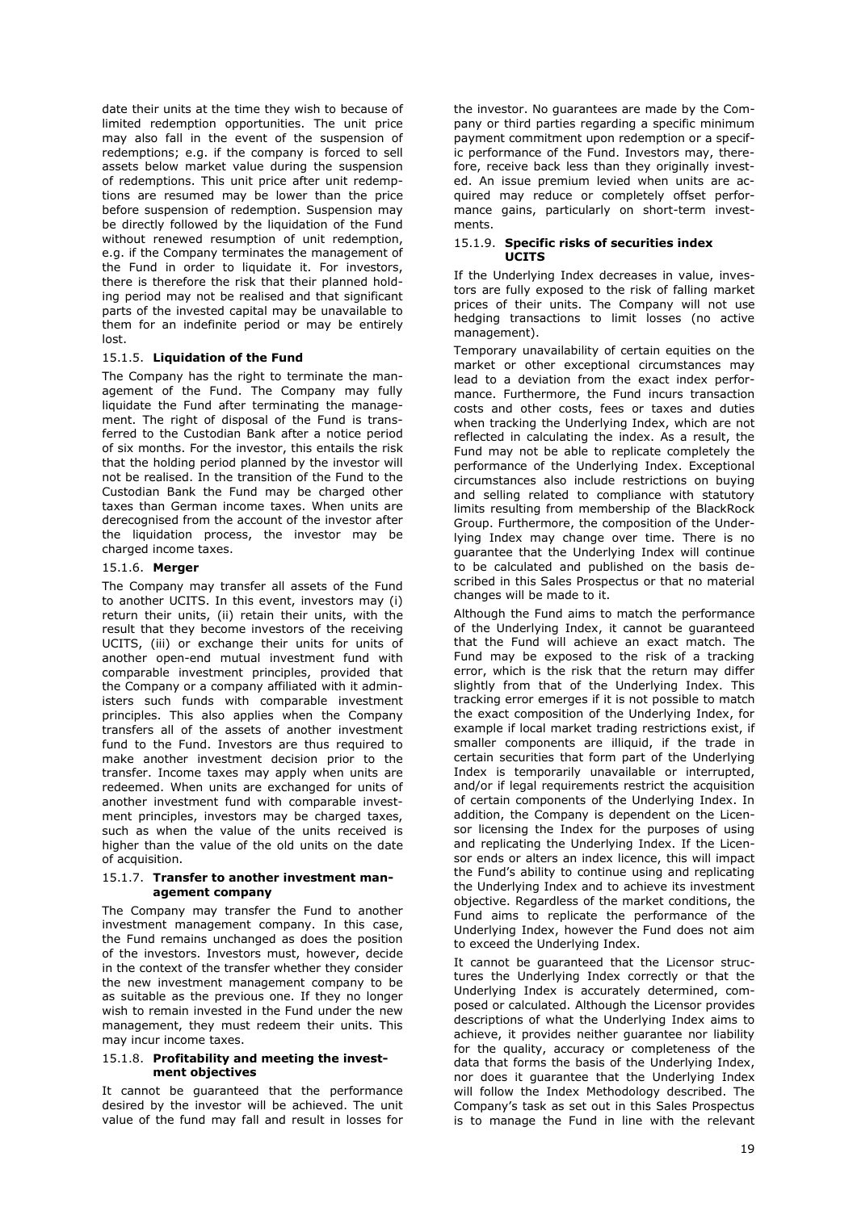date their units at the time they wish to because of limited redemption opportunities. The unit price may also fall in the event of the suspension of redemptions; e.g. if the company is forced to sell assets below market value during the suspension of redemptions. This unit price after unit redemptions are resumed may be lower than the price before suspension of redemption. Suspension may be directly followed by the liquidation of the Fund without renewed resumption of unit redemption, e.g. if the Company terminates the management of the Fund in order to liquidate it. For investors, there is therefore the risk that their planned holding period may not be realised and that significant parts of the invested capital may be unavailable to them for an indefinite period or may be entirely lost.

#### 15.1.5. **Liquidation of the Fund**

The Company has the right to terminate the management of the Fund. The Company may fully liquidate the Fund after terminating the management. The right of disposal of the Fund is transferred to the Custodian Bank after a notice period of six months. For the investor, this entails the risk that the holding period planned by the investor will not be realised. In the transition of the Fund to the Custodian Bank the Fund may be charged other taxes than German income taxes. When units are derecognised from the account of the investor after the liquidation process, the investor may be charged income taxes.

#### 15.1.6. **Merger**

The Company may transfer all assets of the Fund to another UCITS. In this event, investors may (i) return their units, (ii) retain their units, with the result that they become investors of the receiving UCITS, (iii) or exchange their units for units of another open-end mutual investment fund with comparable investment principles, provided that the Company or a company affiliated with it administers such funds with comparable investment principles. This also applies when the Company transfers all of the assets of another investment fund to the Fund. Investors are thus required to make another investment decision prior to the transfer. Income taxes may apply when units are redeemed. When units are exchanged for units of another investment fund with comparable investment principles, investors may be charged taxes, such as when the value of the units received is higher than the value of the old units on the date of acquisition.

#### 15.1.7. **Transfer to another investment management company**

The Company may transfer the Fund to another investment management company. In this case, the Fund remains unchanged as does the position of the investors. Investors must, however, decide in the context of the transfer whether they consider the new investment management company to be as suitable as the previous one. If they no longer wish to remain invested in the Fund under the new management, they must redeem their units. This may incur income taxes.

#### 15.1.8. **Profitability and meeting the investment objectives**

It cannot be guaranteed that the performance desired by the investor will be achieved. The unit value of the fund may fall and result in losses for the investor. No guarantees are made by the Company or third parties regarding a specific minimum payment commitment upon redemption or a specific performance of the Fund. Investors may, therefore, receive back less than they originally invested. An issue premium levied when units are acquired may reduce or completely offset performance gains, particularly on short-term investments.

#### 15.1.9. **Specific risks of securities index UCITS**

If the Underlying Index decreases in value, investors are fully exposed to the risk of falling market prices of their units. The Company will not use hedging transactions to limit losses (no active management).

Temporary unavailability of certain equities on the market or other exceptional circumstances may lead to a deviation from the exact index performance. Furthermore, the Fund incurs transaction costs and other costs, fees or taxes and duties when tracking the Underlying Index, which are not reflected in calculating the index. As a result, the Fund may not be able to replicate completely the performance of the Underlying Index. Exceptional circumstances also include restrictions on buying and selling related to compliance with statutory limits resulting from membership of the BlackRock Group. Furthermore, the composition of the Underlying Index may change over time. There is no guarantee that the Underlying Index will continue to be calculated and published on the basis described in this Sales Prospectus or that no material changes will be made to it.

Although the Fund aims to match the performance of the Underlying Index, it cannot be guaranteed that the Fund will achieve an exact match. The Fund may be exposed to the risk of a tracking error, which is the risk that the return may differ slightly from that of the Underlying Index. This tracking error emerges if it is not possible to match the exact composition of the Underlying Index, for example if local market trading restrictions exist, if smaller components are illiquid, if the trade in certain securities that form part of the Underlying Index is temporarily unavailable or interrupted, and/or if legal requirements restrict the acquisition of certain components of the Underlying Index. In addition, the Company is dependent on the Licensor licensing the Index for the purposes of using and replicating the Underlying Index. If the Licensor ends or alters an index licence, this will impact the Fund's ability to continue using and replicating the Underlying Index and to achieve its investment objective. Regardless of the market conditions, the Fund aims to replicate the performance of the Underlying Index, however the Fund does not aim to exceed the Underlying Index.

It cannot be guaranteed that the Licensor structures the Underlying Index correctly or that the Underlying Index is accurately determined, composed or calculated. Although the Licensor provides descriptions of what the Underlying Index aims to achieve, it provides neither guarantee nor liability for the quality, accuracy or completeness of the data that forms the basis of the Underlying Index, nor does it guarantee that the Underlying Index will follow the Index Methodology described. The Company's task as set out in this Sales Prospectus is to manage the Fund in line with the relevant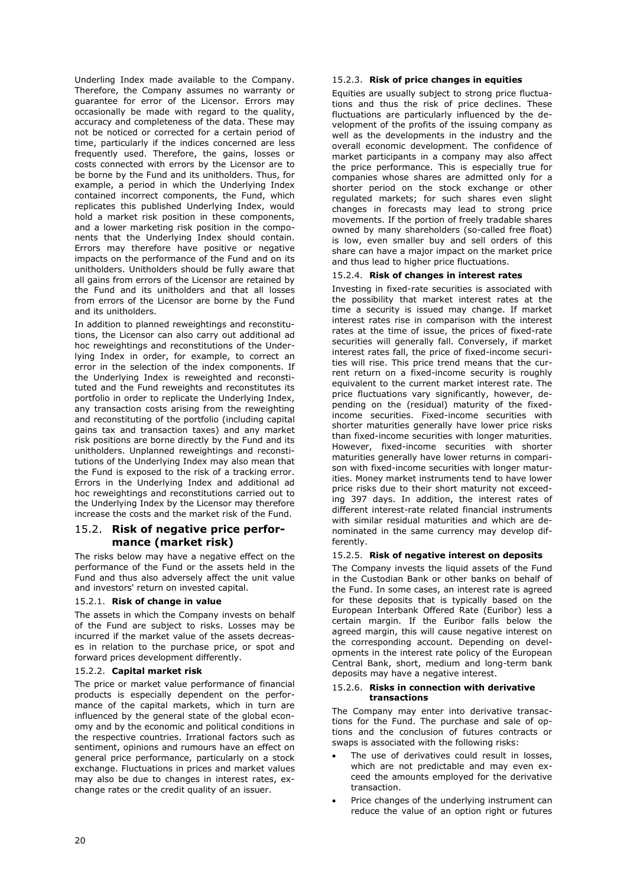Underling Index made available to the Company. Therefore, the Company assumes no warranty or guarantee for error of the Licensor. Errors may occasionally be made with regard to the quality, accuracy and completeness of the data. These may not be noticed or corrected for a certain period of time, particularly if the indices concerned are less frequently used. Therefore, the gains, losses or costs connected with errors by the Licensor are to be borne by the Fund and its unitholders. Thus, for example, a period in which the Underlying Index contained incorrect components, the Fund, which replicates this published Underlying Index, would hold a market risk position in these components, and a lower marketing risk position in the components that the Underlying Index should contain. Errors may therefore have positive or negative impacts on the performance of the Fund and on its unitholders. Unitholders should be fully aware that all gains from errors of the Licensor are retained by the Fund and its unitholders and that all losses from errors of the Licensor are borne by the Fund and its unitholders.

In addition to planned reweightings and reconstitutions, the Licensor can also carry out additional ad hoc reweightings and reconstitutions of the Underlying Index in order, for example, to correct an error in the selection of the index components. If the Underlying Index is reweighted and reconstituted and the Fund reweights and reconstitutes its portfolio in order to replicate the Underlying Index, any transaction costs arising from the reweighting and reconstituting of the portfolio (including capital gains tax and transaction taxes) and any market risk positions are borne directly by the Fund and its unitholders. Unplanned reweightings and reconstitutions of the Underlying Index may also mean that the Fund is exposed to the risk of a tracking error. Errors in the Underlying Index and additional ad hoc reweightings and reconstitutions carried out to the Underlying Index by the Licensor may therefore increase the costs and the market risk of the Fund.

## 15.2. Risk of negative price performance (market risk)

The risks below may have a negative effect on the performance of the Fund or the assets held in the Fund and thus also adversely affect the unit value and investors' return on invested capital.

### 15.2.1. Risk of change in value

The assets in which the Company invests on behalf of the Fund are subject to risks. Losses may be incurred if the market value of the assets decreases in relation to the purchase price, or spot and forward prices development differently.

### 15.2.2. Capital market risk

The price or market value performance of financial products is especially dependent on the performance of the capital markets, which in turn are influenced by the general state of the global economy and by the economic and political conditions in the respective countries. Irrational factors such as sentiment, opinions and rumours have an effect on general price performance, particularly on a stock exchange. Fluctuations in prices and market values may also be due to changes in interest rates, exchange rates or the credit quality of an issuer.

### 15.2.3. Risk of price changes in equities

Equities are usually subject to strong price fluctuations and thus the risk of price declines. These fluctuations are particularly influenced by the development of the profits of the issuing company as well as the developments in the industry and the overall economic development. The confidence of market participants in a company may also affect the price performance. This is especially true for companies whose shares are admitted only for a shorter period on the stock exchange or other regulated markets; for such shares even slight changes in forecasts may lead to strong price movements. If the portion of freely tradable shares owned by many shareholders (so-called free float) is low, even smaller buy and sell orders of this share can have a major impact on the market price and thus lead to higher price fluctuations.

### 15.2.4. Risk of changes in interest rates

Investing in fixed-rate securities is associated with the possibility that market interest rates at the time a security is issued may change. If market interest rates rise in comparison with the interest rates at the time of issue, the prices of fixed-rate securities will generally fall. Conversely, if market interest rates fall, the price of fixed-income securities will rise. This price trend means that the current return on a fixed-income security is roughly equivalent to the current market interest rate. The price fluctuations vary significantly, however, depending on the (residual) maturity of the fixed-income securities. Fixed-income securities with shorter maturities generally have lower price risks than fixed-income securities with longer maturities. However, fixed-income securities with shorter maturities generally have lower returns in comparison with fixed-income securities with longer maturities. Money market instruments tend to have lower price risks due to their short maturity not exceeding 397 days. In addition, the interest rates of different interest-rate related financial instruments with similar residual maturities and which are denominated in the same currency may develop differently.

### 15.2.5. Risk of negative interest on deposits

The Company invests the liquid assets of the Fund in the Custodian Bank or other banks on behalf of the Fund. In some cases, an interest rate is agreed for these deposits that is typically based on the European Interbank Offered Rate (Euribor) less a certain margin. If the Euribor falls below the agreed margin, this will cause negative interest on the corresponding account. Depending on developments in the interest rate policy of the European Central Bank, short, medium and long-term bank deposits may have a negative interest.

### 15.2.6. Risks in connection with derivative transactions

The Company may enter into derivative transactions for the Fund. The purchase and sale of options and the conclusion of futures contracts or swaps is associated with the following risks:

- The use of derivatives could result in losses, which are not predictable and may even exceed the amounts employed for the derivative transaction.
- Price changes of the underlying instrument can reduce the value of an option right or futures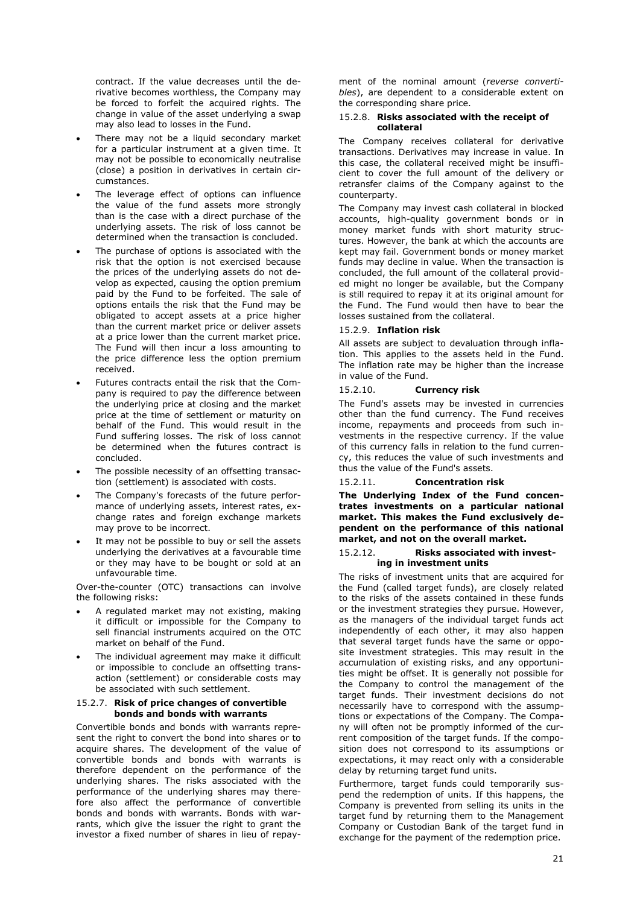contract. If the value decreases until the derivative becomes worthless, the Company may be forced to forfeit the acquired rights. The change in value of the asset underlying a swap may also lead to losses in the Fund.

- There may not be a liquid secondary market for a particular instrument at a given time. It may not be possible to economically neutralise (close) a position in derivatives in certain circumstances.
- The leverage effect of options can influence the value of the fund assets more strongly than is the case with a direct purchase of the underlying assets. The risk of loss cannot be determined when the transaction is concluded.
- The purchase of options is associated with the risk that the option is not exercised because the prices of the underlying assets do not develop as expected, causing the option premium paid by the Fund to be forfeited. The sale of options entails the risk that the Fund may be obligated to accept assets at a price higher than the current market price or deliver assets at a price lower than the current market price. The Fund will then incur a loss amounting to the price difference less the option premium received.
- Futures contracts entail the risk that the Company is required to pay the difference between the underlying price at closing and the market price at the time of settlement or maturity on behalf of the Fund. This would result in the Fund suffering losses. The risk of loss cannot be determined when the futures contract is concluded.
- The possible necessity of an offsetting transaction (settlement) is associated with costs.
- The Company's forecasts of the future performance of underlying assets, interest rates, exchange rates and foreign exchange markets may prove to be incorrect.
- It may not be possible to buy or sell the assets underlying the derivatives at a favourable time or they may have to be bought or sold at an unfavourable time.

Over-the-counter (OTC) transactions can involve the following risks:

- A regulated market may not existing, making it difficult or impossible for the Company to sell financial instruments acquired on the OTC market on behalf of the Fund.
- The individual agreement may make it difficult or impossible to conclude an offsetting transaction (settlement) or considerable costs may be associated with such settlement.

#### 15.2.7. Risk of price changes of convertible bonds and bonds with warrants

Convertible bonds and bonds with warrants represent the right to convert the bond into shares or to acquire shares. The development of the value of convertible bonds and bonds with warrants is therefore dependent on the performance of the underlying shares. The risks associated with the performance of the underlying shares may therefore also affect the performance of convertible bonds and bonds with warrants. Bonds with warrants, which give the issuer the right to grant the investor a fixed number of shares in lieu of repayment of the nominal amount (*reverse convertibles*), are dependent to a considerable extent on the corresponding share price.

#### 15.2.8. Risks associated with the receipt of collateral

The Company receives collateral for derivative transactions. Derivatives may increase in value. In this case, the collateral received might be insufficient to cover the full amount of the delivery or retransfer claims of the Company against to the counterparty.

The Company may invest cash collateral in blocked accounts, high-quality government bonds or in money market funds with short maturity structures. However, the bank at which the accounts are kept may fail. Government bonds or money market funds may decline in value. When the transaction is concluded, the full amount of the collateral provided might no longer be available, but the Company is still required to repay it at its original amount for the Fund. The Fund would then have to bear the losses sustained from the collateral.

#### 15.2.9. Inflation risk

All assets are subject to devaluation through inflation. This applies to the assets held in the Fund. The inflation rate may be higher than the increase in value of the Fund.

#### 15.2.10. Currency risk

The Fund's assets may be invested in currencies other than the fund currency. The Fund receives income, repayments and proceeds from such investments in the respective currency. If the value of this currency falls in relation to the fund currency, this reduces the value of such investments and thus the value of the Fund's assets.

#### 15.2.11. Concentration risk

**The Underlying Index of the Fund concentrates investments on a particular national market. This makes the Fund exclusively dependent on the performance of this national market, and not on the overall market.**

#### 15.2.12. Risks associated with investing in investment units

The risks of investment units that are acquired for the Fund (called target funds), are closely related to the risks of the assets contained in these funds or the investment strategies they pursue. However, as the managers of the individual target funds act independently of each other, it may also happen that several target funds have the same or opposite investment strategies. This may result in the accumulation of existing risks, and any opportunities might be offset. It is generally not possible for the Company to control the management of the target funds. Their investment decisions do not necessarily have to correspond with the assumptions or expectations of the Company. The Company will often not be promptly informed of the current composition of the target funds. If the composition does not correspond to its assumptions or expectations, it may react only with a considerable delay by returning target fund units.

Furthermore, target funds could temporarily suspend the redemption of units. If this happens, the Company is prevented from selling its units in the target fund by returning them to the Management Company or Custodian Bank of the target fund in exchange for the payment of the redemption price.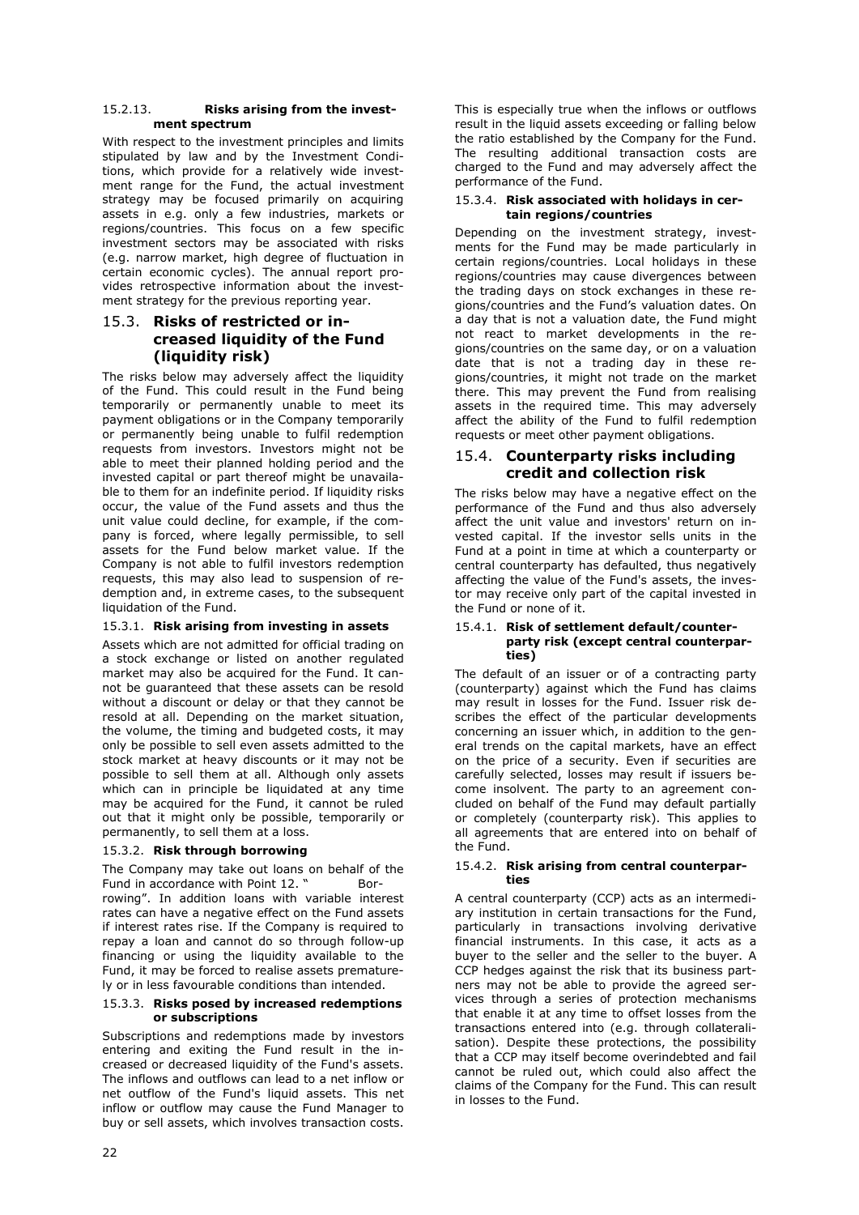#### 15.2.13. Risks arising from the investment spectrum

With respect to the investment principles and limits stipulated by law and by the Investment Conditions, which provide for a relatively wide investment range for the Fund, the actual investment strategy may be focused primarily on acquiring assets in e.g. only a few industries, markets or regions/countries. This focus on a few specific investment sectors may be associated with risks (e.g. narrow market, high degree of fluctuation in certain economic cycles). The annual report provides retrospective information about the investment strategy for the previous reporting year.

## 15.3. Risks of restricted or increased liquidity of the Fund (liquidity risk)

The risks below may adversely affect the liquidity of the Fund. This could result in the Fund being temporarily or permanently unable to meet its payment obligations or in the Company temporarily or permanently being unable to fulfil redemption requests from investors. Investors might not be able to meet their planned holding period and the invested capital or part thereof might be unavailable to them for an indefinite period. If liquidity risks occur, the value of the Fund assets and thus the unit value could decline, for example, if the company is forced, where legally permissible, to sell assets for the Fund below market value. If the Company is not able to fulfil investors redemption requests, this may also lead to suspension of redemption and, in extreme cases, to the subsequent liquidation of the Fund.

#### 15.3.1. Risk arising from investing in assets

Assets which are not admitted for official trading on a stock exchange or listed on another regulated market may also be acquired for the Fund. It cannot be guaranteed that these assets can be resold without a discount or delay or that they cannot be resold at all. Depending on the market situation, the volume, the timing and budgeted costs, it may only be possible to sell even assets admitted to the stock market at heavy discounts or it may not be possible to sell them at all. Although only assets which can in principle be liquidated at any time may be acquired for the Fund, it cannot be ruled out that it might only be possible, temporarily or permanently, to sell them at a loss.

#### 15.3.2. Risk through borrowing

The Company may take out loans on behalf of the Fund in accordance with Point 12. " Borrowing". In addition loans with variable interest rates can have a negative effect on the Fund assets if interest rates rise. If the Company is required to repay a loan and cannot do so through follow-up financing or using the liquidity available to the Fund, it may be forced to realise assets prematurely or in less favourable conditions than intended.

#### 15.3.3. Risks posed by increased redemptions or subscriptions

Subscriptions and redemptions made by investors entering and exiting the Fund result in the increased or decreased liquidity of the Fund's assets. The inflows and outflows can lead to a net inflow or net outflow of the Fund's liquid assets. This net inflow or outflow may cause the Fund Manager to buy or sell assets, which involves transaction costs. This is especially true when the inflows or outflows result in the liquid assets exceeding or falling below the ratio established by the Company for the Fund. The resulting additional transaction costs are charged to the Fund and may adversely affect the performance of the Fund.

#### 15.3.4. Risk associated with holidays in certain regions/countries

Depending on the investment strategy, investments for the Fund may be made particularly in certain regions/countries. Local holidays in these regions/countries may cause divergences between the trading days on stock exchanges in these regions/countries and the Fund's valuation dates. On a day that is not a valuation date, the Fund might not react to market developments in the regions/countries on the same day, or on a valuation date that is not a trading day in these regions/countries, it might not trade on the market there. This may prevent the Fund from realising assets in the required time. This may adversely affect the ability of the Fund to fulfil redemption requests or meet other payment obligations.

## 15.4. Counterparty risks including credit and collection risk

The risks below may have a negative effect on the performance of the Fund and thus also adversely affect the unit value and investors' return on invested capital. If the investor sells units in the Fund at a point in time at which a counterparty or central counterparty has defaulted, thus negatively affecting the value of the Fund's assets, the investor may receive only part of the capital invested in the Fund or none of it.

#### 15.4.1. Risk of settlement default/counterparty risk (except central counterparties)

The default of an issuer or of a contracting party (counterparty) against which the Fund has claims may result in losses for the Fund. Issuer risk describes the effect of the particular developments concerning an issuer which, in addition to the general trends on the capital markets, have an effect on the price of a security. Even if securities are carefully selected, losses may result if issuers become insolvent. The party to an agreement concluded on behalf of the Fund may default partially or completely (counterparty risk). This applies to all agreements that are entered into on behalf of the Fund.

#### 15.4.2. Risk arising from central counterparties

A central counterparty (CCP) acts as an intermediary institution in certain transactions for the Fund, particularly in transactions involving derivative financial instruments. In this case, it acts as a buyer to the seller and the seller to the buyer. A CCP hedges against the risk that its business partners may not be able to provide the agreed services through a series of protection mechanisms that enable it at any time to offset losses from the transactions entered into (e.g. through collateralisation). Despite these protections, the possibility that a CCP may itself become overindebted and fail cannot be ruled out, which could also affect the claims of the Company for the Fund. This can result in losses to the Fund.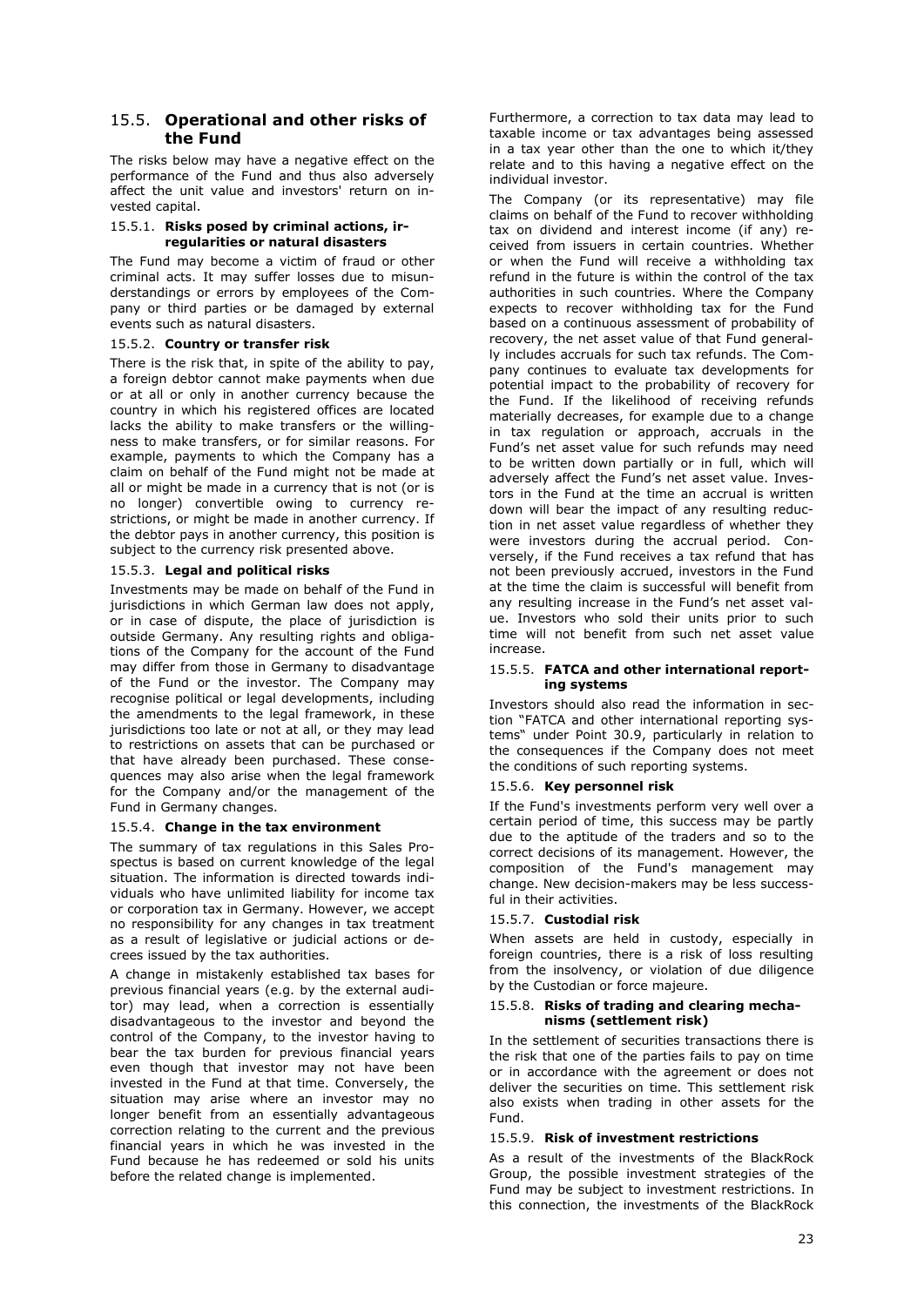## 15.5. **Operational and other risks of the Fund**

The risks below may have a negative effect on the performance of the Fund and thus also adversely affect the unit value and investors' return on invested capital.

### 15.5.1. **Risks posed by criminal actions, irregularities or natural disasters**

The Fund may become a victim of fraud or other criminal acts. It may suffer losses due to misunderstandings or errors by employees of the Company or third parties or be damaged by external events such as natural disasters.

### 15.5.2. **Country or transfer risk**

There is the risk that, in spite of the ability to pay, a foreign debtor cannot make payments when due or at all or only in another currency because the country in which his registered offices are located lacks the ability to make transfers or the willingness to make transfers, or for similar reasons. For example, payments to which the Company has a claim on behalf of the Fund might not be made at all or might be made in a currency that is not (or is no longer) convertible owing to currency restrictions, or might be made in another currency. If the debtor pays in another currency, this position is subject to the currency risk presented above.

### 15.5.3. **Legal and political risks**

Investments may be made on behalf of the Fund in jurisdictions in which German law does not apply, or in case of dispute, the place of jurisdiction is outside Germany. Any resulting rights and obligations of the Company for the account of the Fund may differ from those in Germany to disadvantage of the Fund or the investor. The Company may recognise political or legal developments, including the amendments to the legal framework, in these jurisdictions too late or not at all, or they may lead to restrictions on assets that can be purchased or that have already been purchased. These consequences may also arise when the legal framework for the Company and/or the management of the Fund in Germany changes.

### 15.5.4. **Change in the tax environment**

The summary of tax regulations in this Sales Prospectus is based on current knowledge of the legal situation. The information is directed towards individuals who have unlimited liability for income tax or corporation tax in Germany. However, we accept no responsibility for any changes in tax treatment as a result of legislative or judicial actions or decrees issued by the tax authorities.

A change in mistakenly established tax bases for previous financial years (e.g. by the external auditor) may lead, when a correction is essentially disadvantageous to the investor and beyond the control of the Company, to the investor having to bear the tax burden for previous financial years even though that investor may not have been invested in the Fund at that time. Conversely, the situation may arise where an investor may no longer benefit from an essentially advantageous correction relating to the current and the previous financial years in which he was invested in the Fund because he has redeemed or sold his units before the related change is implemented.

Furthermore, a correction to tax data may lead to taxable income or tax advantages being assessed in a tax year other than the one to which it/they relate and to this having a negative effect on the individual investor.

The Company (or its representative) may file claims on behalf of the Fund to recover withholding tax on dividend and interest income (if any) received from issuers in certain countries. Whether or when the Fund will receive a withholding tax refund in the future is within the control of the tax authorities in such countries. Where the Company expects to recover withholding tax for the Fund based on a continuous assessment of probability of recovery, the net asset value of that Fund generally includes accruals for such tax refunds. The Company continues to evaluate tax developments for potential impact to the probability of recovery for the Fund. If the likelihood of receiving refunds materially decreases, for example due to a change in tax regulation or approach, accruals in the Fund's net asset value for such refunds may need to be written down partially or in full, which will adversely affect the Fund's net asset value. Investors in the Fund at the time an accrual is written down will bear the impact of any resulting reduction in net asset value regardless of whether they were investors during the accrual period. Conversely, if the Fund receives a tax refund that has not been previously accrued, investors in the Fund at the time the claim is successful will benefit from any resulting increase in the Fund's net asset value. Investors who sold their units prior to such time will not benefit from such net asset value increase.

### 15.5.5. **FATCA and other international reporting systems**

Investors should also read the information in section "FATCA and other international reporting systems" under Point 30.9, particularly in relation to the consequences if the Company does not meet the conditions of such reporting systems.

### 15.5.6. **Key personnel risk**

If the Fund's investments perform very well over a certain period of time, this success may be partly due to the aptitude of the traders and so to the correct decisions of its management. However, the composition of the Fund's management may change. New decision-makers may be less successful in their activities.

### 15.5.7. **Custodial risk**

When assets are held in custody, especially in foreign countries, there is a risk of loss resulting from the insolvency, or violation of due diligence by the Custodian or force majeure.

### 15.5.8. **Risks of trading and clearing mechanisms (settlement risk)**

In the settlement of securities transactions there is the risk that one of the parties fails to pay on time or in accordance with the agreement or does not deliver the securities on time. This settlement risk also exists when trading in other assets for the Fund.

### 15.5.9. **Risk of investment restrictions**

As a result of the investments of the BlackRock Group, the possible investment strategies of the Fund may be subject to investment restrictions. In this connection, the investments of the BlackRock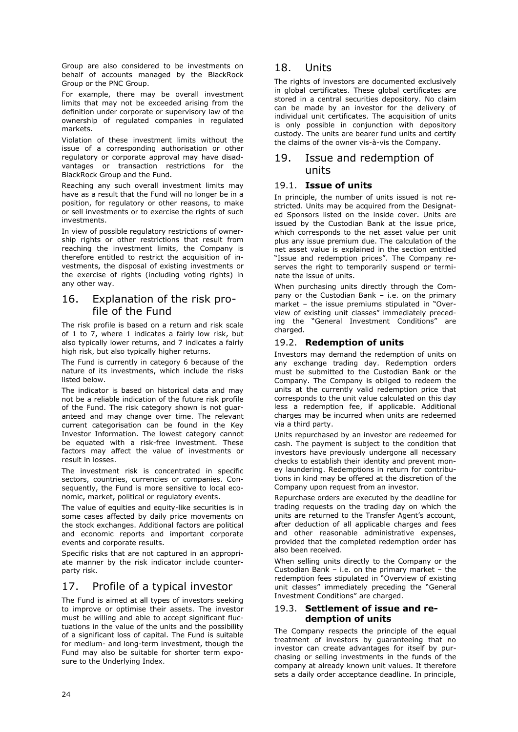Group are also considered to be investments on behalf of accounts managed by the BlackRock Group or the PNC Group.

For example, there may be overall investment limits that may not be exceeded arising from the definition under corporate or supervisory law of the ownership of regulated companies in regulated markets.

Violation of these investment limits without the issue of a corresponding authorisation or other regulatory or corporate approval may have disadvantages or transaction restrictions for the BlackRock Group and the Fund.

Reaching any such overall investment limits may have as a result that the Fund will no longer be in a position, for regulatory or other reasons, to make or sell investments or to exercise the rights of such investments.

In view of possible regulatory restrictions of ownership rights or other restrictions that result from reaching the investment limits, the Company is therefore entitled to restrict the acquisition of investments, the disposal of existing investments or the exercise of rights (including voting rights) in any other way.

## 16. Explanation of the risk profile of the Fund

The risk profile is based on a return and risk scale of 1 to 7, where 1 indicates a fairly low risk, but also typically lower returns, and 7 indicates a fairly high risk, but also typically higher returns.

The Fund is currently in category 6 because of the nature of its investments, which include the risks listed below.

The indicator is based on historical data and may not be a reliable indication of the future risk profile of the Fund. The risk category shown is not guaranteed and may change over time. The relevant current categorisation can be found in the Key Investor Information. The lowest category cannot be equated with a risk-free investment. These factors may affect the value of investments or result in losses.

The investment risk is concentrated in specific sectors, countries, currencies or companies. Consequently, the Fund is more sensitive to local economic, market, political or regulatory events.

The value of equities and equity-like securities is in some cases affected by daily price movements on the stock exchanges. Additional factors are political and economic reports and important corporate events and corporate results.

Specific risks that are not captured in an appropriate manner by the risk indicator include counterparty risk.

## 17. Profile of a typical investor

The Fund is aimed at all types of investors seeking to improve or optimise their assets. The investor must be willing and able to accept significant fluctuations in the value of the units and the possibility of a significant loss of capital. The Fund is suitable for medium- and long-term investment, though the Fund may also be suitable for shorter term exposure to the Underlying Index.

## 18. Units

The rights of investors are documented exclusively in global certificates. These global certificates are stored in a central securities depository. No claim can be made by an investor for the delivery of individual unit certificates. The acquisition of units is only possible in conjunction with depository custody. The units are bearer fund units and certify the claims of the owner vis-à-vis the Company.

## 19. Issue and redemption of units

### 19.1. **Issue of units**

In principle, the number of units issued is not restricted. Units may be acquired from the Designated Sponsors listed on the inside cover. Units are issued by the Custodian Bank at the issue price, which corresponds to the net asset value per unit plus any issue premium due. The calculation of the net asset value is explained in the section entitled "Issue and redemption prices". The Company reserves the right to temporarily suspend or terminate the issue of units.

When purchasing units directly through the Company or the Custodian Bank – i.e. on the primary market – the issue premiums stipulated in "Overview of existing unit classes" immediately preceding the "General Investment Conditions" are charged.

### 19.2. **Redemption of units**

Investors may demand the redemption of units on any exchange trading day. Redemption orders must be submitted to the Custodian Bank or the Company. The Company is obliged to redeem the units at the currently valid redemption price that corresponds to the unit value calculated on this day less a redemption fee, if applicable. Additional charges may be incurred when units are redeemed via a third party.

Units repurchased by an investor are redeemed for cash. The payment is subject to the condition that investors have previously undergone all necessary checks to establish their identity and prevent money laundering. Redemptions in return for contributions in kind may be offered at the discretion of the Company upon request from an investor.

Repurchase orders are executed by the deadline for trading requests on the trading day on which the units are returned to the Transfer Agent's account, after deduction of all applicable charges and fees and other reasonable administrative expenses, provided that the completed redemption order has also been received.

When selling units directly to the Company or the Custodian Bank – i.e. on the primary market – the redemption fees stipulated in "Overview of existing unit classes" immediately preceding the "General Investment Conditions" are charged.

### 19.3. **Settlement of issue and redemption of units**

The Company respects the principle of the equal treatment of investors by guaranteeing that no investor can create advantages for itself by purchasing or selling investments in the funds of the company at already known unit values. It therefore sets a daily order acceptance deadline. In principle,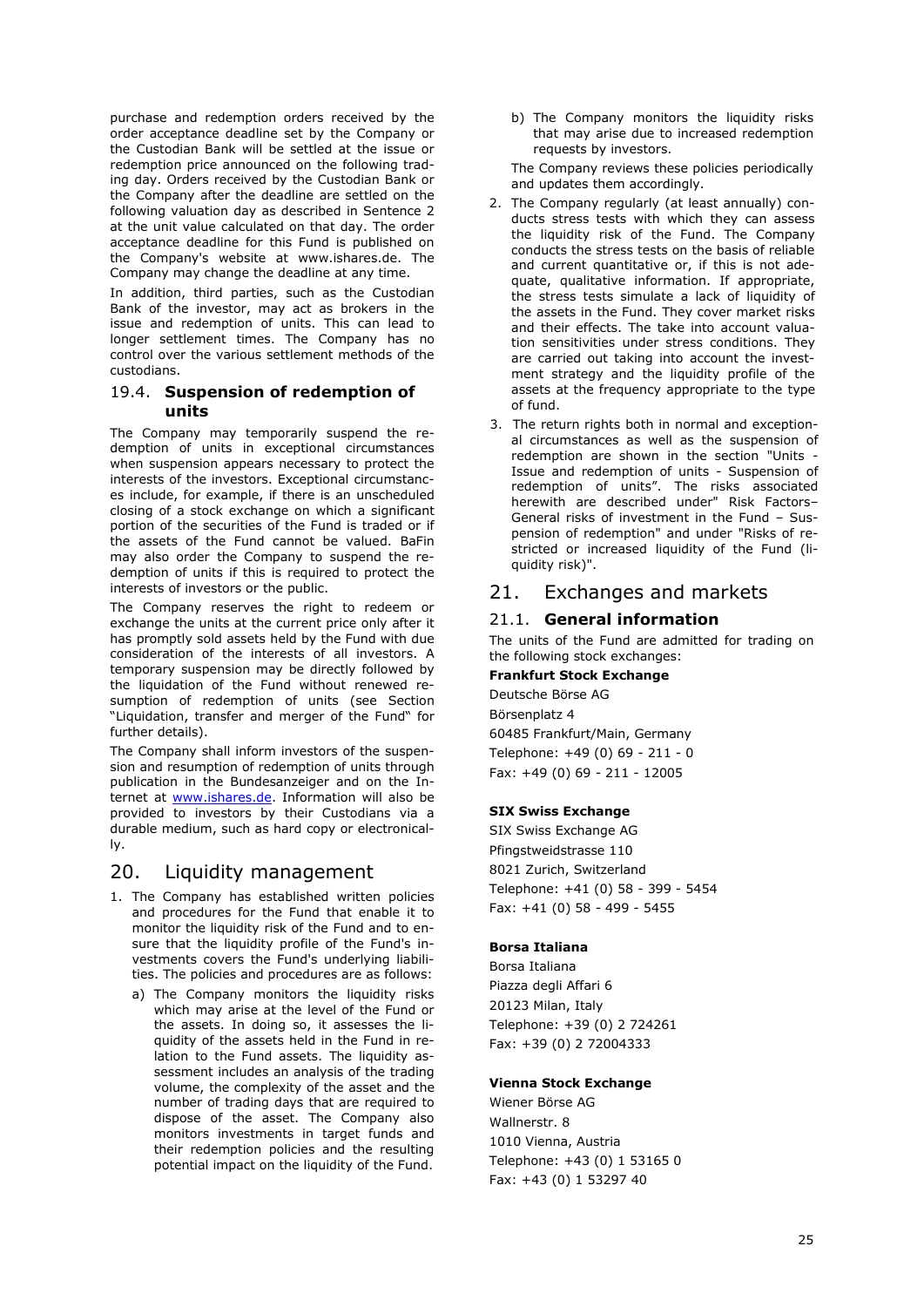purchase and redemption orders received by the order acceptance deadline set by the Company or the Custodian Bank will be settled at the issue or redemption price announced on the following trading day. Orders received by the Custodian Bank or the Company after the deadline are settled on the following valuation day as described in Sentence 2 at the unit value calculated on that day. The order acceptance deadline for this Fund is published on the Company's website at www.ishares.de. The Company may change the deadline at any time.

In addition, third parties, such as the Custodian Bank of the investor, may act as brokers in the issue and redemption of units. This can lead to longer settlement times. The Company has no control over the various settlement methods of the custodians.

### 19.4. **Suspension of redemption of units**

The Company may temporarily suspend the redemption of units in exceptional circumstances when suspension appears necessary to protect the interests of the investors. Exceptional circumstances include, for example, if there is an unscheduled closing of a stock exchange on which a significant portion of the securities of the Fund is traded or if the assets of the Fund cannot be valued. BaFin may also order the Company to suspend the redemption of units if this is required to protect the interests of investors or the public.

The Company reserves the right to redeem or exchange the units at the current price only after it has promptly sold assets held by the Fund with due consideration of the interests of all investors. A temporary suspension may be directly followed by the liquidation of the Fund without renewed resumption of redemption of units (see Section "Liquidation, transfer and merger of the Fund" for further details).

The Company shall inform investors of the suspension and resumption of redemption of units through publication in the Bundesanzeiger and on the Internet at www.ishares.de. Information will also be provided to investors by their Custodians via a durable medium, such as hard copy or electronically.

## 20. Liquidity management

1. The Company has established written policies and procedures for the Fund that enable it to monitor the liquidity risk of the Fund and to ensure that the liquidity profile of the Fund's investments covers the Fund's underlying liabilities. The policies and procedures are as follows:
   a) The Company monitors the liquidity risks which may arise at the level of the Fund or the assets. In doing so, it assesses the liquidity of the assets held in the Fund in relation to the Fund assets. The liquidity assessment includes an analysis of the trading volume, the complexity of the asset and the number of trading days that are required to dispose of the asset. The Company also monitors investments in target funds and their redemption policies and the resulting potential impact on the liquidity of the Fund.
   b) The Company monitors the liquidity risks that may arise due to increased redemption requests by investors.

   The Company reviews these policies periodically and updates them accordingly.
2. The Company regularly (at least annually) conducts stress tests with which they can assess the liquidity risk of the Fund. The Company conducts the stress tests on the basis of reliable and current quantitative or, if this is not adequate, qualitative information. If appropriate, the stress tests simulate a lack of liquidity of the assets in the Fund. They cover market risks and their effects. The take into account valuation sensitivities under stress conditions. They are carried out taking into account the investment strategy and the liquidity profile of the assets at the frequency appropriate to the type of fund.
3. The return rights both in normal and exceptional circumstances as well as the suspension of redemption are shown in the section "Units - Issue and redemption of units - Suspension of redemption of units". The risks associated herewith are described under" Risk Factors– General risks of investment in the Fund – Suspension of redemption" and under "Risks of restricted or increased liquidity of the Fund (liquidity risk)".

## 21. Exchanges and markets

### 21.1. **General information**

The units of the Fund are admitted for trading on the following stock exchanges:

**Frankfurt Stock Exchange**

Deutsche Börse AG
Börsenplatz 4
60485 Frankfurt/Main, Germany
Telephone: +49 (0) 69 - 211 - 0
Fax: +49 (0) 69 - 211 - 12005

**SIX Swiss Exchange**

SIX Swiss Exchange AG
Pfingstweidstrasse 110
8021 Zurich, Switzerland
Telephone: +41 (0) 58 - 399 - 5454
Fax: +41 (0) 58 - 499 - 5455

**Borsa Italiana**

Borsa Italiana
Piazza degli Affari 6
20123 Milan, Italy
Telephone: +39 (0) 2 724261
Fax: +39 (0) 2 72004333

**Vienna Stock Exchange**

Wiener Börse AG
Wallnerstr. 8
1010 Vienna, Austria
Telephone: +43 (0) 1 53165 0
Fax: +43 (0) 1 53297 40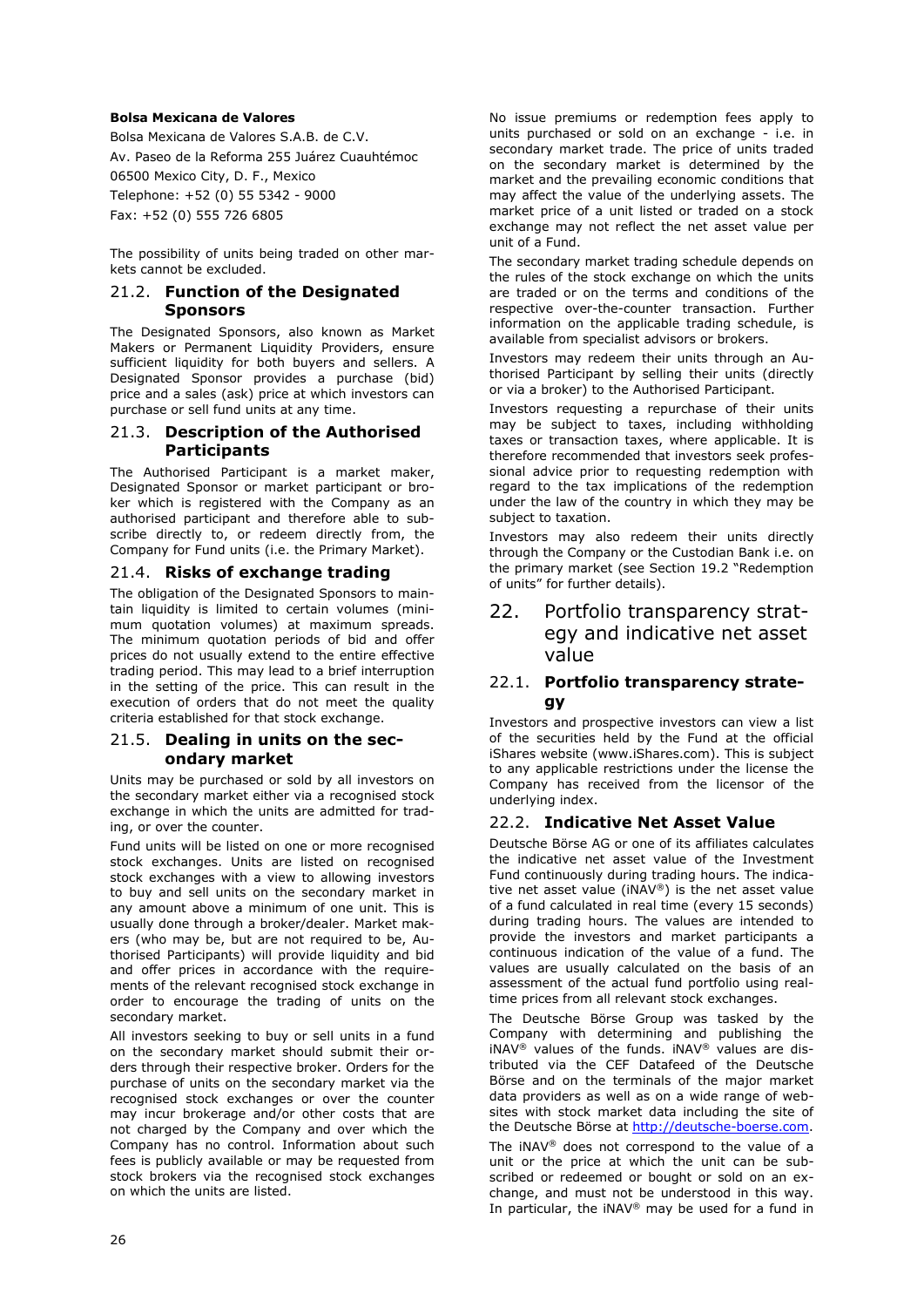**Bolsa Mexicana de Valores**

Bolsa Mexicana de Valores S.A.B. de C.V.
Av. Paseo de la Reforma 255 Juárez Cuauhtémoc
06500 Mexico City, D. F., Mexico
Telephone: +52 (0) 55 5342 - 9000
Fax: +52 (0) 555 726 6805

The possibility of units being traded on other markets cannot be excluded.

### 21.2. Function of the Designated Sponsors

The Designated Sponsors, also known as Market Makers or Permanent Liquidity Providers, ensure sufficient liquidity for both buyers and sellers. A Designated Sponsor provides a purchase (bid) price and a sales (ask) price at which investors can purchase or sell fund units at any time.

### 21.3. Description of the Authorised Participants

The Authorised Participant is a market maker, Designated Sponsor or market participant or broker which is registered with the Company as an authorised participant and therefore able to subscribe directly to, or redeem directly from, the Company for Fund units (i.e. the Primary Market).

### 21.4. Risks of exchange trading

The obligation of the Designated Sponsors to maintain liquidity is limited to certain volumes (minimum quotation volumes) at maximum spreads. The minimum quotation periods of bid and offer prices do not usually extend to the entire effective trading period. This may lead to a brief interruption in the setting of the price. This can result in the execution of orders that do not meet the quality criteria established for that stock exchange.

### 21.5. Dealing in units on the secondary market

Units may be purchased or sold by all investors on the secondary market either via a recognised stock exchange in which the units are admitted for trading, or over the counter.

Fund units will be listed on one or more recognised stock exchanges. Units are listed on recognised stock exchanges with a view to allowing investors to buy and sell units on the secondary market in any amount above a minimum of one unit. This is usually done through a broker/dealer. Market makers (who may be, but are not required to be, Authorised Participants) will provide liquidity and bid and offer prices in accordance with the requirements of the relevant recognised stock exchange in order to encourage the trading of units on the secondary market.

All investors seeking to buy or sell units in a fund on the secondary market should submit their orders through their respective broker. Orders for the purchase of units on the secondary market via the recognised stock exchanges or over the counter may incur brokerage and/or other costs that are not charged by the Company and over which the Company has no control. Information about such fees is publicly available or may be requested from stock brokers via the recognised stock exchanges on which the units are listed.

No issue premiums or redemption fees apply to units purchased or sold on an exchange - i.e. in secondary market trade. The price of units traded on the secondary market is determined by the market and the prevailing economic conditions that may affect the value of the underlying assets. The market price of a unit listed or traded on a stock exchange may not reflect the net asset value per unit of a Fund.

The secondary market trading schedule depends on the rules of the stock exchange on which the units are traded or on the terms and conditions of the respective over-the-counter transaction. Further information on the applicable trading schedule, is available from specialist advisors or brokers.

Investors may redeem their units through an Authorised Participant by selling their units (directly or via a broker) to the Authorised Participant.

Investors requesting a repurchase of their units may be subject to taxes, including withholding taxes or transaction taxes, where applicable. It is therefore recommended that investors seek professional advice prior to requesting redemption with regard to the tax implications of the redemption under the law of the country in which they may be subject to taxation.

Investors may also redeem their units directly through the Company or the Custodian Bank i.e. on the primary market (see Section 19.2 "Redemption of units" for further details).

## 22. Portfolio transparency strategy and indicative net asset value

### 22.1. Portfolio transparency strategy

Investors and prospective investors can view a list of the securities held by the Fund at the official iShares website (www.iShares.com). This is subject to any applicable restrictions under the license the Company has received from the licensor of the underlying index.

### 22.2. Indicative Net Asset Value

Deutsche Börse AG or one of its affiliates calculates the indicative net asset value of the Investment Fund continuously during trading hours. The indicative net asset value (iNAV®) is the net asset value of a fund calculated in real time (every 15 seconds) during trading hours. The values are intended to provide the investors and market participants a continuous indication of the value of a fund. The values are usually calculated on the basis of an assessment of the actual fund portfolio using real-time prices from all relevant stock exchanges.

The Deutsche Börse Group was tasked by the Company with determining and publishing the iNAV® values of the funds. iNAV® values are distributed via the CEF Datafeed of the Deutsche Börse and on the terminals of the major market data providers as well as on a wide range of websites with stock market data including the site of the Deutsche Börse at http://deutsche-boerse.com.

The iNAV® does not correspond to the value of a unit or the price at which the unit can be subscribed or redeemed or bought or sold on an exchange, and must not be understood in this way. In particular, the iNAV® may be used for a fund in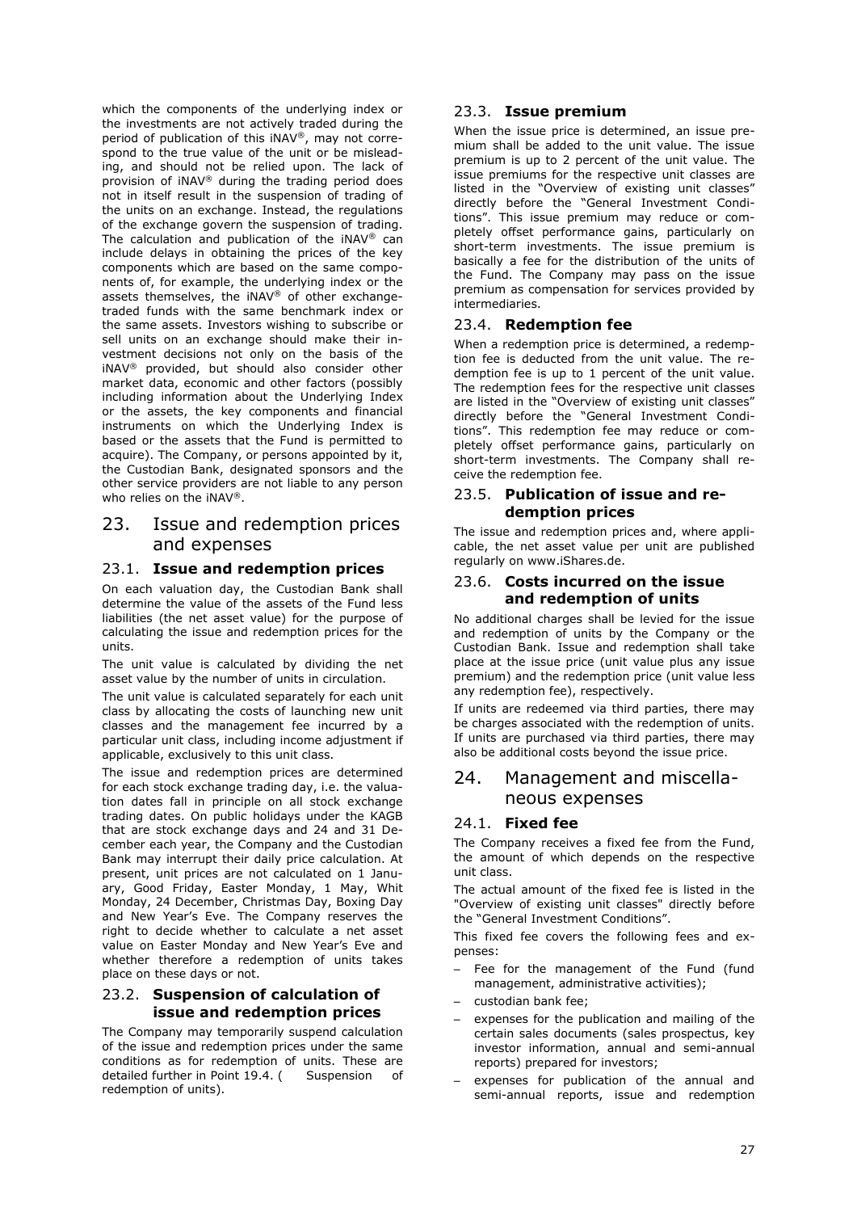which the components of the underlying index or the investments are not actively traded during the period of publication of this iNAV®, may not correspond to the true value of the unit or be misleading, and should not be relied upon. The lack of provision of iNAV® during the trading period does not in itself result in the suspension of trading of the units on an exchange. Instead, the regulations of the exchange govern the suspension of trading. The calculation and publication of the iNAV® can include delays in obtaining the prices of the key components which are based on the same components of, for example, the underlying index or the assets themselves, the iNAV® of other exchange-traded funds with the same benchmark index or the same assets. Investors wishing to subscribe or sell units on an exchange should make their investment decisions not only on the basis of the iNAV® provided, but should also consider other market data, economic and other factors (possibly including information about the Underlying Index or the assets, the key components and financial instruments on which the Underlying Index is based or the assets that the Fund is permitted to acquire). The Company, or persons appointed by it, the Custodian Bank, designated sponsors and the other service providers are not liable to any person who relies on the iNAV®.

# 23. Issue and redemption prices and expenses

## 23.1. **Issue and redemption prices**

On each valuation day, the Custodian Bank shall determine the value of the assets of the Fund less liabilities (the net asset value) for the purpose of calculating the issue and redemption prices for the units.

The unit value is calculated by dividing the net asset value by the number of units in circulation.

The unit value is calculated separately for each unit class by allocating the costs of launching new unit classes and the management fee incurred by a particular unit class, including income adjustment if applicable, exclusively to this unit class.

The issue and redemption prices are determined for each stock exchange trading day, i.e. the valuation dates fall in principle on all stock exchange trading dates. On public holidays under the KAGB that are stock exchange days and 24 and 31 December each year, the Company and the Custodian Bank may interrupt their daily price calculation. At present, unit prices are not calculated on 1 January, Good Friday, Easter Monday, 1 May, Whit Monday, 24 December, Christmas Day, Boxing Day and New Year's Eve. The Company reserves the right to decide whether to calculate a net asset value on Easter Monday and New Year's Eve and whether therefore a redemption of units takes place on these days or not.

## 23.2. **Suspension of calculation of issue and redemption prices**

The Company may temporarily suspend calculation of the issue and redemption prices under the same conditions as for redemption of units. These are detailed further in Point 19.4. ( Suspension of redemption of units).

## 23.3. **Issue premium**

When the issue price is determined, an issue premium shall be added to the unit value. The issue premium is up to 2 percent of the unit value. The issue premiums for the respective unit classes are listed in the "Overview of existing unit classes" directly before the "General Investment Conditions". This issue premium may reduce or completely offset performance gains, particularly on short-term investments. The issue premium is basically a fee for the distribution of the units of the Fund. The Company may pass on the issue premium as compensation for services provided by intermediaries.

## 23.4. **Redemption fee**

When a redemption price is determined, a redemption fee is deducted from the unit value. The redemption fee is up to 1 percent of the unit value. The redemption fees for the respective unit classes are listed in the "Overview of existing unit classes" directly before the "General Investment Conditions". This redemption fee may reduce or completely offset performance gains, particularly on short-term investments. The Company shall receive the redemption fee.

## 23.5. **Publication of issue and redemption prices**

The issue and redemption prices and, where applicable, the net asset value per unit are published regularly on www.iShares.de.

## 23.6. **Costs incurred on the issue and redemption of units**

No additional charges shall be levied for the issue and redemption of units by the Company or the Custodian Bank. Issue and redemption shall take place at the issue price (unit value plus any issue premium) and the redemption price (unit value less any redemption fee), respectively.

If units are redeemed via third parties, there may be charges associated with the redemption of units. If units are purchased via third parties, there may also be additional costs beyond the issue price.

# 24. Management and miscellaneous expenses

## 24.1. **Fixed fee**

The Company receives a fixed fee from the Fund, the amount of which depends on the respective unit class.

The actual amount of the fixed fee is listed in the "Overview of existing unit classes" directly before the "General Investment Conditions".

This fixed fee covers the following fees and expenses:

- Fee for the management of the Fund (fund management, administrative activities);
- custodian bank fee;
- expenses for the publication and mailing of the certain sales documents (sales prospectus, key investor information, annual and semi-annual reports) prepared for investors;
- expenses for publication of the annual and semi-annual reports, issue and redemption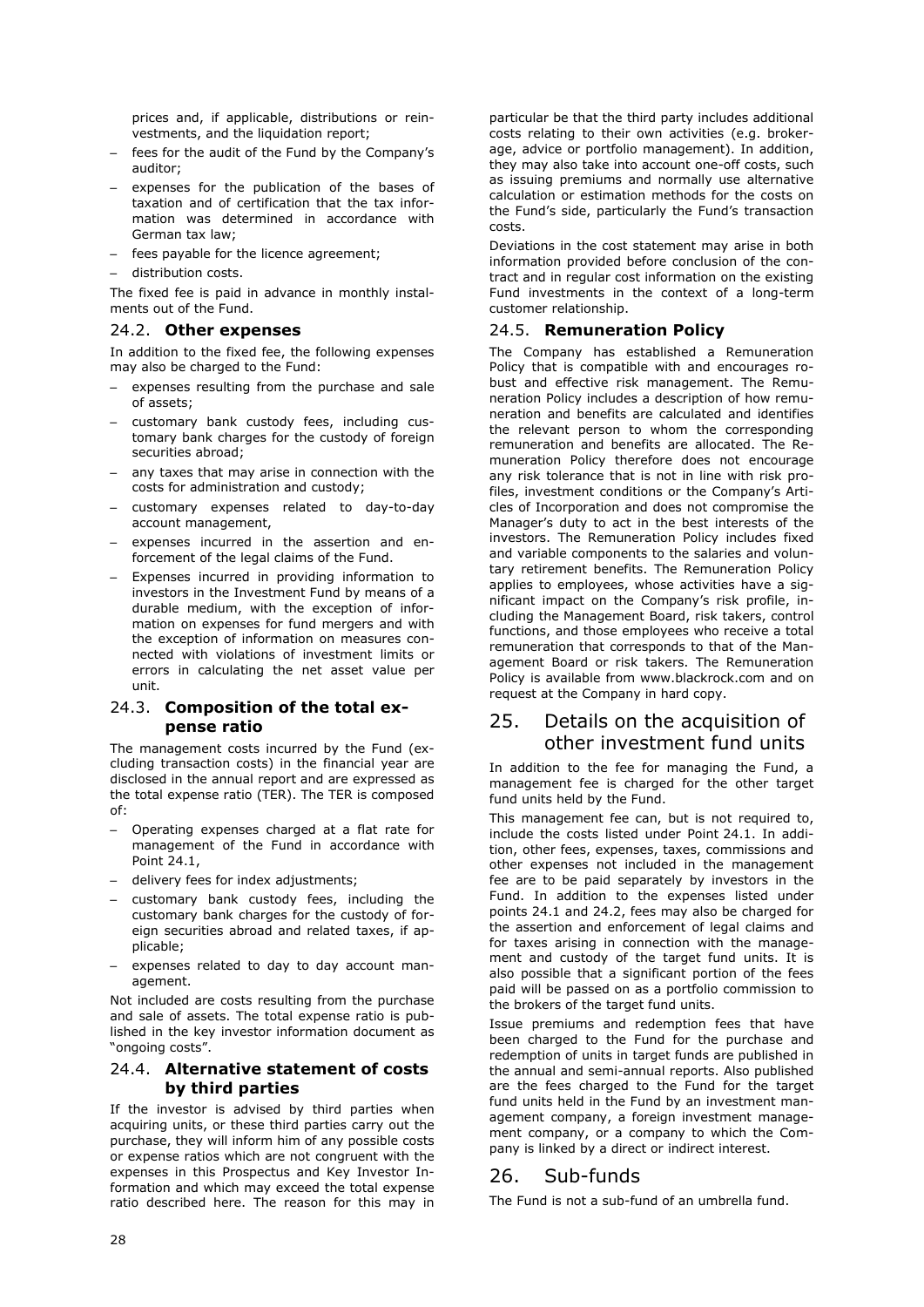prices and, if applicable, distributions or reinvestments, and the liquidation report;

- fees for the audit of the Fund by the Company's auditor;
- expenses for the publication of the bases of taxation and of certification that the tax information was determined in accordance with German tax law;
- fees payable for the licence agreement;
- distribution costs.

The fixed fee is paid in advance in monthly instalments out of the Fund.

### 24.2. Other expenses

In addition to the fixed fee, the following expenses may also be charged to the Fund:

- expenses resulting from the purchase and sale of assets;
- customary bank custody fees, including customary bank charges for the custody of foreign securities abroad;
- any taxes that may arise in connection with the costs for administration and custody;
- customary expenses related to day-to-day account management,
- expenses incurred in the assertion and enforcement of the legal claims of the Fund.
- Expenses incurred in providing information to investors in the Investment Fund by means of a durable medium, with the exception of information on expenses for fund mergers and with the exception of information on measures connected with violations of investment limits or errors in calculating the net asset value per unit.

### 24.3. Composition of the total expense ratio

The management costs incurred by the Fund (excluding transaction costs) in the financial year are disclosed in the annual report and are expressed as the total expense ratio (TER). The TER is composed of:

- Operating expenses charged at a flat rate for management of the Fund in accordance with Point 24.1,
- delivery fees for index adjustments;
- customary bank custody fees, including the customary bank charges for the custody of foreign securities abroad and related taxes, if applicable;
- expenses related to day to day account management.

Not included are costs resulting from the purchase and sale of assets. The total expense ratio is published in the key investor information document as "ongoing costs".

### 24.4. Alternative statement of costs by third parties

If the investor is advised by third parties when acquiring units, or these third parties carry out the purchase, they will inform him of any possible costs or expense ratios which are not congruent with the expenses in this Prospectus and Key Investor Information and which may exceed the total expense ratio described here. The reason for this may in particular be that the third party includes additional costs relating to their own activities (e.g. brokerage, advice or portfolio management). In addition, they may also take into account one-off costs, such as issuing premiums and normally use alternative calculation or estimation methods for the costs on the Fund's side, particularly the Fund's transaction costs.

Deviations in the cost statement may arise in both information provided before conclusion of the contract and in regular cost information on the existing Fund investments in the context of a long-term customer relationship.

### 24.5. Remuneration Policy

The Company has established a Remuneration Policy that is compatible with and encourages robust and effective risk management. The Remuneration Policy includes a description of how remuneration and benefits are calculated and identifies the relevant person to whom the corresponding remuneration and benefits are allocated. The Remuneration Policy therefore does not encourage any risk tolerance that is not in line with risk profiles, investment conditions or the Company's Articles of Incorporation and does not compromise the Manager's duty to act in the best interests of the investors. The Remuneration Policy includes fixed and variable components to the salaries and voluntary retirement benefits. The Remuneration Policy applies to employees, whose activities have a significant impact on the Company's risk profile, including the Management Board, risk takers, control functions, and those employees who receive a total remuneration that corresponds to that of the Management Board or risk takers. The Remuneration Policy is available from www.blackrock.com and on request at the Company in hard copy.

## 25. Details on the acquisition of other investment fund units

In addition to the fee for managing the Fund, a management fee is charged for the other target fund units held by the Fund.

This management fee can, but is not required to, include the costs listed under Point 24.1. In addition, other fees, expenses, taxes, commissions and other expenses not included in the management fee are to be paid separately by investors in the Fund. In addition to the expenses listed under points 24.1 and 24.2, fees may also be charged for the assertion and enforcement of legal claims and for taxes arising in connection with the management and custody of the target fund units. It is also possible that a significant portion of the fees paid will be passed on as a portfolio commission to the brokers of the target fund units.

Issue premiums and redemption fees that have been charged to the Fund for the purchase and redemption of units in target funds are published in the annual and semi-annual reports. Also published are the fees charged to the Fund for the target fund units held in the Fund by an investment management company, a foreign investment management company, or a company to which the Company is linked by a direct or indirect interest.

## 26. Sub-funds

The Fund is not a sub-fund of an umbrella fund.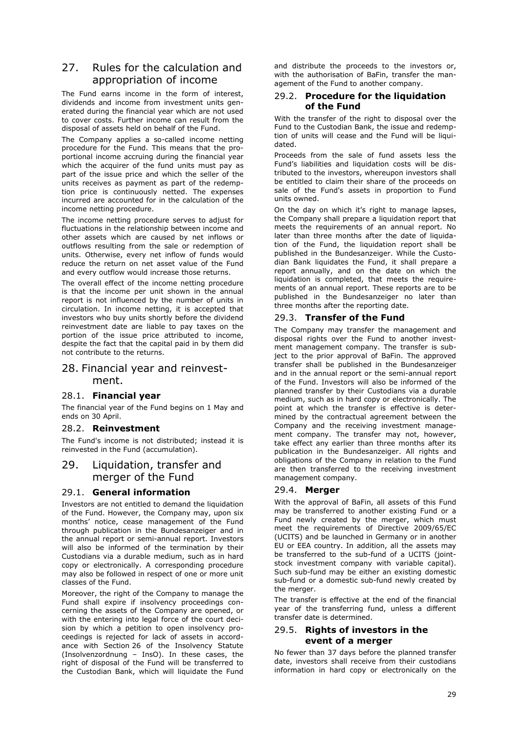# 27. Rules for the calculation and appropriation of income

The Fund earns income in the form of interest, dividends and income from investment units generated during the financial year which are not used to cover costs. Further income can result from the disposal of assets held on behalf of the Fund.

The Company applies a so-called income netting procedure for the Fund. This means that the proportional income accruing during the financial year which the acquirer of the fund units must pay as part of the issue price and which the seller of the units receives as payment as part of the redemption price is continuously netted. The expenses incurred are accounted for in the calculation of the income netting procedure.

The income netting procedure serves to adjust for fluctuations in the relationship between income and other assets which are caused by net inflows or outflows resulting from the sale or redemption of units. Otherwise, every net inflow of funds would reduce the return on net asset value of the Fund and every outflow would increase those returns.

The overall effect of the income netting procedure is that the income per unit shown in the annual report is not influenced by the number of units in circulation. In income netting, it is accepted that investors who buy units shortly before the dividend reinvestment date are liable to pay taxes on the portion of the issue price attributed to income, despite the fact that the capital paid in by them did not contribute to the returns.

# 28. Financial year and reinvestment.

## 28.1. Financial year

The financial year of the Fund begins on 1 May and ends on 30 April.

## 28.2. Reinvestment

The Fund's income is not distributed; instead it is reinvested in the Fund (accumulation).

# 29. Liquidation, transfer and merger of the Fund

## 29.1. General information

Investors are not entitled to demand the liquidation of the Fund. However, the Company may, upon six months' notice, cease management of the Fund through publication in the Bundesanzeiger and in the annual report or semi-annual report. Investors will also be informed of the termination by their Custodians via a durable medium, such as in hard copy or electronically. A corresponding procedure may also be followed in respect of one or more unit classes of the Fund.

Moreover, the right of the Company to manage the Fund shall expire if insolvency proceedings concerning the assets of the Company are opened, or with the entering into legal force of the court decision by which a petition to open insolvency proceedings is rejected for lack of assets in accordance with Section 26 of the Insolvency Statute (Insolvenzordnung – InsO). In these cases, the right of disposal of the Fund will be transferred to the Custodian Bank, which will liquidate the Fund and distribute the proceeds to the investors or, with the authorisation of BaFin, transfer the management of the Fund to another company.

## 29.2. Procedure for the liquidation of the Fund

With the transfer of the right to disposal over the Fund to the Custodian Bank, the issue and redemption of units will cease and the Fund will be liquidated.

Proceeds from the sale of fund assets less the Fund's liabilities and liquidation costs will be distributed to the investors, whereupon investors shall be entitled to claim their share of the proceeds on sale of the Fund's assets in proportion to Fund units owned.

On the day on which it's right to manage lapses, the Company shall prepare a liquidation report that meets the requirements of an annual report. No later than three months after the date of liquidation of the Fund, the liquidation report shall be published in the Bundesanzeiger. While the Custodian Bank liquidates the Fund, it shall prepare a report annually, and on the date on which the liquidation is completed, that meets the requirements of an annual report. These reports are to be published in the Bundesanzeiger no later than three months after the reporting date.

## 29.3. Transfer of the Fund

The Company may transfer the management and disposal rights over the Fund to another investment management company. The transfer is subject to the prior approval of BaFin. The approved transfer shall be published in the Bundesanzeiger and in the annual report or the semi-annual report of the Fund. Investors will also be informed of the planned transfer by their Custodians via a durable medium, such as in hard copy or electronically. The point at which the transfer is effective is determined by the contractual agreement between the Company and the receiving investment management company. The transfer may not, however, take effect any earlier than three months after its publication in the Bundesanzeiger. All rights and obligations of the Company in relation to the Fund are then transferred to the receiving investment management company.

## 29.4. Merger

With the approval of BaFin, all assets of this Fund may be transferred to another existing Fund or a Fund newly created by the merger, which must meet the requirements of Directive 2009/65/EC (UCITS) and be launched in Germany or in another EU or EEA country. In addition, all the assets may be transferred to the sub-fund of a UCITS (joint-stock investment company with variable capital). Such sub-fund may be either an existing domestic sub-fund or a domestic sub-fund newly created by the merger.

The transfer is effective at the end of the financial year of the transferring fund, unless a different transfer date is determined.

## 29.5. Rights of investors in the event of a merger

No fewer than 37 days before the planned transfer date, investors shall receive from their custodians information in hard copy or electronically on the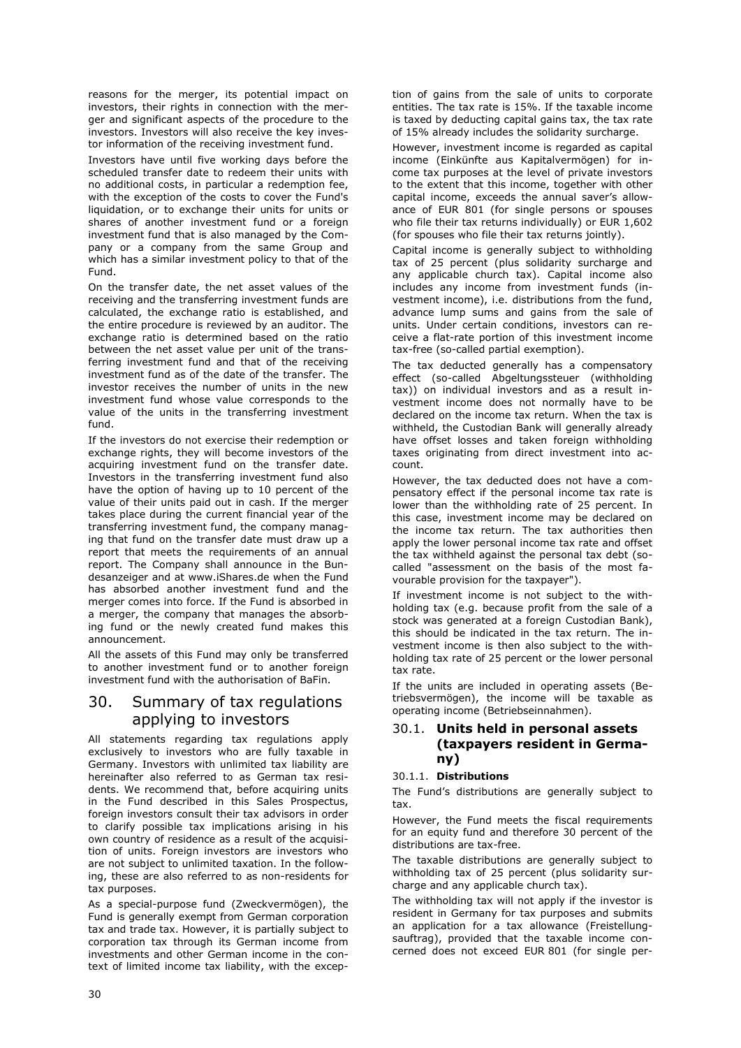reasons for the merger, its potential impact on investors, their rights in connection with the merger and significant aspects of the procedure to the investors. Investors will also receive the key investor information of the receiving investment fund.

Investors have until five working days before the scheduled transfer date to redeem their units with no additional costs, in particular a redemption fee, with the exception of the costs to cover the Fund's liquidation, or to exchange their units for units or shares of another investment fund or a foreign investment fund that is also managed by the Company or a company from the same Group and which has a similar investment policy to that of the Fund.

On the transfer date, the net asset values of the receiving and the transferring investment funds are calculated, the exchange ratio is established, and the entire procedure is reviewed by an auditor. The exchange ratio is determined based on the ratio between the net asset value per unit of the transferring investment fund and that of the receiving investment fund as of the date of the transfer. The investor receives the number of units in the new investment fund whose value corresponds to the value of the units in the transferring investment fund.

If the investors do not exercise their redemption or exchange rights, they will become investors of the acquiring investment fund on the transfer date. Investors in the transferring investment fund also have the option of having up to 10 percent of the value of their units paid out in cash. If the merger takes place during the current financial year of the transferring investment fund, the company managing that fund on the transfer date must draw up a report that meets the requirements of an annual report. The Company shall announce in the Bundesanzeiger and at www.iShares.de when the Fund has absorbed another investment fund and the merger comes into force. If the Fund is absorbed in a merger, the company that manages the absorbing fund or the newly created fund makes this announcement.

All the assets of this Fund may only be transferred to another investment fund or to another foreign investment fund with the authorisation of BaFin.

# 30. Summary of tax regulations applying to investors

All statements regarding tax regulations apply exclusively to investors who are fully taxable in Germany. Investors with unlimited tax liability are hereinafter also referred to as German tax residents. We recommend that, before acquiring units in the Fund described in this Sales Prospectus, foreign investors consult their tax advisors in order to clarify possible tax implications arising in his own country of residence as a result of the acquisition of units. Foreign investors are investors who are not subject to unlimited taxation. In the following, these are also referred to as non-residents for tax purposes.

As a special-purpose fund (Zweckvermögen), the Fund is generally exempt from German corporation tax and trade tax. However, it is partially subject to corporation tax through its German income from investments and other German income in the context of limited income tax liability, with the exception of gains from the sale of units to corporate entities. The tax rate is 15%. If the taxable income is taxed by deducting capital gains tax, the tax rate of 15% already includes the solidarity surcharge.

However, investment income is regarded as capital income (Einkünfte aus Kapitalvermögen) for income tax purposes at the level of private investors to the extent that this income, together with other capital income, exceeds the annual saver's allowance of EUR 801 (for single persons or spouses who file their tax returns individually) or EUR 1,602 (for spouses who file their tax returns jointly).

Capital income is generally subject to withholding tax of 25 percent (plus solidarity surcharge and any applicable church tax). Capital income also includes any income from investment funds (investment income), i.e. distributions from the fund, advance lump sums and gains from the sale of units. Under certain conditions, investors can receive a flat-rate portion of this investment income tax-free (so-called partial exemption).

The tax deducted generally has a compensatory effect (so-called Abgeltungssteuer (withholding tax)) on individual investors and as a result investment income does not normally have to be declared on the income tax return. When the tax is withheld, the Custodian Bank will generally already have offset losses and taken foreign withholding taxes originating from direct investment into account.

However, the tax deducted does not have a compensatory effect if the personal income tax rate is lower than the withholding rate of 25 percent. In this case, investment income may be declared on the income tax return. The tax authorities then apply the lower personal income tax rate and offset the tax withheld against the personal tax debt (so-called "assessment on the basis of the most favourable provision for the taxpayer").

If investment income is not subject to the withholding tax (e.g. because profit from the sale of a stock was generated at a foreign Custodian Bank), this should be indicated in the tax return. The investment income is then also subject to the withholding tax rate of 25 percent or the lower personal tax rate.

If the units are included in operating assets (Betriebsvermögen), the income will be taxable as operating income (Betriebseinnahmen).

## 30.1. Units held in personal assets (taxpayers resident in Germany)

### 30.1.1. Distributions

The Fund's distributions are generally subject to tax.

However, the Fund meets the fiscal requirements for an equity fund and therefore 30 percent of the distributions are tax-free.

The taxable distributions are generally subject to withholding tax of 25 percent (plus solidarity surcharge and any applicable church tax).

The withholding tax will not apply if the investor is resident in Germany for tax purposes and submits an application for a tax allowance (Freistellungsauftrag), provided that the taxable income concerned does not exceed EUR 801 (for single per-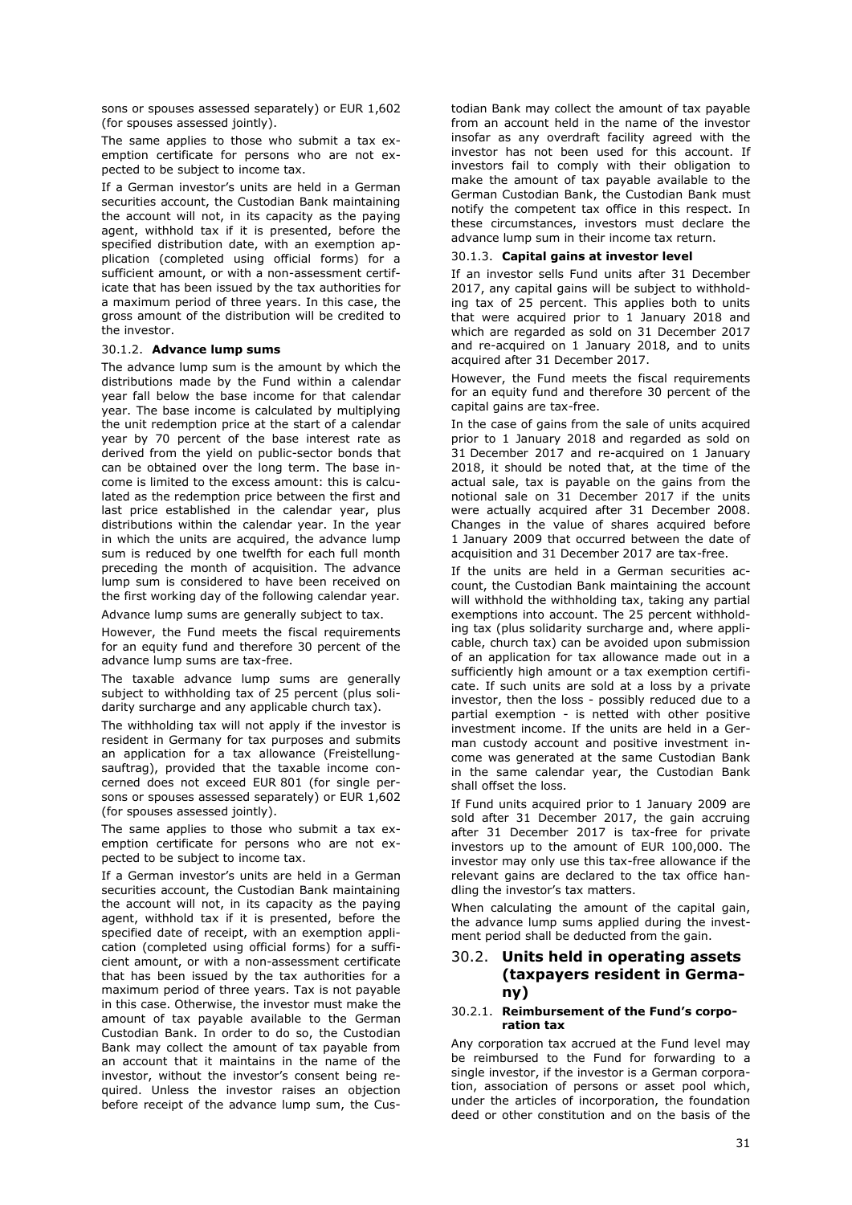sons or spouses assessed separately) or EUR 1,602 (for spouses assessed jointly).

The same applies to those who submit a tax exemption certificate for persons who are not expected to be subject to income tax.

If a German investor's units are held in a German securities account, the Custodian Bank maintaining the account will not, in its capacity as the paying agent, withhold tax if it is presented, before the specified distribution date, with an exemption application (completed using official forms) for a sufficient amount, or with a non-assessment certificate that has been issued by the tax authorities for a maximum period of three years. In this case, the gross amount of the distribution will be credited to the investor.

#### 30.1.2. **Advance lump sums**

The advance lump sum is the amount by which the distributions made by the Fund within a calendar year fall below the base income for that calendar year. The base income is calculated by multiplying the unit redemption price at the start of a calendar year by 70 percent of the base interest rate as derived from the yield on public-sector bonds that can be obtained over the long term. The base income is limited to the excess amount: this is calculated as the redemption price between the first and last price established in the calendar year, plus distributions within the calendar year. In the year in which the units are acquired, the advance lump sum is reduced by one twelfth for each full month preceding the month of acquisition. The advance lump sum is considered to have been received on the first working day of the following calendar year.

Advance lump sums are generally subject to tax.

However, the Fund meets the fiscal requirements for an equity fund and therefore 30 percent of the advance lump sums are tax-free.

The taxable advance lump sums are generally subject to withholding tax of 25 percent (plus solidarity surcharge and any applicable church tax).

The withholding tax will not apply if the investor is resident in Germany for tax purposes and submits an application for a tax allowance (Freistellungsauftrag), provided that the taxable income concerned does not exceed EUR 801 (for single persons or spouses assessed separately) or EUR 1,602 (for spouses assessed jointly).

The same applies to those who submit a tax exemption certificate for persons who are not expected to be subject to income tax.

If a German investor's units are held in a German securities account, the Custodian Bank maintaining the account will not, in its capacity as the paying agent, withhold tax if it is presented, before the specified date of receipt, with an exemption application (completed using official forms) for a sufficient amount, or with a non-assessment certificate that has been issued by the tax authorities for a maximum period of three years. Tax is not payable in this case. Otherwise, the investor must make the amount of tax payable available to the German Custodian Bank. In order to do so, the Custodian Bank may collect the amount of tax payable from an account that it maintains in the name of the investor, without the investor's consent being required. Unless the investor raises an objection before receipt of the advance lump sum, the Custodian Bank may collect the amount of tax payable from an account held in the name of the investor insofar as any overdraft facility agreed with the investor has not been used for this account. If investors fail to comply with their obligation to make the amount of tax payable available to the German Custodian Bank, the Custodian Bank must notify the competent tax office in this respect. In these circumstances, investors must declare the advance lump sum in their income tax return.

#### 30.1.3. **Capital gains at investor level**

If an investor sells Fund units after 31 December 2017, any capital gains will be subject to withholding tax of 25 percent. This applies both to units that were acquired prior to 1 January 2018 and which are regarded as sold on 31 December 2017 and re-acquired on 1 January 2018, and to units acquired after 31 December 2017.

However, the Fund meets the fiscal requirements for an equity fund and therefore 30 percent of the capital gains are tax-free.

In the case of gains from the sale of units acquired prior to 1 January 2018 and regarded as sold on 31 December 2017 and re-acquired on 1 January 2018, it should be noted that, at the time of the actual sale, tax is payable on the gains from the notional sale on 31 December 2017 if the units were actually acquired after 31 December 2008. Changes in the value of shares acquired before 1 January 2009 that occurred between the date of acquisition and 31 December 2017 are tax-free.

If the units are held in a German securities account, the Custodian Bank maintaining the account will withhold the withholding tax, taking any partial exemptions into account. The 25 percent withholding tax (plus solidarity surcharge and, where applicable, church tax) can be avoided upon submission of an application for tax allowance made out in a sufficiently high amount or a tax exemption certificate. If such units are sold at a loss by a private investor, then the loss - possibly reduced due to a partial exemption - is netted with other positive investment income. If the units are held in a German custody account and positive investment income was generated at the same Custodian Bank in the same calendar year, the Custodian Bank shall offset the loss.

If Fund units acquired prior to 1 January 2009 are sold after 31 December 2017, the gain accruing after 31 December 2017 is tax-free for private investors up to the amount of EUR 100,000. The investor may only use this tax-free allowance if the relevant gains are declared to the tax office handling the investor's tax matters.

When calculating the amount of the capital gain, the advance lump sums applied during the investment period shall be deducted from the gain.

## 30.2. **Units held in operating assets (taxpayers resident in Germany)**

#### 30.2.1. **Reimbursement of the Fund's corporation tax**

Any corporation tax accrued at the Fund level may be reimbursed to the Fund for forwarding to a single investor, if the investor is a German corporation, association of persons or asset pool which, under the articles of incorporation, the foundation deed or other constitution and on the basis of the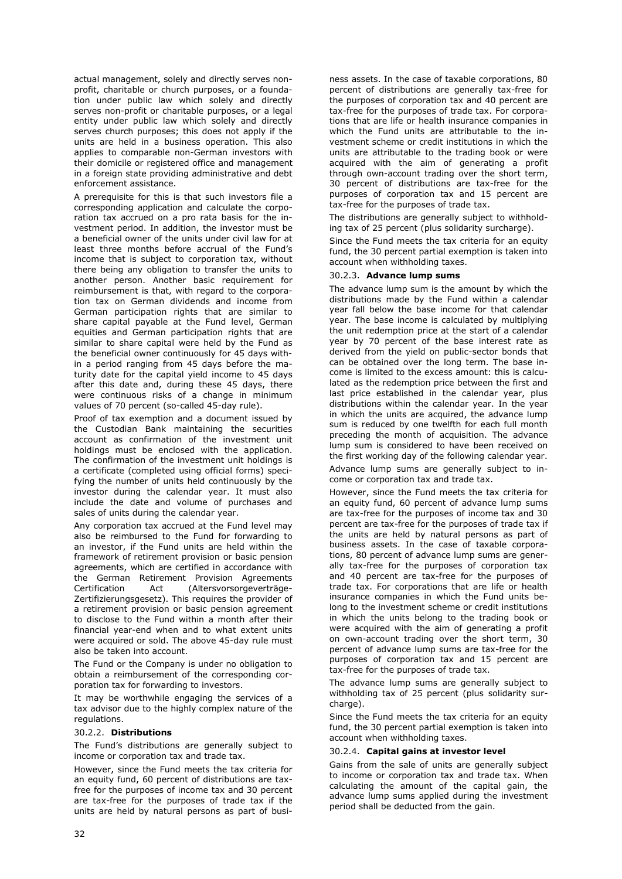actual management, solely and directly serves non-profit, charitable or church purposes, or a foundation under public law which solely and directly serves non-profit or charitable purposes, or a legal entity under public law which solely and directly serves church purposes; this does not apply if the units are held in a business operation. This also applies to comparable non-German investors with their domicile or registered office and management in a foreign state providing administrative and debt enforcement assistance.

A prerequisite for this is that such investors file a corresponding application and calculate the corporation tax accrued on a pro rata basis for the investment period. In addition, the investor must be a beneficial owner of the units under civil law for at least three months before accrual of the Fund's income that is subject to corporation tax, without there being any obligation to transfer the units to another person. Another basic requirement for reimbursement is that, with regard to the corporation tax on German dividends and income from German participation rights that are similar to share capital payable at the Fund level, German equities and German participation rights that are similar to share capital were held by the Fund as the beneficial owner continuously for 45 days within a period ranging from 45 days before the maturity date for the capital yield income to 45 days after this date and, during these 45 days, there were continuous risks of a change in minimum values of 70 percent (so-called 45-day rule).

Proof of tax exemption and a document issued by the Custodian Bank maintaining the securities account as confirmation of the investment unit holdings must be enclosed with the application. The confirmation of the investment unit holdings is a certificate (completed using official forms) specifying the number of units held continuously by the investor during the calendar year. It must also include the date and volume of purchases and sales of units during the calendar year.

Any corporation tax accrued at the Fund level may also be reimbursed to the Fund for forwarding to an investor, if the Fund units are held within the framework of retirement provision or basic pension agreements, which are certified in accordance with the German Retirement Provision Agreements Certification Act (Altersvorsorgeverträge-Zertifizierungsgesetz). This requires the provider of a retirement provision or basic pension agreement to disclose to the Fund within a month after their financial year-end when and to what extent units were acquired or sold. The above 45-day rule must also be taken into account.

The Fund or the Company is under no obligation to obtain a reimbursement of the corresponding corporation tax for forwarding to investors.

It may be worthwhile engaging the services of a tax advisor due to the highly complex nature of the regulations.

#### 30.2.2. **Distributions**

The Fund's distributions are generally subject to income or corporation tax and trade tax.

However, since the Fund meets the tax criteria for an equity fund, 60 percent of distributions are tax-free for the purposes of income tax and 30 percent are tax-free for the purposes of trade tax if the units are held by natural persons as part of business assets. In the case of taxable corporations, 80 percent of distributions are generally tax-free for the purposes of corporation tax and 40 percent are tax-free for the purposes of trade tax. For corporations that are life or health insurance companies in which the Fund units are attributable to the investment scheme or credit institutions in which the units are attributable to the trading book or were acquired with the aim of generating a profit through own-account trading over the short term, 30 percent of distributions are tax-free for the purposes of corporation tax and 15 percent are tax-free for the purposes of trade tax.

The distributions are generally subject to withholding tax of 25 percent (plus solidarity surcharge).

Since the Fund meets the tax criteria for an equity fund, the 30 percent partial exemption is taken into account when withholding taxes.

#### 30.2.3. **Advance lump sums**

The advance lump sum is the amount by which the distributions made by the Fund within a calendar year fall below the base income for that calendar year. The base income is calculated by multiplying the unit redemption price at the start of a calendar year by 70 percent of the base interest rate as derived from the yield on public-sector bonds that can be obtained over the long term. The base income is limited to the excess amount: this is calculated as the redemption price between the first and last price established in the calendar year, plus distributions within the calendar year. In the year in which the units are acquired, the advance lump sum is reduced by one twelfth for each full month preceding the month of acquisition. The advance lump sum is considered to have been received on the first working day of the following calendar year.

Advance lump sums are generally subject to income or corporation tax and trade tax.

However, since the Fund meets the tax criteria for an equity fund, 60 percent of advance lump sums are tax-free for the purposes of income tax and 30 percent are tax-free for the purposes of trade tax if the units are held by natural persons as part of business assets. In the case of taxable corporations, 80 percent of advance lump sums are generally tax-free for the purposes of corporation tax and 40 percent are tax-free for the purposes of trade tax. For corporations that are life or health insurance companies in which the Fund units belong to the investment scheme or credit institutions in which the units belong to the trading book or were acquired with the aim of generating a profit on own-account trading over the short term, 30 percent of advance lump sums are tax-free for the purposes of corporation tax and 15 percent are tax-free for the purposes of trade tax.

The advance lump sums are generally subject to withholding tax of 25 percent (plus solidarity surcharge).

Since the Fund meets the tax criteria for an equity fund, the 30 percent partial exemption is taken into account when withholding taxes.

#### 30.2.4. **Capital gains at investor level**

Gains from the sale of units are generally subject to income or corporation tax and trade tax. When calculating the amount of the capital gain, the advance lump sums applied during the investment period shall be deducted from the gain.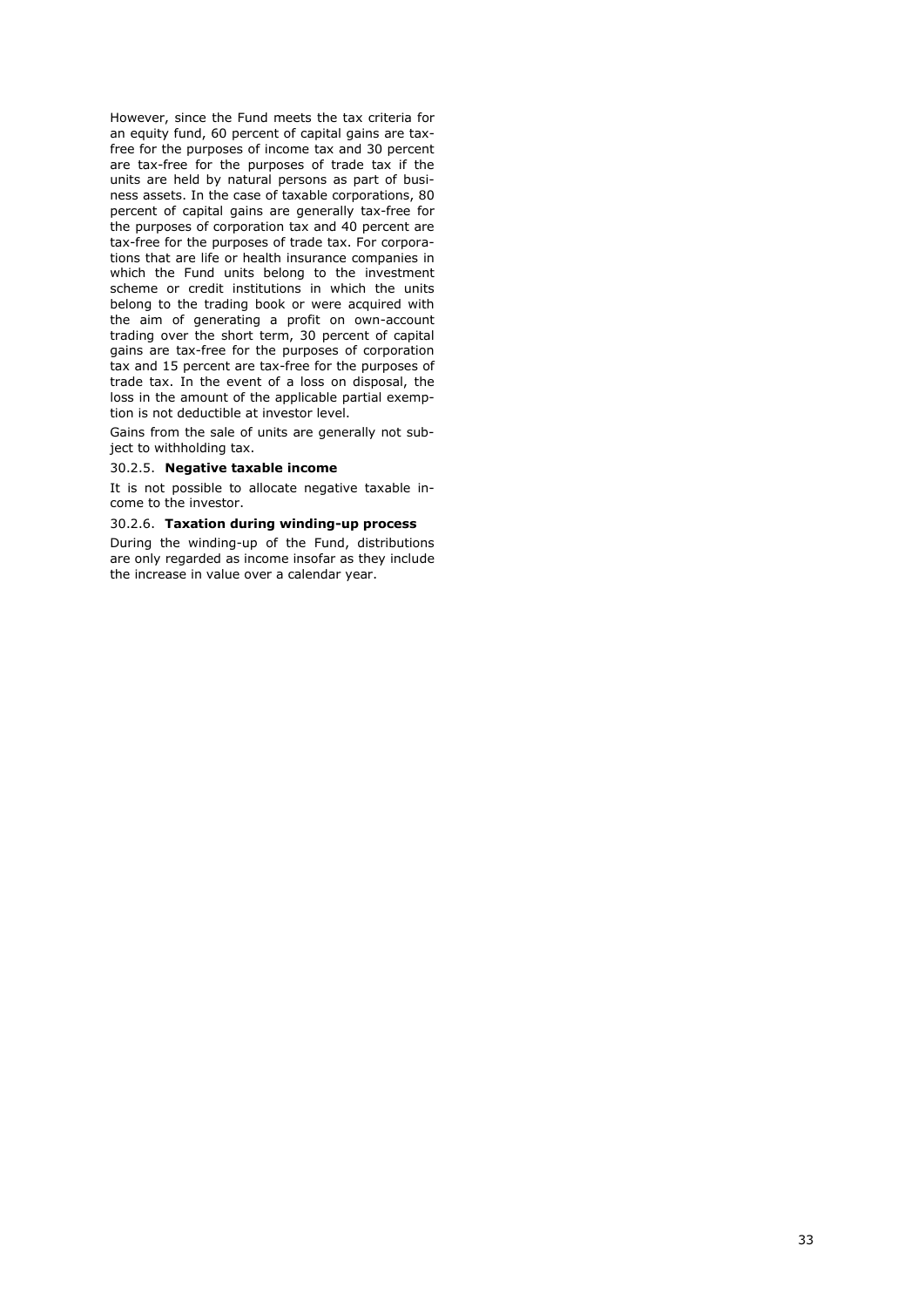However, since the Fund meets the tax criteria for an equity fund, 60 percent of capital gains are tax-free for the purposes of income tax and 30 percent are tax-free for the purposes of trade tax if the units are held by natural persons as part of business assets. In the case of taxable corporations, 80 percent of capital gains are generally tax-free for the purposes of corporation tax and 40 percent are tax-free for the purposes of trade tax. For corporations that are life or health insurance companies in which the Fund units belong to the investment scheme or credit institutions in which the units belong to the trading book or were acquired with the aim of generating a profit on own-account trading over the short term, 30 percent of capital gains are tax-free for the purposes of corporation tax and 15 percent are tax-free for the purposes of trade tax. In the event of a loss on disposal, the loss in the amount of the applicable partial exemption is not deductible at investor level.

Gains from the sale of units are generally not subject to withholding tax.

#### 30.2.5. **Negative taxable income**

It is not possible to allocate negative taxable income to the investor.

#### 30.2.6. **Taxation during winding-up process**

During the winding-up of the Fund, distributions are only regarded as income insofar as they include the increase in value over a calendar year.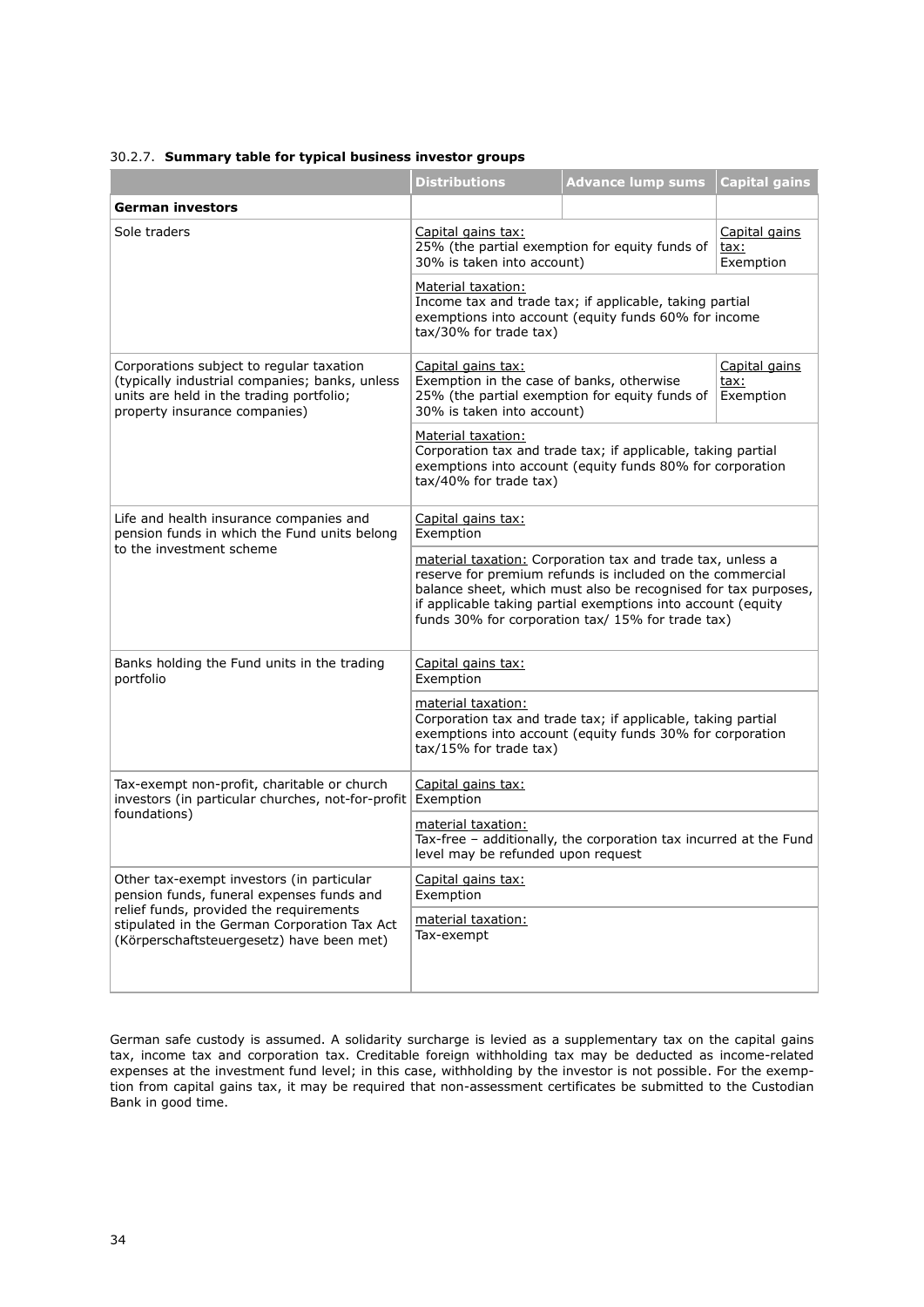30.2.7. **Summary table for typical business investor groups**

| | Distributions | Advance lump sums | Capital gains |
|---|---|---|---|
| **German investors** | | | |
| Sole traders | Capital gains tax: 25% (the partial exemption for equity funds of 30% is taken into account) | | Capital gains tax: Exemption |
| | Material taxation: Income tax and trade tax; if applicable, taking partial exemptions into account (equity funds 60% for income tax/30% for trade tax) | | |
| Corporations subject to regular taxation (typically industrial companies; banks, unless units are held in the trading portfolio; property insurance companies) | Capital gains tax: Exemption in the case of banks, otherwise 25% (the partial exemption for equity funds of 30% is taken into account) | | Capital gains tax: Exemption |
| | Material taxation: Corporation tax and trade tax; if applicable, taking partial exemptions into account (equity funds 80% for corporation tax/40% for trade tax) | | |
| Life and health insurance companies and pension funds in which the Fund units belong to the investment scheme | Capital gains tax: Exemption | | |
| | material taxation: Corporation tax and trade tax, unless a reserve for premium refunds is included on the commercial balance sheet, which must also be recognised for tax purposes, if applicable taking partial exemptions into account (equity funds 30% for corporation tax/ 15% for trade tax) | | |
| Banks holding the Fund units in the trading portfolio | Capital gains tax: Exemption | | |
| | material taxation: Corporation tax and trade tax; if applicable, taking partial exemptions into account (equity funds 30% for corporation tax/15% for trade tax) | | |
| Tax-exempt non-profit, charitable or church investors (in particular churches, not-for-profit foundations) | Capital gains tax: Exemption | | |
| | material taxation: Tax-free – additionally, the corporation tax incurred at the Fund level may be refunded upon request | | |
| Other tax-exempt investors (in particular pension funds, funeral expenses funds and relief funds, provided the requirements stipulated in the German Corporation Tax Act (Körperschaftsteuergesetz) have been met) | Capital gains tax: Exemption | | |
| | material taxation: Tax-exempt | | |

German safe custody is assumed. A solidarity surcharge is levied as a supplementary tax on the capital gains tax, income tax and corporation tax. Creditable foreign withholding tax may be deducted as income-related expenses at the investment fund level; in this case, withholding by the investor is not possible. For the exemption from capital gains tax, it may be required that non-assessment certificates be submitted to the Custodian Bank in good time.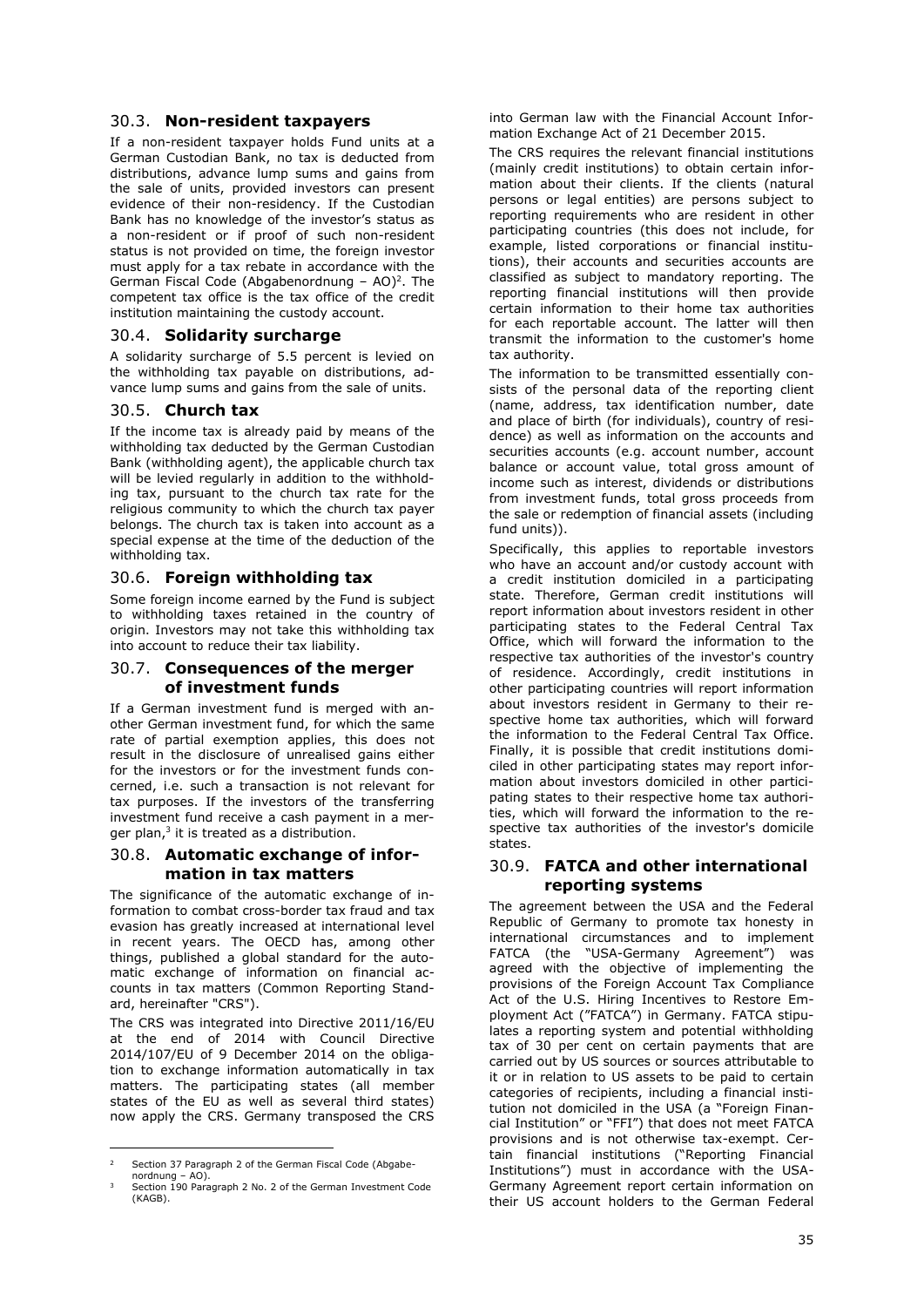### 30.3. **Non-resident taxpayers**

If a non-resident taxpayer holds Fund units at a German Custodian Bank, no tax is deducted from distributions, advance lump sums and gains from the sale of units, provided investors can present evidence of their non-residency. If the Custodian Bank has no knowledge of the investor's status as a non-resident or if proof of such non-resident status is not provided on time, the foreign investor must apply for a tax rebate in accordance with the German Fiscal Code (Abgabenordnung – AO)[2]. The competent tax office is the tax office of the credit institution maintaining the custody account.

### 30.4. **Solidarity surcharge**

A solidarity surcharge of 5.5 percent is levied on the withholding tax payable on distributions, advance lump sums and gains from the sale of units.

### 30.5. **Church tax**

If the income tax is already paid by means of the withholding tax deducted by the German Custodian Bank (withholding agent), the applicable church tax will be levied regularly in addition to the withholding tax, pursuant to the church tax rate for the religious community to which the church tax payer belongs. The church tax is taken into account as a special expense at the time of the deduction of the withholding tax.

### 30.6. **Foreign withholding tax**

Some foreign income earned by the Fund is subject to withholding taxes retained in the country of origin. Investors may not take this withholding tax into account to reduce their tax liability.

### 30.7. **Consequences of the merger of investment funds**

If a German investment fund is merged with another German investment fund, for which the same rate of partial exemption applies, this does not result in the disclosure of unrealised gains either for the investors or for the investment funds concerned, i.e. such a transaction is not relevant for tax purposes. If the investors of the transferring investment fund receive a cash payment in a merger plan,[3] it is treated as a distribution.

### 30.8. **Automatic exchange of information in tax matters**

The significance of the automatic exchange of information to combat cross-border tax fraud and tax evasion has greatly increased at international level in recent years. The OECD has, among other things, published a global standard for the automatic exchange of information on financial accounts in tax matters (Common Reporting Standard, hereinafter "CRS").

The CRS was integrated into Directive 2011/16/EU at the end of 2014 with Council Directive 2014/107/EU of 9 December 2014 on the obligation to exchange information automatically in tax matters. The participating states (all member states of the EU as well as several third states) now apply the CRS. Germany transposed the CRS into German law with the Financial Account Information Exchange Act of 21 December 2015.

The CRS requires the relevant financial institutions (mainly credit institutions) to obtain certain information about their clients. If the clients (natural persons or legal entities) are persons subject to reporting requirements who are resident in other participating countries (this does not include, for example, listed corporations or financial institutions), their accounts and securities accounts are classified as subject to mandatory reporting. The reporting financial institutions will then provide certain information to their home tax authorities for each reportable account. The latter will then transmit the information to the customer's home tax authority.

The information to be transmitted essentially consists of the personal data of the reporting client (name, address, tax identification number, date and place of birth (for individuals), country of residence) as well as information on the accounts and securities accounts (e.g. account number, account balance or account value, total gross amount of income such as interest, dividends or distributions from investment funds, total gross proceeds from the sale or redemption of financial assets (including fund units)).

Specifically, this applies to reportable investors who have an account and/or custody account with a credit institution domiciled in a participating state. Therefore, German credit institutions will report information about investors resident in other participating states to the Federal Central Tax Office, which will forward the information to the respective tax authorities of the investor's country of residence. Accordingly, credit institutions in other participating states will report information about investors resident in Germany to their respective home tax authorities, which will forward the information to the Federal Central Tax Office. Finally, it is possible that credit institutions domiciled in other participating states may report information about investors domiciled in other participating states to their respective home tax authorities, which will forward the information to the respective tax authorities of the investor's domicile states.

### 30.9. **FATCA and other international reporting systems**

The agreement between the USA and the Federal Republic of Germany to promote tax honesty in international circumstances and to implement FATCA (the "USA-Germany Agreement") was agreed with the objective of implementing the provisions of the Foreign Account Tax Compliance Act of the U.S. Hiring Incentives to Restore Employment Act ("FATCA") in Germany. FATCA stipulates a reporting system and potential withholding tax of 30 per cent on certain payments that are carried out by US sources or sources attributable to it or in relation to US assets to be paid to certain categories of recipients, including a financial institution not domiciled in the USA (a "Foreign Financial Institution" or "FFI") that does not meet FATCA provisions and is not otherwise tax-exempt. Certain financial institutions ("Reporting Financial Institutions") must in accordance with the USA-Germany Agreement report certain information on their US account holders to the German Federal

---

[2] Section 37 Paragraph 2 of the German Fiscal Code (Abgabenordnung – AO).

[3] Section 190 Paragraph 2 No. 2 of the German Investment Code (KAGB).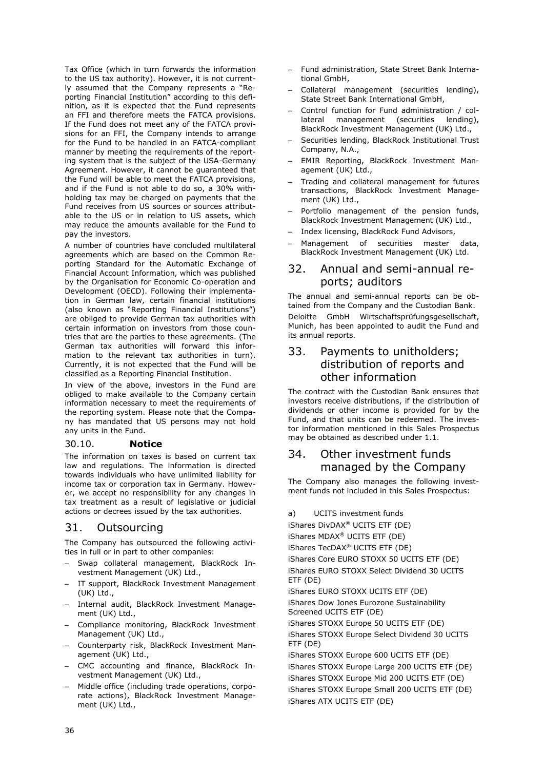Tax Office (which in turn forwards the information to the US tax authority). However, it is not currently assumed that the Company represents a "Reporting Financial Institution" according to this definition, as it is expected that the Fund represents an FFI and therefore meets the FATCA provisions. If the Fund does not meet any of the FATCA provisions for an FFI, the Company intends to arrange for the Fund to be handled in an FATCA-compliant manner by meeting the requirements of the reporting system that is the subject of the USA-Germany Agreement. However, it cannot be guaranteed that the Fund will be able to meet the FATCA provisions, and if the Fund is not able to do so, a 30% withholding tax may be charged on payments that the Fund receives from US sources or sources attributable to the US or in relation to US assets, which may reduce the amounts available for the Fund to pay the investors.

A number of countries have concluded multilateral agreements which are based on the Common Reporting Standard for the Automatic Exchange of Financial Account Information, which was published by the Organisation for Economic Co-operation and Development (OECD). Following their implementation in German law, certain financial institutions (also known as "Reporting Financial Institutions") are obliged to provide German tax authorities with certain information on investors from those countries that are the parties to these agreements. (The German tax authorities will forward this information to the relevant tax authorities in turn). Currently, it is not expected that the Fund will be classified as a Reporting Financial Institution.

In view of the above, investors in the Fund are obliged to make available to the Company certain information necessary to meet the requirements of the reporting system. Please note that the Company has mandated that US persons may not hold any units in the Fund.

### 30.10. **Notice**

The information on taxes is based on current tax law and regulations. The information is directed towards individuals who have unlimited liability for income tax or corporation tax in Germany. However, we accept no responsibility for any changes in tax treatment as a result of legislative or judicial actions or decrees issued by the tax authorities.

## 31. Outsourcing

The Company has outsourced the following activities in full or in part to other companies:

- Swap collateral management, BlackRock Investment Management (UK) Ltd.,
- IT support, BlackRock Investment Management (UK) Ltd.,
- Internal audit, BlackRock Investment Management (UK) Ltd.,
- Compliance monitoring, BlackRock Investment Management (UK) Ltd.,
- Counterparty risk, BlackRock Investment Management (UK) Ltd.,
- CMC accounting and finance, BlackRock Investment Management (UK) Ltd.,
- Middle office (including trade operations, corporate actions), BlackRock Investment Management (UK) Ltd.,
- Fund administration, State Street Bank International GmbH,
- Collateral management (securities lending), State Street Bank International GmbH,
- Control function for Fund administration / collateral management (securities lending), BlackRock Investment Management (UK) Ltd.,
- Securities lending, BlackRock Institutional Trust Company, N.A.,
- EMIR Reporting, BlackRock Investment Management (UK) Ltd.,
- Trading and collateral management for futures transactions, BlackRock Investment Management (UK) Ltd.,
- Portfolio management of the pension funds, BlackRock Investment Management (UK) Ltd.,
- Index licensing, BlackRock Fund Advisors,
- Management of securities master data, BlackRock Investment Management (UK) Ltd.

## 32. Annual and semi-annual reports; auditors

The annual and semi-annual reports can be obtained from the Company and the Custodian Bank.

Deloitte GmbH Wirtschaftsprüfungsgesellschaft, Munich, has been appointed to audit the Fund and its annual reports.

## 33. Payments to unitholders; distribution of reports and other information

The contract with the Custodian Bank ensures that investors receive distributions, if the distribution of dividends or other income is provided for by the Fund, and that units can be redeemed. The investor information mentioned in this Sales Prospectus may be obtained as described under 1.1.

## 34. Other investment funds managed by the Company

The Company also manages the following investment funds not included in this Sales Prospectus:

a) UCITS investment funds

iShares DivDAX® UCITS ETF (DE)

iShares MDAX® UCITS ETF (DE)

iShares TecDAX® UCITS ETF (DE)

iShares Core EURO STOXX 50 UCITS ETF (DE)

iShares EURO STOXX Select Dividend 30 UCITS ETF (DE)

iShares EURO STOXX UCITS ETF (DE)

iShares Dow Jones Eurozone Sustainability Screened UCITS ETF (DE)

iShares STOXX Europe 50 UCITS ETF (DE)

iShares STOXX Europe Select Dividend 30 UCITS ETF (DE)

iShares STOXX Europe 600 UCITS ETF (DE)

iShares STOXX Europe Large 200 UCITS ETF (DE)

iShares STOXX Europe Mid 200 UCITS ETF (DE)

iShares STOXX Europe Small 200 UCITS ETF (DE)

iShares ATX UCITS ETF (DE)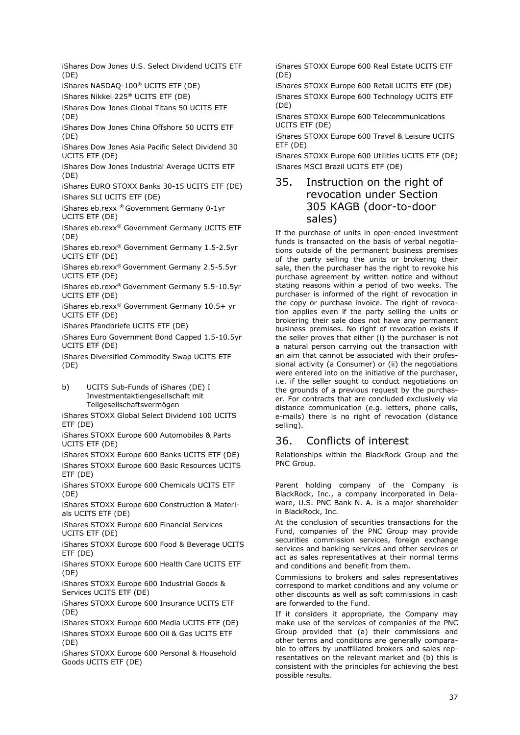iShares Dow Jones U.S. Select Dividend UCITS ETF (DE)

iShares NASDAQ-100® UCITS ETF (DE)

iShares Nikkei 225® UCITS ETF (DE)

iShares Dow Jones Global Titans 50 UCITS ETF (DE)

iShares Dow Jones China Offshore 50 UCITS ETF (DE)

iShares Dow Jones Asia Pacific Select Dividend 30 UCITS ETF (DE)

iShares Dow Jones Industrial Average UCITS ETF (DE)

iShares EURO STOXX Banks 30-15 UCITS ETF (DE)

iShares SLI UCITS ETF (DE)

iShares eb.rexx ® Government Germany 0-1yr UCITS ETF (DE)

iShares eb.rexx® Government Germany UCITS ETF (DE)

iShares eb.rexx® Government Germany 1.5-2.5yr UCITS ETF (DE)

iShares eb.rexx® Government Germany 2.5-5.5yr UCITS ETF (DE)

iShares eb.rexx® Government Germany 5.5-10.5yr UCITS ETF (DE)

iShares eb.rexx® Government Germany 10.5+ yr UCITS ETF (DE)

iShares Pfandbriefe UCITS ETF (DE)

iShares Euro Government Bond Capped 1.5-10.5yr UCITS ETF (DE)

iShares Diversified Commodity Swap UCITS ETF (DE)

b) UCITS Sub-Funds of iShares (DE) I Investmentaktiengesellschaft mit Teilgesellschaftsvermögen

iShares STOXX Global Select Dividend 100 UCITS ETF (DE)

iShares STOXX Europe 600 Automobiles & Parts UCITS ETF (DE)

iShares STOXX Europe 600 Banks UCITS ETF (DE)

iShares STOXX Europe 600 Basic Resources UCITS ETF (DE)

iShares STOXX Europe 600 Chemicals UCITS ETF (DE)

iShares STOXX Europe 600 Construction & Materials UCITS ETF (DE)

iShares STOXX Europe 600 Financial Services UCITS ETF (DE)

iShares STOXX Europe 600 Food & Beverage UCITS ETF (DE)

iShares STOXX Europe 600 Health Care UCITS ETF (DE)

iShares STOXX Europe 600 Industrial Goods & Services UCITS ETF (DE)

iShares STOXX Europe 600 Insurance UCITS ETF (DE)

iShares STOXX Europe 600 Media UCITS ETF (DE)

iShares STOXX Europe 600 Oil & Gas UCITS ETF (DE)

iShares STOXX Europe 600 Personal & Household Goods UCITS ETF (DE)

iShares STOXX Europe 600 Real Estate UCITS ETF (DE)

iShares STOXX Europe 600 Retail UCITS ETF (DE)

iShares STOXX Europe 600 Technology UCITS ETF (DE)

iShares STOXX Europe 600 Telecommunications UCITS ETF (DE)

iShares STOXX Europe 600 Travel & Leisure UCITS ETF (DE)

iShares STOXX Europe 600 Utilities UCITS ETF (DE)

iShares MSCI Brazil UCITS ETF (DE)

## 35. Instruction on the right of revocation under Section 305 KAGB (door-to-door sales)

If the purchase of units in open-ended investment funds is transacted on the basis of verbal negotiations outside of the permanent business premises of the party selling the units or brokering their sale, then the purchaser has the right to revoke his purchase agreement by written notice and without stating reasons within a period of two weeks. The purchaser is informed of the right of revocation in the copy or purchase invoice. The right of revocation applies even if the party selling the units or brokering their sale does not have any permanent business premises. No right of revocation exists if the seller proves that either (i) the purchaser is not a natural person carrying out the transaction with an aim that cannot be associated with their professional activity (a Consumer) or (ii) the negotiations were entered into on the initiative of the purchaser, i.e. if the seller sought to conduct negotiations on the grounds of a previous request by the purchaser. For contracts that are concluded exclusively via distance communication (e.g. letters, phone calls, e-mails) there is no right of revocation (distance selling).

## 36. Conflicts of interest

Relationships within the BlackRock Group and the PNC Group.

Parent holding company of the Company is BlackRock, Inc., a company incorporated in Delaware, U.S. PNC Bank N. A. is a major shareholder in BlackRock, Inc.

At the conclusion of securities transactions for the Fund, companies of the PNC Group may provide securities commission services, foreign exchange services and banking services and other services or act as sales representatives at their normal terms and conditions and benefit from them.

Commissions to brokers and sales representatives correspond to market conditions and any volume or other discounts as well as soft commissions in cash are forwarded to the Fund.

If it considers it appropriate, the Company may make use of the services of companies of the PNC Group provided that (a) their commissions and other terms and conditions are generally comparable to offers by unaffiliated brokers and sales representatives on the relevant market and (b) this is consistent with the principles for achieving the best possible results.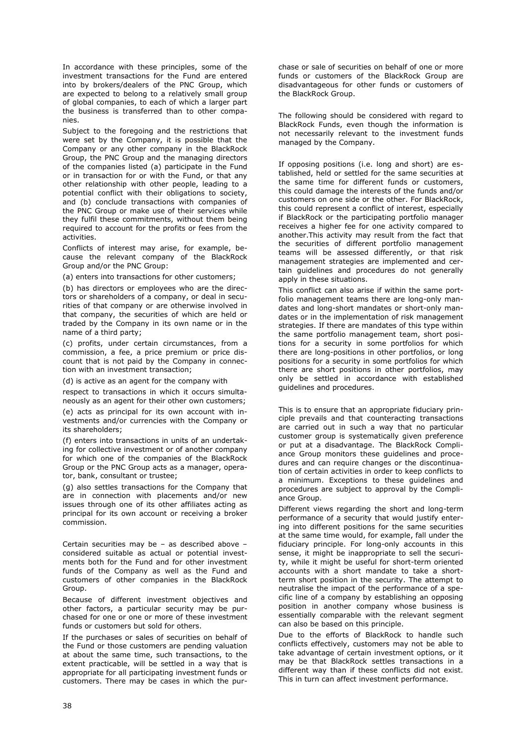In accordance with these principles, some of the investment transactions for the Fund are entered into by brokers/dealers of the PNC Group, which are expected to belong to a relatively small group of global companies, to each of which a larger part the business is transferred than to other companies.

Subject to the foregoing and the restrictions that were set by the Company, it is possible that the Company or any other company in the BlackRock Group, the PNC Group and the managing directors of the companies listed (a) participate in the Fund or in transaction for or with the Fund, or that any other relationship with other people, leading to a potential conflict with their obligations to society, and (b) conclude transactions with companies of the PNC Group or make use of their services while they fulfil these commitments, without them being required to account for the profits or fees from the activities.

Conflicts of interest may arise, for example, because the relevant company of the BlackRock Group and/or the PNC Group:

(a) enters into transactions for other customers;

(b) has directors or employees who are the directors or shareholders of a company, or deal in securities of that company or are otherwise involved in that company, the securities of which are held or traded by the Company in its own name or in the name of a third party;

(c) profits, under certain circumstances, from a commission, a fee, a price premium or price discount that is not paid by the Company in connection with an investment transaction;

(d) is active as an agent for the company with respect to transactions in which it occurs simultaneously as an agent for their other own customers;

(e) acts as principal for its own account with investments and/or currencies with the Company or its shareholders;

(f) enters into transactions in units of an undertaking for collective investment or of another company for which one of the companies of the BlackRock Group or the PNC Group acts as a manager, operator, bank, consultant or trustee;

(g) also settles transactions for the Company that are in connection with placements and/or new issues through one of its other affiliates acting as principal for its own account or receiving a broker commission.

Certain securities may be – as described above – considered suitable as actual or potential investments both for the Fund and for other investment funds of the Company as well as the Fund and customers of other companies in the BlackRock Group.

Because of different investment objectives and other factors, a particular security may be purchased for one or one or more of these investment funds or customers but sold for others.

If the purchases or sales of securities on behalf of the Fund or those customers are pending valuation at about the same time, such transactions, to the extent practicable, will be settled in a way that is appropriate for all participating investment funds or customers. There may be cases in which the purchase or sale of securities on behalf of one or more funds or customers of the BlackRock Group are disadvantageous for other funds or customers of the BlackRock Group.

The following should be considered with regard to BlackRock Funds, even though the information is not necessarily relevant to the investment funds managed by the Company.

If opposing positions (i.e. long and short) are established, held or settled for the same securities at the same time for different funds or customers, this could damage the interests of the funds and/or customers on one side or the other. For BlackRock, this could represent a conflict of interest, especially if BlackRock or the participating portfolio manager receives a higher fee for one activity compared to another.This activity may result from the fact that the securities of different portfolio management teams will be assessed differently, or that risk management strategies are implemented and certain guidelines and procedures do not generally apply in these situations.

This conflict can also arise if within the same portfolio management teams there are long-only mandates and long-short mandates or short-only mandates or in the implementation of risk management strategies. If there are mandates of this type within the same portfolio management team, short positions for a security in some portfolios for which there are long-positions in other portfolios, or long positions for a security in some portfolios for which there are short positions in other portfolios, may only be settled in accordance with established guidelines and procedures.

This is to ensure that an appropriate fiduciary principle prevails and that counteracting transactions are carried out in such a way that no particular customer group is systematically given preference or put at a disadvantage. The BlackRock Compliance Group monitors these guidelines and procedures and can require changes or the discontinuation of certain activities in order to keep conflicts to a minimum. Exceptions to these guidelines and procedures are subject to approval by the Compliance Group.

Different views regarding the short and long-term performance of a security that would justify entering into different positions for the same securities at the same time would, for example, fall under the fiduciary principle. For long-only accounts in this sense, it might be inappropriate to sell the security, while it might be useful for short-term oriented accounts with a short mandate to take a short-term short position in the security. The attempt to neutralise the impact of the performance of a specific line of a company by establishing an opposing position in another company whose business is essentially comparable with the relevant segment can also be based on this principle.

Due to the efforts of BlackRock to handle such conflicts effectively, customers may not be able to take advantage of certain investment options, or it may be that BlackRock settles transactions in a different way than if these conflicts did not exist. This in turn can affect investment performance.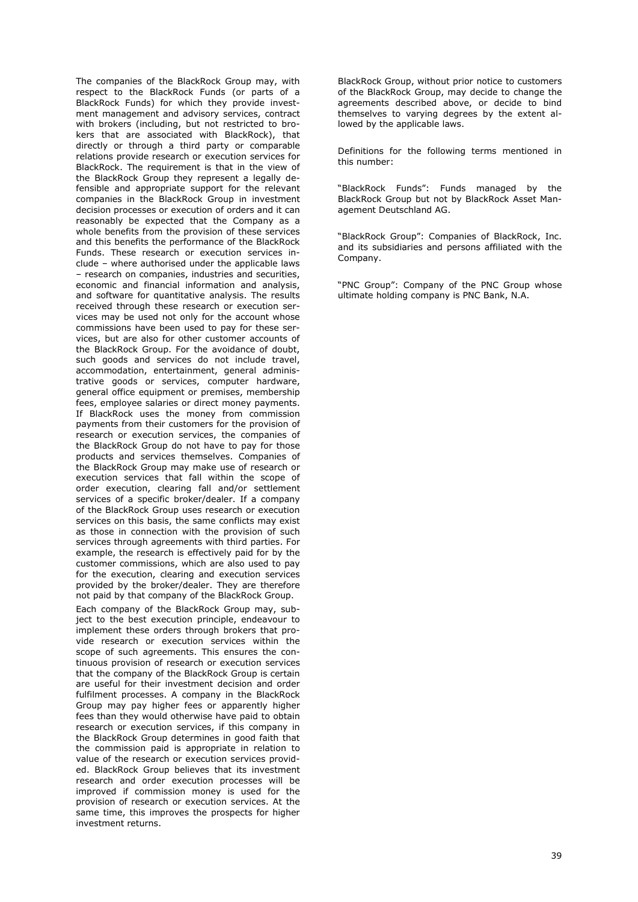The companies of the BlackRock Group may, with respect to the BlackRock Funds (or parts of a BlackRock Funds) for which they provide investment management and advisory services, contract with brokers (including, but not restricted to brokers that are associated with BlackRock), that directly or through a third party or comparable relations provide research or execution services for BlackRock. The requirement is that in the view of the BlackRock Group they represent a legally defensible and appropriate support for the relevant companies in the BlackRock Group in investment decision processes or execution of orders and it can reasonably be expected that the Company as a whole benefits from the provision of these services and this benefits the performance of the BlackRock Funds. These research or execution services include – where authorised under the applicable laws – research on companies, industries and securities, economic and financial information and analysis, and software for quantitative analysis. The results received through these research or execution services may be used not only for the account whose commissions have been used to pay for these services, but are also for other customer accounts of the BlackRock Group. For the avoidance of doubt, such goods and services do not include travel, accommodation, entertainment, general administrative goods or services, computer hardware, general office equipment or premises, membership fees, employee salaries or direct money payments. If BlackRock uses the money from commission payments from their customers for the provision of research or execution services, the companies of the BlackRock Group do not have to pay for those products and services themselves. Companies of the BlackRock Group may make use of research or execution services that fall within the scope of order execution, clearing fall and/or settlement services of a specific broker/dealer. If a company of the BlackRock Group uses research or execution services on this basis, the same conflicts may exist as those in connection with the provision of such services through agreements with third parties. For example, the research is effectively paid for by the customer commissions, which are also used to pay for the execution, clearing and execution services provided by the broker/dealer. They are therefore not paid by that company of the BlackRock Group.

Each company of the BlackRock Group may, subject to the best execution principle, endeavour to implement these orders through brokers that provide research or execution services within the scope of such agreements. This ensures the continuous provision of research or execution services that the company of the BlackRock Group is certain are useful for their investment decision and order fulfilment processes. A company in the BlackRock Group may pay higher fees or apparently higher fees than they would otherwise have paid to obtain research or execution services, if this company in the BlackRock Group determines in good faith that the commission paid is appropriate in relation to value of the research or execution services provided. BlackRock Group believes that its investment research and order execution processes will be improved if commission money is used for the provision of research or execution services. At the same time, this improves the prospects for higher investment returns.

BlackRock Group, without prior notice to customers of the BlackRock Group, may decide to change the agreements described above, or decide to bind themselves to varying degrees by the extent allowed by the applicable laws.

Definitions for the following terms mentioned in this number:

"BlackRock Funds": Funds managed by the BlackRock Group but not by BlackRock Asset Management Deutschland AG.

"BlackRock Group": Companies of BlackRock, Inc. and its subsidiaries and persons affiliated with the Company.

"PNC Group": Company of the PNC Group whose ultimate holding company is PNC Bank, N.A.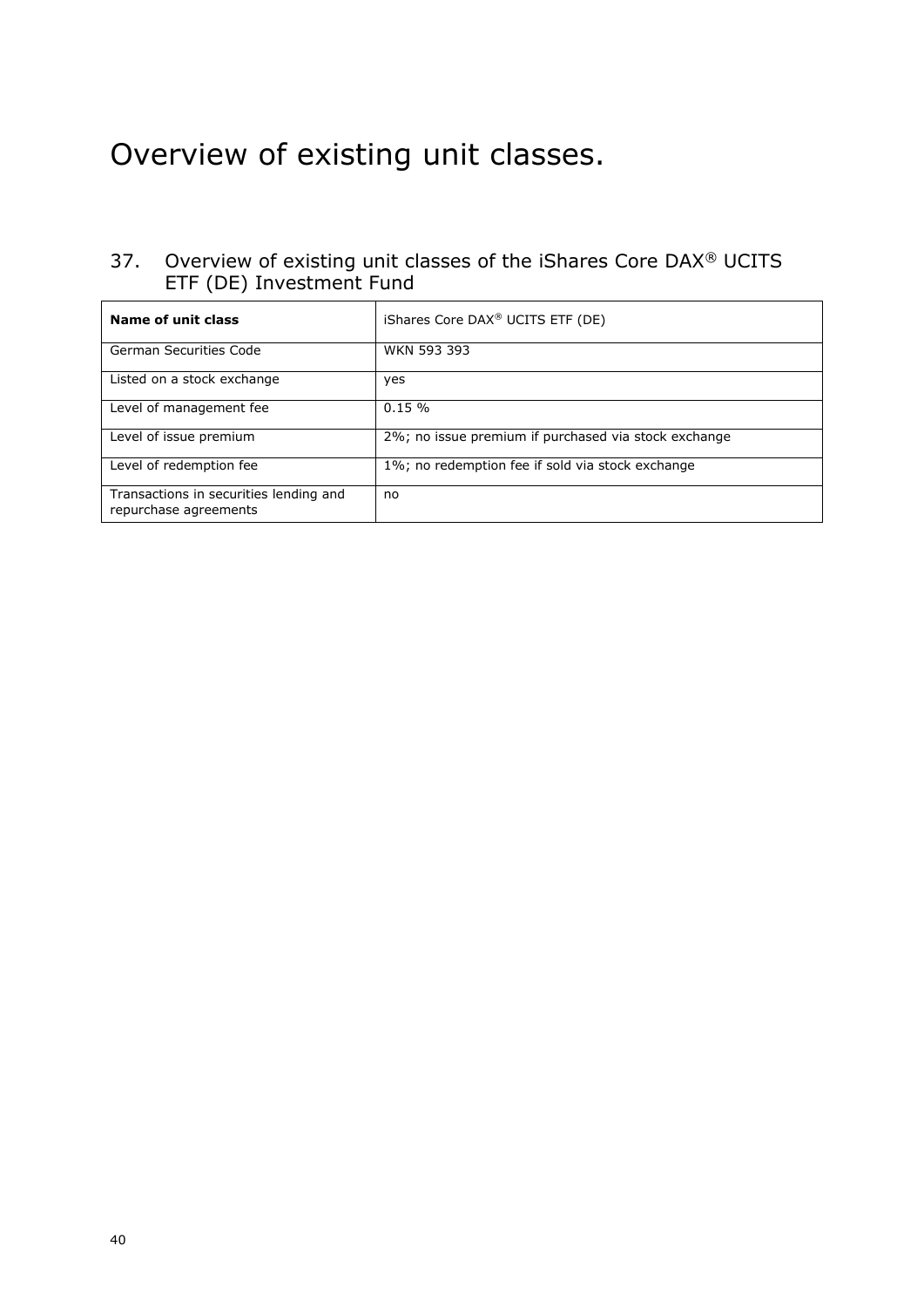# Overview of existing unit classes.

## 37. Overview of existing unit classes of the iShares Core DAX® UCITS ETF (DE) Investment Fund

| **Name of unit class** | iShares Core DAX® UCITS ETF (DE) |
|---|---|
| German Securities Code | WKN 593 393 |
| Listed on a stock exchange | yes |
| Level of management fee | 0.15 % |
| Level of issue premium | 2%; no issue premium if purchased via stock exchange |
| Level of redemption fee | 1%; no redemption fee if sold via stock exchange |
| Transactions in securities lending and repurchase agreements | no |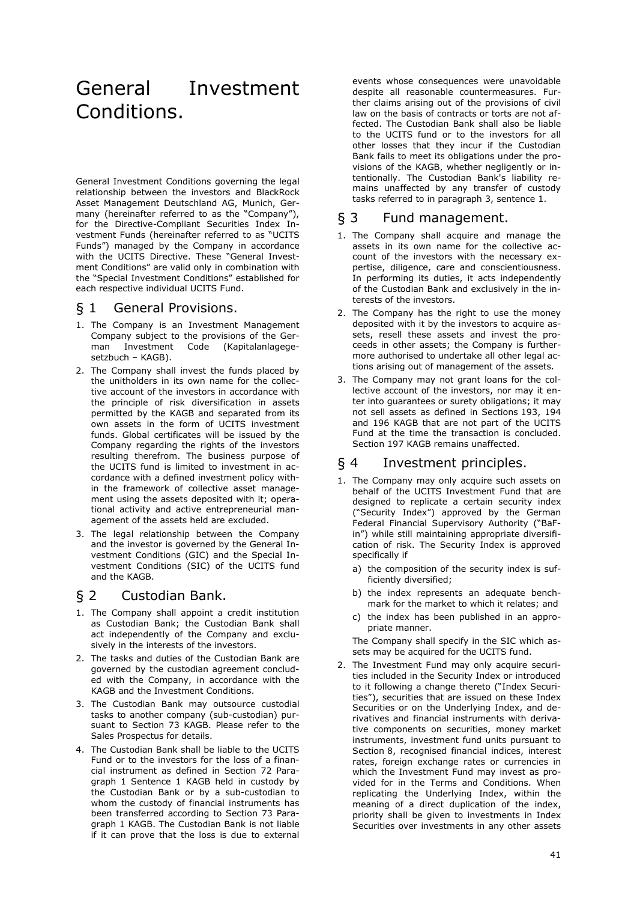# General Investment Conditions.

General Investment Conditions governing the legal relationship between the investors and BlackRock Asset Management Deutschland AG, Munich, Germany (hereinafter referred to as the "Company"), for the Directive-Compliant Securities Index Investment Funds (hereinafter referred to as "UCITS Funds") managed by the Company in accordance with the UCITS Directive. These "General Investment Conditions" are valid only in combination with the "Special Investment Conditions" established for each respective individual UCITS Fund.

## § 1 General Provisions.

1. The Company is an Investment Management Company subject to the provisions of the German Investment Code (Kapitalanlagegesetzbuch – KAGB).
2. The Company shall invest the funds placed by the unitholders in its own name for the collective account of the investors in accordance with the principle of risk diversification in assets permitted by the KAGB and separated from its own assets in the form of UCITS investment funds. Global certificates will be issued by the Company regarding the rights of the investors resulting therefrom. The business purpose of the UCITS fund is limited to investment in accordance with a defined investment policy within the framework of collective asset management using the assets deposited with it; operational activity and active entrepreneurial management of the assets held are excluded.
3. The legal relationship between the Company and the investor is governed by the General Investment Conditions (GIC) and the Special Investment Conditions (SIC) of the UCITS fund and the KAGB.

## § 2 Custodian Bank.

1. The Company shall appoint a credit institution as Custodian Bank; the Custodian Bank shall act independently of the Company and exclusively in the interests of the investors.
2. The tasks and duties of the Custodian Bank are governed by the custodian agreement concluded with the Company, in accordance with the KAGB and the Investment Conditions.
3. The Custodian Bank may outsource custodial tasks to another company (sub-custodian) pursuant to Section 73 KAGB. Please refer to the Sales Prospectus for details.
4. The Custodian Bank shall be liable to the UCITS Fund or to the investors for the loss of a financial instrument as defined in Section 72 Paragraph 1 Sentence 1 KAGB held in custody by the Custodian Bank or by a sub-custodian to whom the custody of financial instruments has been transferred according to Section 73 Paragraph 1 KAGB. The Custodian Bank is not liable if it can prove that the loss is due to external events whose consequences were unavoidable despite all reasonable countermeasures. Further claims arising out of the provisions of civil law on the basis of contracts or torts are not affected. The Custodian Bank shall also be liable to the UCITS fund or to the investors for all other losses that they incur if the Custodian Bank fails to meet its obligations under the provisions of the KAGB, whether negligently or intentionally. The Custodian Bank's liability remains unaffected by any transfer of custody tasks referred to in paragraph 3, sentence 1.

## § 3 Fund management.

1. The Company shall acquire and manage the assets in its own name for the collective account of the investors with the necessary expertise, diligence, care and conscientiousness. In performing its duties, it acts independently of the Custodian Bank and exclusively in the interests of the investors.
2. The Company has the right to use the money deposited with it by the investors to acquire assets, resell these assets and invest the proceeds in other assets; the Company is furthermore authorised to undertake all other legal actions arising out of management of the assets.
3. The Company may not grant loans for the collective account of the investors, nor may it enter into guarantees or surety obligations; it may not sell assets as defined in Sections 193, 194 and 196 KAGB that are not part of the UCITS Fund at the time the transaction is concluded. Section 197 KAGB remains unaffected.

## § 4 Investment principles.

1. The Company may only acquire such assets on behalf of the UCITS Investment Fund that are designed to replicate a certain security index ("Security Index") approved by the German Federal Financial Supervisory Authority ("BaFin") while still maintaining appropriate diversification of risk. The Security Index is approved specifically if
   a) the composition of the security index is sufficiently diversified;
   b) the index represents an adequate benchmark for the market to which it relates; and
   c) the index has been published in an appropriate manner.

   The Company shall specify in the SIC which assets may be acquired for the UCITS fund.
2. The Investment Fund may only acquire securities included in the Security Index or introduced to it following a change thereto ("Index Securities"), securities that are issued on these Index Securities or on the Underlying Index, and derivatives and financial instruments with derivative components on securities, money market instruments, investment fund units pursuant to Section 8, recognised financial indices, interest rates, foreign exchange rates or currencies in which the Investment Fund may invest as provided for in the Terms and Conditions. When replicating the Underlying Index, within the meaning of a direct duplication of the index, priority shall be given to investments in Index Securities over investments in any other assets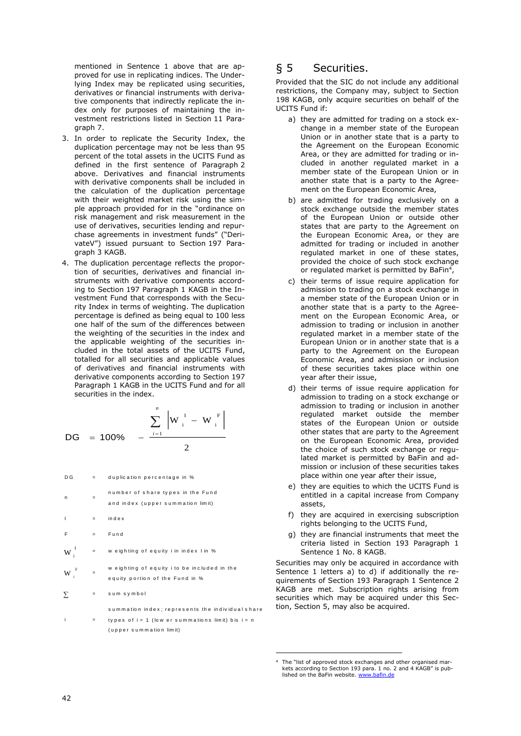mentioned in Sentence 1 above that are approved for use in replicating indices. The Underlying Index may be replicated using securities, derivatives or financial instruments with derivative components that indirectly replicate the index only for purposes of maintaining the investment restrictions listed in Section 11 Paragraph 7.

3. In order to replicate the Security Index, the duplication percentage may not be less than 95 percent of the total assets in the UCITS Fund as defined in the first sentence of Paragraph 2 above. Derivatives and financial instruments with derivative components shall be included in the calculation of the duplication percentage with their weighted market risk using the simple approach provided for in the "ordinance on risk management and risk measurement in the use of derivatives, securities lending and repurchase agreements in investment funds" ("DerivateV") issued pursuant to Section 197 Paragraph 3 KAGB.
4. The duplication percentage reflects the proportion of securities, derivatives and financial instruments with derivative components according to Section 197 Paragraph 1 KAGB in the Investment Fund that corresponds with the Security Index in terms of weighting. The duplication percentage is defined as being equal to 100 less one half of the sum of the differences between the weighting of the securities in the index and the applicable weighting of the securities included in the total assets of the UCITS Fund, totalled for all securities and applicable values of derivatives and financial instruments with derivative components according to Section 197 Paragraph 1 KAGB in the UCITS Fund and for all securities in the index.

$$DG = 100\% - \frac{\sum_{i=1}^{n} \left| W_i^I - W_i^F \right|}{2}$$

| | | |
|---|---|---|
| DG | = | duplication percentage in % |
| n | = | number of share types in the Fund and index (upper summation limit) |
| I | = | index |
| F | = | Fund |
| $W_i^I$ | = | weighting of equity i in index I in % |
| $W_i^F$ | = | weighting of equity i to be included in the equity portion of the Fund in % |
| $\sum$ | = | sum symbol |
| i | = | summation index; represents the individual share types of i = 1 (lower summations limit) bis i = n (upper summation limit) |

## § 5 Securities.

Provided that the SIC do not include any additional restrictions, the Company may, subject to Section 198 KAGB, only acquire securities on behalf of the UCITS Fund if:

a) they are admitted for trading on a stock exchange in a member state of the European Union or in another state that is a party to the Agreement on the European Economic Area, or they are admitted for trading or included in another regulated market in a member state of the European Union or in another state that is a party to the Agreement on the European Economic Area,

b) are admitted for trading exclusively on a stock exchange outside the member states of the European Union or outside other states that are party to the Agreement on the European Economic Area, or they are admitted for trading or included in another regulated market in one of these states, provided the choice of such stock exchange or regulated market is permitted by BaFin[4],

c) their terms of issue require application for admission to trading on a stock exchange in a member state of the European Union or in another state that is a party to the Agreement on the European Economic Area, or admission to trading or inclusion in another regulated market in a member state of the European Union or in another state that is a party to the Agreement on the European Economic Area, and admission or inclusion of these securities takes place within one year after their issue,

d) their terms of issue require application for admission to trading on a stock exchange or admission to trading or inclusion in another regulated market outside the member states of the European Union or outside other states that are party to the Agreement on the European Economic Area, provided the choice of such stock exchange or regulated market is permitted by BaFin and admission or inclusion of these securities takes place within one year after their issue,

e) they are equities to which the UCITS Fund is entitled in a capital increase from Company assets,

f) they are acquired in exercising subscription rights belonging to the UCITS Fund,

g) they are financial instruments that meet the criteria listed in Section 193 Paragraph 1 Sentence 1 No. 8 KAGB.

Securities may only be acquired in accordance with Sentence 1 letters a) to d) if additionally the requirements of Section 193 Paragraph 1 Sentence 2 KAGB are met. Subscription rights arising from securities which may be acquired under this Section, Section 5, may also be acquired.

[4] The "list of approved stock exchanges and other organised markets according to Section 193 para. 1 no. 2 and 4 KAGB" is published on the BaFin website. www.bafin.de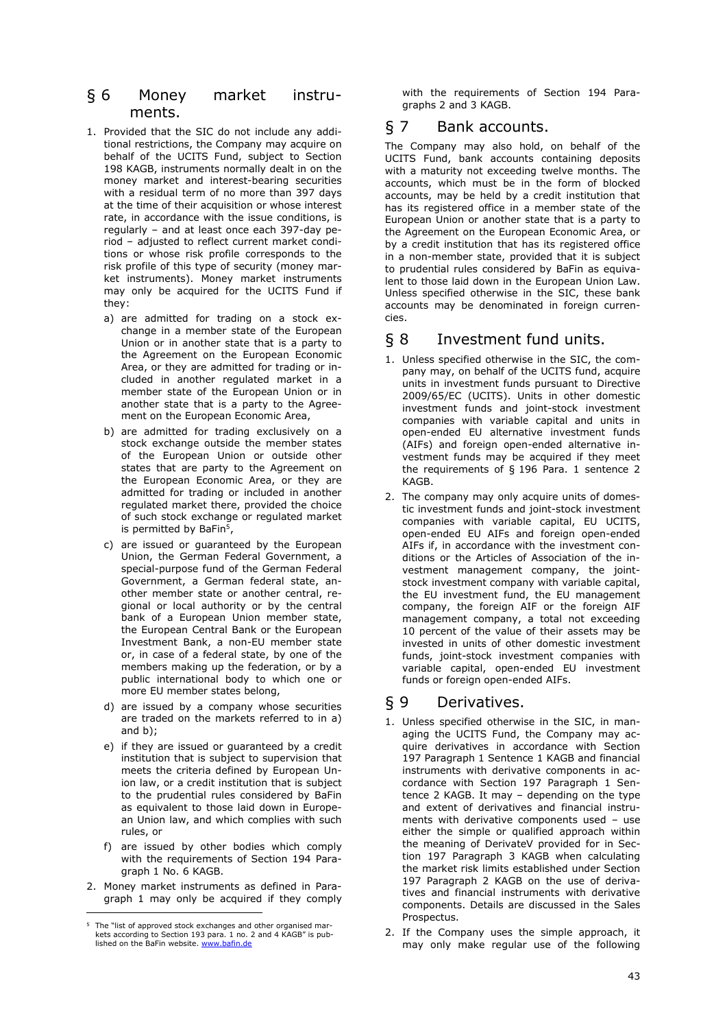## § 6 Money market instruments.

1. Provided that the SIC do not include any additional restrictions, the Company may acquire on behalf of the UCITS Fund, subject to Section 198 KAGB, instruments normally dealt in on the money market and interest-bearing securities with a residual term of no more than 397 days at the time of their acquisition or whose interest rate, in accordance with the issue conditions, is regularly – and at least once each 397-day period – adjusted to reflect current market conditions or whose risk profile corresponds to the risk profile of this type of security (money market instruments). Money market instruments may only be acquired for the UCITS Fund if they:
   a) are admitted for trading on a stock exchange in a member state of the European Union or in another state that is a party to the Agreement on the European Economic Area, or they are admitted for trading or included in another regulated market in a member state of the European Union or in another state that is a party to the Agreement on the European Economic Area,
   b) are admitted for trading exclusively on a stock exchange outside the member states of the European Union or outside other states that are party to the Agreement on the European Economic Area, or they are admitted for trading or included in another regulated market there, provided the choice of such stock exchange or regulated market is permitted by BaFin[5],
   c) are issued or guaranteed by the European Union, the German Federal Government, a special-purpose fund of the German Federal Government, a German federal state, another member state or another central, regional or local authority or by the central bank of a European Union member state, the European Central Bank or the European Investment Bank, a non-EU member state or, in case of a federal state, by one of the members making up the federation, or by a public international body to which one or more EU member states belong,
   d) are issued by a company whose securities are traded on the markets referred to in a) and b);
   e) if they are issued or guaranteed by a credit institution that is subject to supervision that meets the criteria defined by European Union law, or a credit institution that is subject to the prudential rules considered by BaFin as equivalent to those laid down in European Union law, and which complies with such rules, or
   f) are issued by other bodies which comply with the requirements of Section 194 Paragraph 1 No. 6 KAGB.
2. Money market instruments as defined in Paragraph 1 may only be acquired if they comply with the requirements of Section 194 Paragraphs 2 and 3 KAGB.

## § 7 Bank accounts.

The Company may also hold, on behalf of the UCITS Fund, bank accounts containing deposits with a maturity not exceeding twelve months. The accounts, which must be in the form of blocked accounts, may be held by a credit institution that has its registered office in a member state of the European Union or another state that is a party to the Agreement on the European Economic Area, or by a credit institution that has its registered office in a non-member state, provided that it is subject to prudential rules considered by BaFin as equivalent to those laid down in the European Union Law. Unless specified otherwise in the SIC, these bank accounts may be denominated in foreign currencies.

## § 8 Investment fund units.

1. Unless specified otherwise in the SIC, the company may, on behalf of the UCITS fund, acquire units in investment funds pursuant to Directive 2009/65/EC (UCITS). Units in other domestic investment funds and joint-stock investment companies with variable capital and units in open-ended EU alternative investment funds (AIFs) and foreign open-ended alternative investment funds may be acquired if they meet the requirements of § 196 Para. 1 sentence 2 KAGB.
2. The company may only acquire units of domestic investment funds and joint-stock investment companies with variable capital, EU UCITS, open-ended EU AIFs and foreign open-ended AIFs if, in accordance with the investment conditions or the Articles of Association of the investment management company, the joint-stock investment company with variable capital, the EU investment fund, the EU management company, the foreign AIF or the foreign AIF management company, a total not exceeding 10 percent of the value of their assets may be invested in units of other domestic investment funds, joint-stock investment companies with variable capital, open-ended EU investment funds or foreign open-ended AIFs.

## § 9 Derivatives.

1. Unless specified otherwise in the SIC, in managing the UCITS Fund, the Company may acquire derivatives in accordance with Section 197 Paragraph 1 Sentence 1 KAGB and financial instruments with derivative components in accordance with Section 197 Paragraph 1 Sentence 2 KAGB. It may – depending on the type and extent of derivatives and financial instruments with derivative components used – use either the simple or qualified approach within the meaning of DerivateV provided for in Section 197 Paragraph 3 KAGB when calculating the market risk limits established under Section 197 Paragraph 2 KAGB on the use of derivatives and financial instruments with derivative components. Details are discussed in the Sales Prospectus.
2. If the Company uses the simple approach, it may only make regular use of the following

[5] The "list of approved stock exchanges and other organised markets according to Section 193 para. 1 no. 2 and 4 KAGB" is published on the BaFin website. www.bafin.de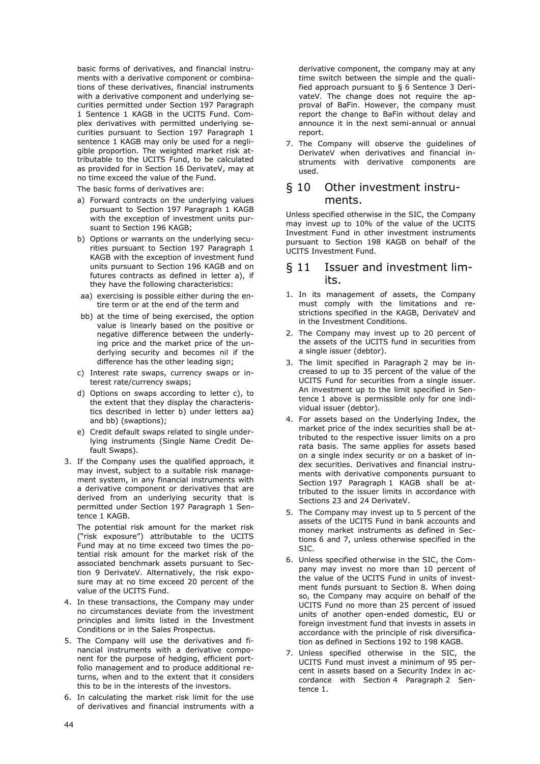basic forms of derivatives, and financial instruments with a derivative component or combinations of these derivatives, financial instruments with a derivative component and underlying securities permitted under Section 197 Paragraph 1 Sentence 1 KAGB in the UCITS Fund. Complex derivatives with permitted underlying securities pursuant to Section 197 Paragraph 1 sentence 1 KAGB may only be used for a negligible proportion. The weighted market risk attributable to the UCITS Fund, to be calculated as provided for in Section 16 DerivateV, may at no time exceed the value of the Fund.

The basic forms of derivatives are:

a) Forward contracts on the underlying values pursuant to Section 197 Paragraph 1 KAGB with the exception of investment units pursuant to Section 196 KAGB;
b) Options or warrants on the underlying securities pursuant to Section 197 Paragraph 1 KAGB with the exception of investment fund units pursuant to Section 196 KAGB and on futures contracts as defined in letter a), if they have the following characteristics:
  aa) exercising is possible either during the entire term or at the end of the term and
  bb) at the time of being exercised, the option value is linearly based on the positive or negative difference between the underlying price and the market price of the underlying security and becomes nil if the difference has the other leading sign;
c) Interest rate swaps, currency swaps or interest rate/currency swaps;
d) Options on swaps according to letter c), to the extent that they display the characteristics described in letter b) under letters aa) and bb) (swaptions);
e) Credit default swaps related to single underlying instruments (Single Name Credit Default Swaps).

3. If the Company uses the qualified approach, it may invest, subject to a suitable risk management system, in any financial instruments with a derivative component or derivatives that are derived from an underlying security that is permitted under Section 197 Paragraph 1 Sentence 1 KAGB.

   The potential risk amount for the market risk ("risk exposure") attributable to the UCITS Fund may at no time exceed two times the potential risk amount for the market risk of the associated benchmark assets pursuant to Section 9 DerivateV. Alternatively, the risk exposure may at no time exceed 20 percent of the value of the UCITS Fund.
4. In these transactions, the Company may under no circumstances deviate from the investment principles and limits listed in the Investment Conditions or in the Sales Prospectus.
5. The Company will use the derivatives and financial instruments with a derivative component for the purpose of hedging, efficient portfolio management and to produce additional returns, when and to the extent that it considers this to be in the interests of the investors.
6. In calculating the market risk limit for the use of derivatives and financial instruments with a derivative component, the company may at any time switch between the simple and the qualified approach pursuant to § 6 Sentence 3 DerivateV. The change does not require the approval of BaFin. However, the company must report the change to BaFin without delay and announce it in the next semi-annual or annual report.
7. The Company will observe the guidelines of DerivateV when derivatives and financial instruments with derivative components are used.

## § 10 Other investment instruments.

Unless specified otherwise in the SIC, the Company may invest up to 10% of the value of the UCITS Investment Fund in other investment instruments pursuant to Section 198 KAGB on behalf of the UCITS Investment Fund.

## § 11 Issuer and investment limits.

1. In its management of assets, the Company must comply with the limitations and restrictions specified in the KAGB, DerivateV and in the Investment Conditions.
2. The Company may invest up to 20 percent of the assets of the UCITS fund in securities from a single issuer (debtor).
3. The limit specified in Paragraph 2 may be increased to up to 35 percent of the value of the UCITS Fund for securities from a single issuer. An investment up to the limit specified in Sentence 1 above is permissible only for one individual issuer (debtor).
4. For assets based on the Underlying Index, the market price of the index securities shall be attributed to the respective issuer limits on a pro rata basis. The same applies for assets based on a single index security or on a basket of index securities. Derivatives and financial instruments with derivative components pursuant to Section 197 Paragraph 1 KAGB shall be attributed to the issuer limits in accordance with Sections 23 and 24 DerivateV.
5. The Company may invest up to 5 percent of the assets of the UCITS Fund in bank accounts and money market instruments as defined in Sections 6 and 7, unless otherwise specified in the SIC.
6. Unless specified otherwise in the SIC, the Company may invest no more than 10 percent of the value of the UCITS Fund in units of investment funds pursuant to Section 8. When doing so, the Company may acquire on behalf of the UCITS Fund no more than 25 percent of issued units of another open-ended domestic, EU or foreign investment fund that invests in assets in accordance with the principle of risk diversification as defined in Sections 192 to 198 KAGB.
7. Unless specified otherwise in the SIC, the UCITS Fund must invest a minimum of 95 percent in assets based on a Security Index in accordance with Section 4 Paragraph 2 Sentence 1.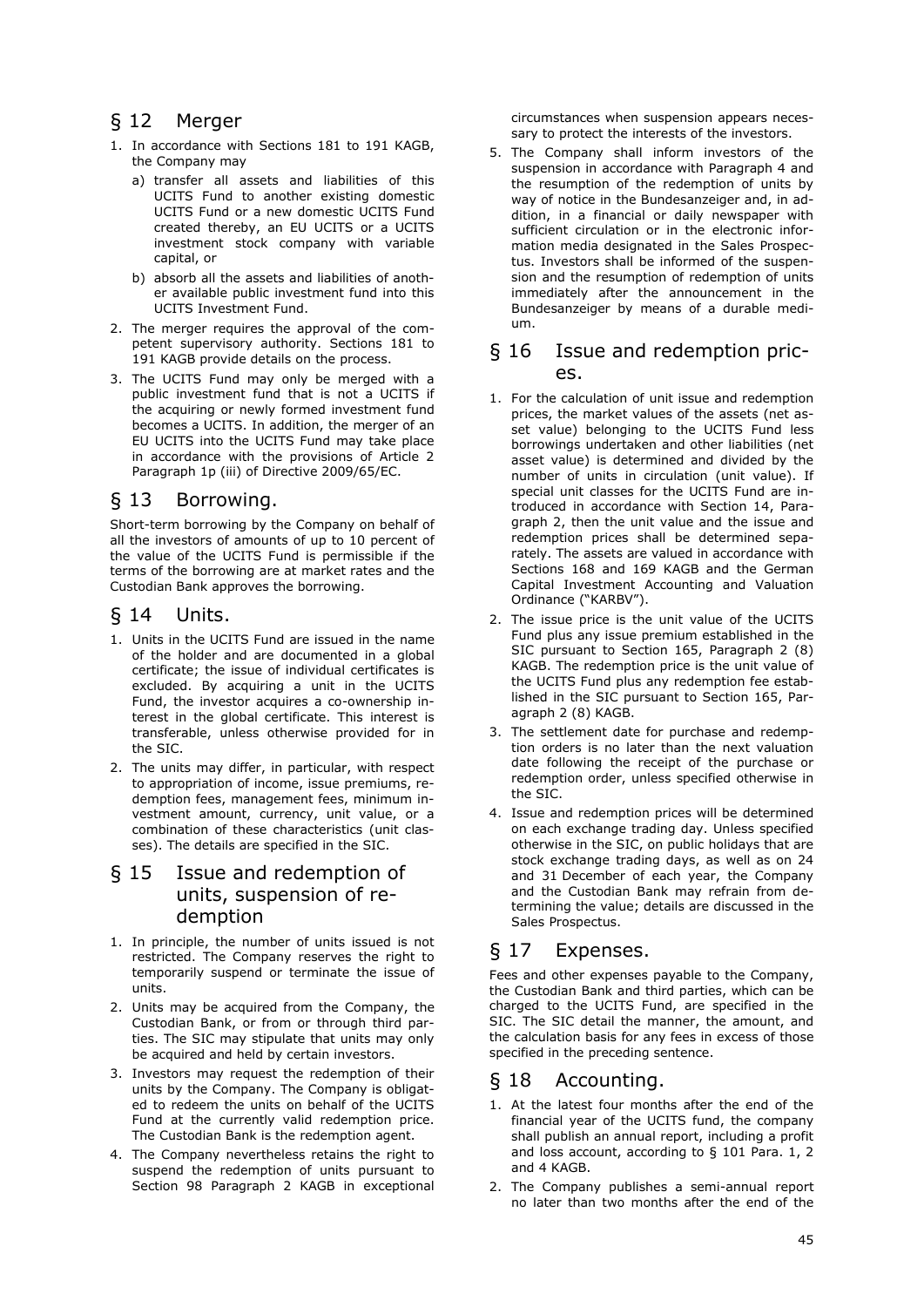## § 12 Merger

1. In accordance with Sections 181 to 191 KAGB, the Company may
   a) transfer all assets and liabilities of this UCITS Fund to another existing domestic UCITS Fund or a new domestic UCITS Fund created thereby, an EU UCITS or a UCITS investment stock company with variable capital, or
   b) absorb all the assets and liabilities of another available public investment fund into this UCITS Investment Fund.
2. The merger requires the approval of the competent supervisory authority. Sections 181 to 191 KAGB provide details on the process.
3. The UCITS Fund may only be merged with a public investment fund that is not a UCITS if the acquiring or newly formed investment fund becomes a UCITS. In addition, the merger of an EU UCITS into the UCITS Fund may take place in accordance with the provisions of Article 2 Paragraph 1p (iii) of Directive 2009/65/EC.

## § 13 Borrowing.

Short-term borrowing by the Company on behalf of all the investors of amounts of up to 10 percent of the value of the UCITS Fund is permissible if the terms of the borrowing are at market rates and the Custodian Bank approves the borrowing.

## § 14 Units.

1. Units in the UCITS Fund are issued in the name of the holder and are documented in a global certificate; the issue of individual certificates is excluded. By acquiring a unit in the UCITS Fund, the investor acquires a co-ownership interest in the global certificate. This interest is transferable, unless otherwise provided for in the SIC.
2. The units may differ, in particular, with respect to appropriation of income, issue premiums, redemption fees, management fees, minimum investment amount, currency, unit value, or a combination of these characteristics (unit classes). The details are specified in the SIC.

## § 15 Issue and redemption of units, suspension of redemption

1. In principle, the number of units issued is not restricted. The Company reserves the right to temporarily suspend or terminate the issue of units.
2. Units may be acquired from the Company, the Custodian Bank, or from or through third parties. The SIC may stipulate that units may only be acquired and held by certain investors.
3. Investors may request the redemption of their units by the Company. The Company is obligated to redeem the units on behalf of the UCITS Fund at the currently valid redemption price. The Custodian Bank is the redemption agent.
4. The Company nevertheless retains the right to suspend the redemption of units pursuant to Section 98 Paragraph 2 KAGB in exceptional circumstances when suspension appears necessary to protect the interests of the investors.
5. The Company shall inform investors of the suspension in accordance with Paragraph 4 and the resumption of the redemption of units by way of notice in the Bundesanzeiger and, in addition, in a financial or daily newspaper with sufficient circulation or in the electronic information media designated in the Sales Prospectus. Investors shall be informed of the suspension and the resumption of redemption of units immediately after the announcement in the Bundesanzeiger by means of a durable medium.

## § 16 Issue and redemption prices.

1. For the calculation of unit issue and redemption prices, the market values of the assets (net asset value) belonging to the UCITS Fund less borrowings undertaken and other liabilities (net asset value) is determined and divided by the number of units in circulation (unit value). If special unit classes for the UCITS Fund are introduced in accordance with Section 14, Paragraph 2, then the unit value and the issue and redemption prices shall be determined separately. The assets are valued in accordance with Sections 168 and 169 KAGB and the German Capital Investment Accounting and Valuation Ordinance ("KARBV").
2. The issue price is the unit value of the UCITS Fund plus any issue premium established in the SIC pursuant to Section 165, Paragraph 2 (8) KAGB. The redemption price is the unit value of the UCITS Fund plus any redemption fee established in the SIC pursuant to Section 165, Paragraph 2 (8) KAGB.
3. The settlement date for purchase and redemption orders is no later than the next valuation date following the receipt of the purchase or redemption order, unless specified otherwise in the SIC.
4. Issue and redemption prices will be determined on each exchange trading day. Unless specified otherwise in the SIC, on public holidays that are stock exchange trading days, as well as on 24 and 31 December of each year, the Company and the Custodian Bank may refrain from determining the value; details are discussed in the Sales Prospectus.

## § 17 Expenses.

Fees and other expenses payable to the Company, the Custodian Bank and third parties, which can be charged to the UCITS Fund, are specified in the SIC. The SIC detail the manner, the amount, and the calculation basis for any fees in excess of those specified in the preceding sentence.

## § 18 Accounting.

1. At the latest four months after the end of the financial year of the UCITS fund, the company shall publish an annual report, including a profit and loss account, according to § 101 Para. 1, 2 and 4 KAGB.
2. The Company publishes a semi-annual report no later than two months after the end of the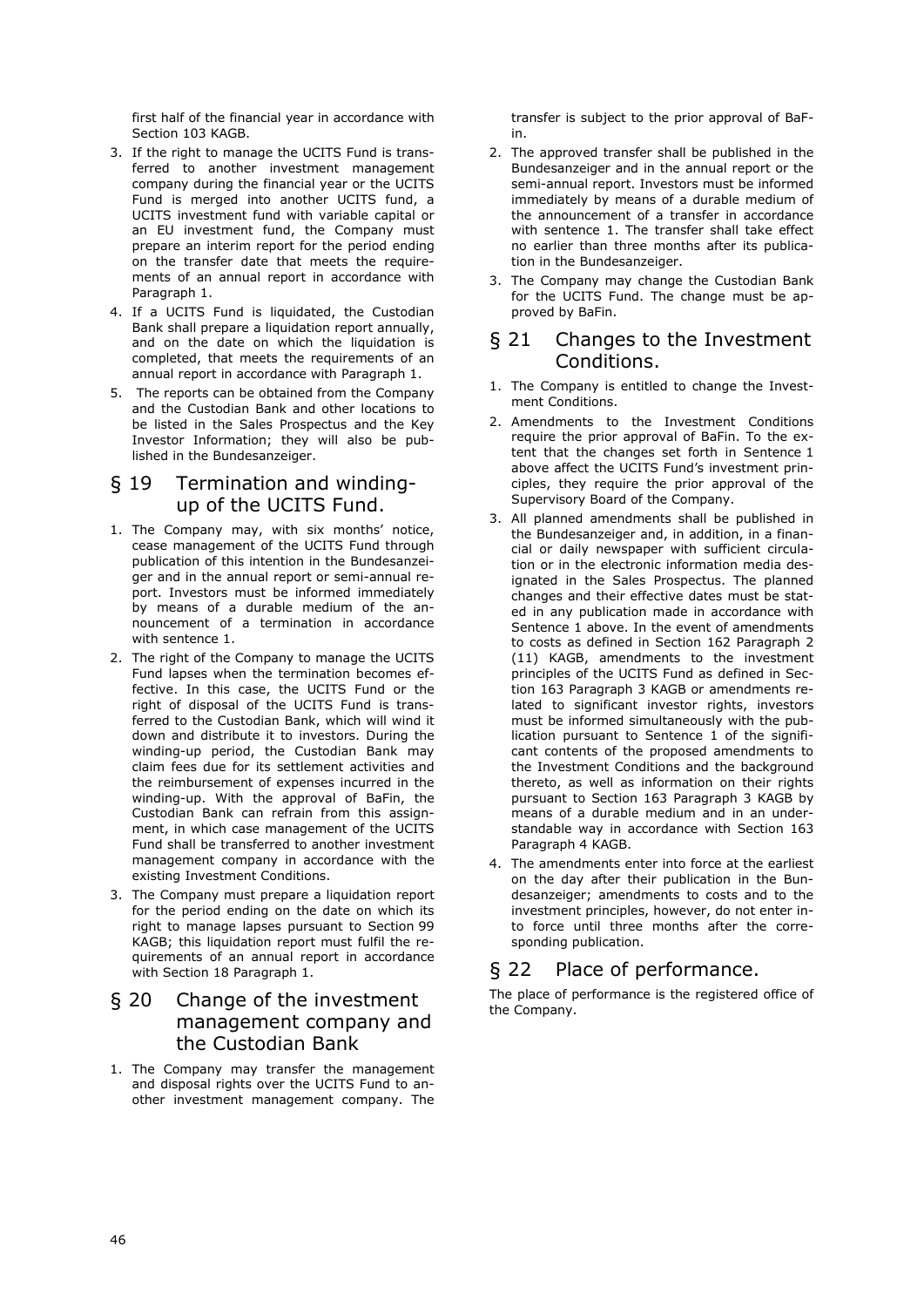first half of the financial year in accordance with Section 103 KAGB.

3. If the right to manage the UCITS Fund is transferred to another investment management company during the financial year or the UCITS Fund is merged into another UCITS fund, a UCITS investment fund with variable capital or an EU investment fund, the Company must prepare an interim report for the period ending on the transfer date that meets the requirements of an annual report in accordance with Paragraph 1.
4. If a UCITS Fund is liquidated, the Custodian Bank shall prepare a liquidation report annually, and on the date on which the liquidation is completed, that meets the requirements of an annual report in accordance with Paragraph 1.
5. The reports can be obtained from the Company and the Custodian Bank and other locations to be listed in the Sales Prospectus and the Key Investor Information; they will also be published in the Bundesanzeiger.

## § 19 Termination and winding-up of the UCITS Fund.

1. The Company may, with six months' notice, cease management of the UCITS Fund through publication of this intention in the Bundesanzeiger and in the annual report or semi-annual report. Investors must be informed immediately by means of a durable medium of the announcement of a termination in accordance with sentence 1.
2. The right of the Company to manage the UCITS Fund lapses when the termination becomes effective. In this case, the UCITS Fund or the right of disposal of the UCITS Fund is transferred to the Custodian Bank, which will wind it down and distribute it to investors. During the winding-up period, the Custodian Bank may claim fees due for its settlement activities and the reimbursement of expenses incurred in the winding-up. With the approval of BaFin, the Custodian Bank can refrain from this assignment, in which case management of the UCITS Fund shall be transferred to another investment management company in accordance with the existing Investment Conditions.
3. The Company must prepare a liquidation report for the period ending on the date on which its right to manage lapses pursuant to Section 99 KAGB; this liquidation report must fulfil the requirements of an annual report in accordance with Section 18 Paragraph 1.

## § 20 Change of the investment management company and the Custodian Bank

1. The Company may transfer the management and disposal rights over the UCITS Fund to another investment management company. The transfer is subject to the prior approval of BaFin.
2. The approved transfer shall be published in the Bundesanzeiger and in the annual report or the semi-annual report. Investors must be informed immediately by means of a durable medium of the announcement of a transfer in accordance with sentence 1. The transfer shall take effect no earlier than three months after its publication in the Bundesanzeiger.
3. The Company may change the Custodian Bank for the UCITS Fund. The change must be approved by BaFin.

## § 21 Changes to the Investment Conditions.

1. The Company is entitled to change the Investment Conditions.
2. Amendments to the Investment Conditions require the prior approval of BaFin. To the extent that the changes set forth in Sentence 1 above affect the UCITS Fund's investment principles, they require the prior approval of the Supervisory Board of the Company.
3. All planned amendments shall be published in the Bundesanzeiger and, in addition, in a financial or daily newspaper with sufficient circulation or in the electronic information media designated in the Sales Prospectus. The planned changes and their effective dates must be stated in any publication made in accordance with Sentence 1 above. In the event of amendments to costs as defined in Section 162 Paragraph 2 (11) KAGB, amendments to the investment principles of the UCITS Fund as defined in Section 163 Paragraph 3 KAGB or amendments related to significant investor rights, investors must be informed simultaneously with the publication pursuant to Sentence 1 of the significant contents of the proposed amendments to the Investment Conditions and the background thereto, as well as information on their rights pursuant to Section 163 Paragraph 3 KAGB by means of a durable medium and in an understandable way in accordance with Section 163 Paragraph 4 KAGB.
4. The amendments enter into force at the earliest on the day after their publication in the Bundesanzeiger; amendments to costs and to the investment principles, however, do not enter into force until three months after the corresponding publication.

## § 22 Place of performance.

The place of performance is the registered office of the Company.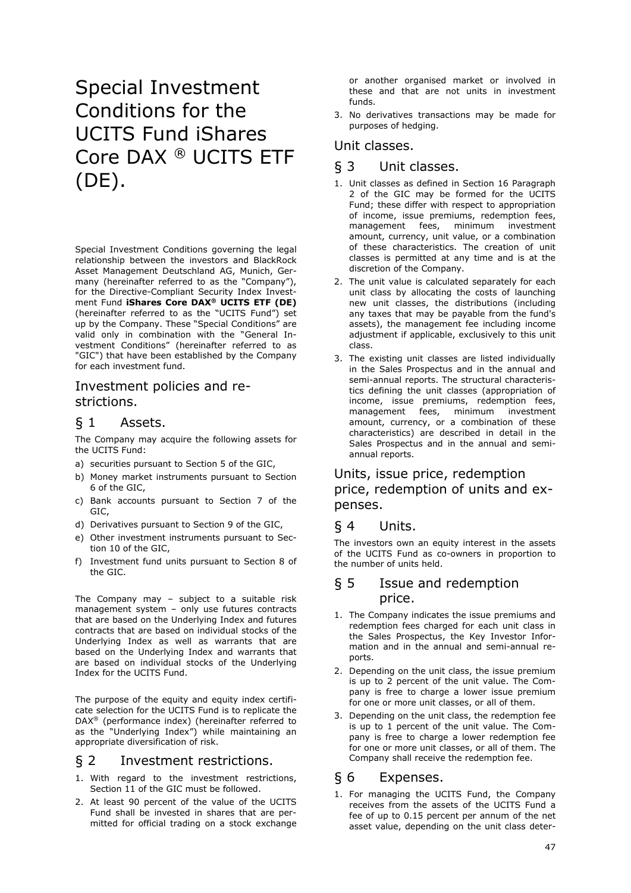# Special Investment Conditions for the UCITS Fund iShares Core DAX ® UCITS ETF (DE).

Special Investment Conditions governing the legal relationship between the investors and BlackRock Asset Management Deutschland AG, Munich, Germany (hereinafter referred to as the "Company"), for the Directive-Compliant Security Index Investment Fund **iShares Core DAX® UCITS ETF (DE)** (hereinafter referred to as the "UCITS Fund") set up by the Company. These "Special Conditions" are valid only in combination with the "General Investment Conditions" (hereinafter referred to as "GIC") that have been established by the Company for each investment fund.

## Investment policies and restrictions.

### § 1 Assets.

The Company may acquire the following assets for the UCITS Fund:

a) securities pursuant to Section 5 of the GIC,
b) Money market instruments pursuant to Section 6 of the GIC,
c) Bank accounts pursuant to Section 7 of the GIC,
d) Derivatives pursuant to Section 9 of the GIC,
e) Other investment instruments pursuant to Section 10 of the GIC,
f) Investment fund units pursuant to Section 8 of the GIC.

The Company may – subject to a suitable risk management system – only use futures contracts that are based on the Underlying Index and futures contracts that are based on individual stocks of the Underlying Index as well as warrants that are based on the Underlying Index and warrants that are based on individual stocks of the Underlying Index for the UCITS Fund.

The purpose of the equity and equity index certificate selection for the UCITS Fund is to replicate the DAX® (performance index) (hereinafter referred to as the "Underlying Index") while maintaining an appropriate diversification of risk.

### § 2 Investment restrictions.

1. With regard to the investment restrictions, Section 11 of the GIC must be followed.
2. At least 90 percent of the value of the UCITS Fund shall be invested in shares that are permitted for official trading on a stock exchange or another organised market or involved in these and that are not units in investment funds.
3. No derivatives transactions may be made for purposes of hedging.

## Unit classes.

### § 3 Unit classes.

1. Unit classes as defined in Section 16 Paragraph 2 of the GIC may be formed for the UCITS Fund; these differ with respect to appropriation of income, issue premiums, redemption fees, management fees, minimum investment amount, currency, unit value, or a combination of these characteristics. The creation of unit classes is permitted at any time and is at the discretion of the Company.
2. The unit value is calculated separately for each unit class by allocating the costs of launching new unit classes, the distributions (including any taxes that may be payable from the fund's assets), the management fee including income adjustment if applicable, exclusively to this unit class.
3. The existing unit classes are listed individually in the Sales Prospectus and in the annual and semi-annual reports. The structural characteristics defining the unit classes (appropriation of income, issue premiums, redemption fees, management fees, minimum investment amount, currency, or a combination of these characteristics) are described in detail in the Sales Prospectus and in the annual and semi-annual reports.

## Units, issue price, redemption price, redemption of units and expenses.

### § 4 Units.

The investors own an equity interest in the assets of the UCITS Fund as co-owners in proportion to the number of units held.

### § 5 Issue and redemption price.

1. The Company indicates the issue premiums and redemption fees charged for each unit class in the Sales Prospectus, the Key Investor Information and in the annual and semi-annual reports.
2. Depending on the unit class, the issue premium is up to 2 percent of the unit value. The Company is free to charge a lower issue premium for one or more unit classes, or all of them.
3. Depending on the unit class, the redemption fee is up to 1 percent of the unit value. The Company is free to charge a lower redemption fee for one or more unit classes, or all of them. The Company shall receive the redemption fee.

### § 6 Expenses.

1. For managing the UCITS Fund, the Company receives from the assets of the UCITS Fund a fee of up to 0.15 percent per annum of the net asset value, depending on the unit class deter-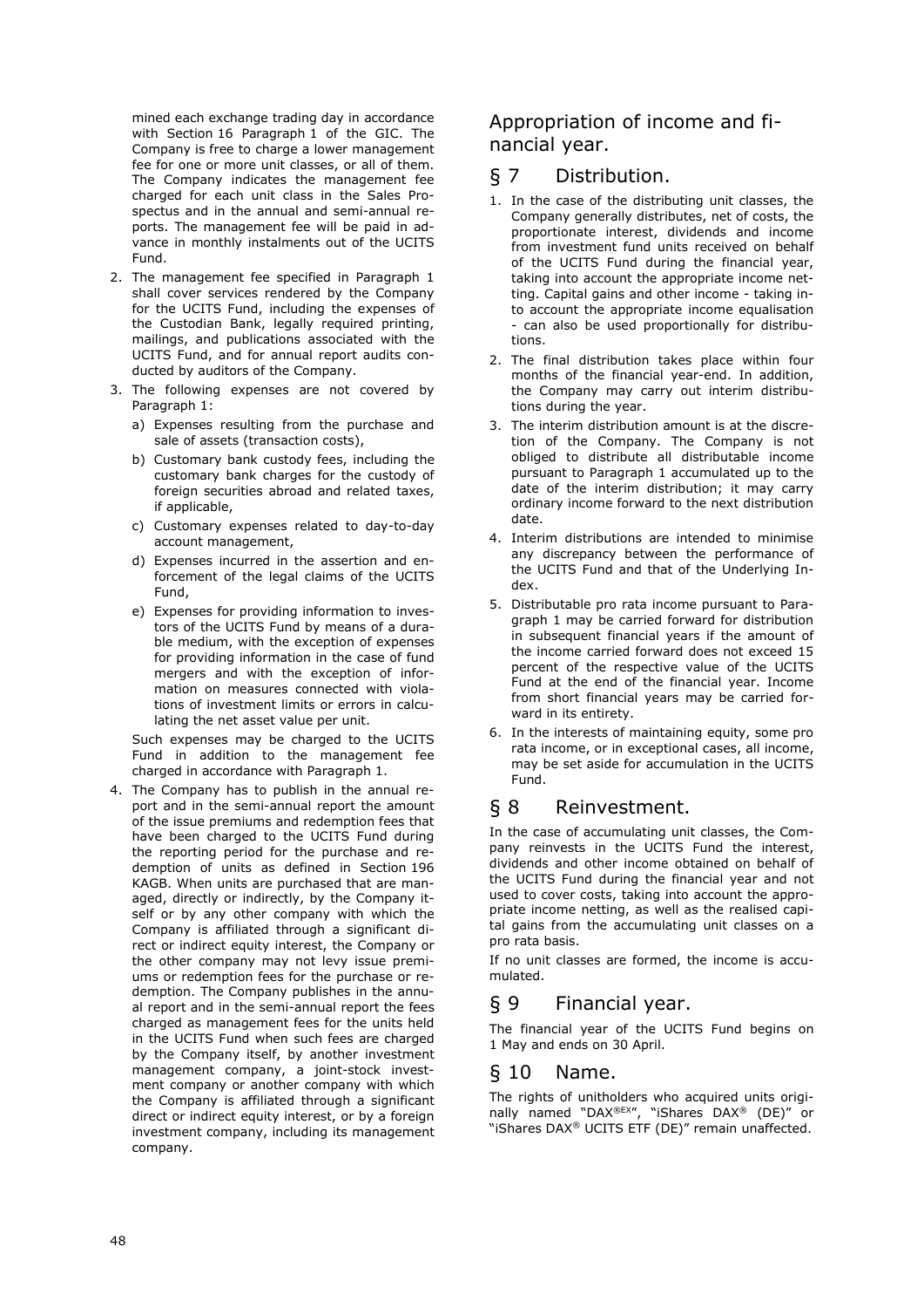mined each exchange trading day in accordance with Section 16 Paragraph 1 of the GIC. The Company is free to charge a lower management fee for one or more unit classes, or all of them. The Company indicates the management fee charged for each unit class in the Sales Prospectus and in the annual and semi-annual reports. The management fee will be paid in advance in monthly instalments out of the UCITS Fund.

2. The management fee specified in Paragraph 1 shall cover services rendered by the Company for the UCITS Fund, including the expenses of the Custodian Bank, legally required printing, mailings, and publications associated with the UCITS Fund, and for annual report audits conducted by auditors of the Company.
3. The following expenses are not covered by Paragraph 1:
   a) Expenses resulting from the purchase and sale of assets (transaction costs),
   b) Customary bank custody fees, including the customary bank charges for the custody of foreign securities abroad and related taxes, if applicable,
   c) Customary expenses related to day-to-day account management,
   d) Expenses incurred in the assertion and enforcement of the legal claims of the UCITS Fund,
   e) Expenses for providing information to investors of the UCITS Fund by means of a durable medium, with the exception of expenses for providing information in the case of fund mergers and with the exception of information on measures connected with violations of investment limits or errors in calculating the net asset value per unit.

   Such expenses may be charged to the UCITS Fund in addition to the management fee charged in accordance with Paragraph 1.
4. The Company has to publish in the annual report and in the semi-annual report the amount of the issue premiums and redemption fees that have been charged to the UCITS Fund during the reporting period for the purchase and redemption of units as defined in Section 196 KAGB. When units are purchased that are managed, directly or indirectly, by the Company itself or by any other company with which the Company is affiliated through a significant direct or indirect equity interest, the Company or the other company may not levy issue premiums or redemption fees for the purchase or redemption. The Company publishes in the annual report and in the semi-annual report the fees charged as management fees for the units held in the UCITS Fund when such fees are charged by the Company itself, by another investment management company, a joint-stock investment company or another company with which the Company is affiliated through a significant direct or indirect equity interest, or by a foreign investment company, including its management company.

## Appropriation of income and financial year.

### § 7 Distribution.

1. In the case of the distributing unit classes, the Company generally distributes, net of costs, the proportionate interest, dividends and income from investment fund units received on behalf of the UCITS Fund during the financial year, taking into account the appropriate income netting. Capital gains and other income - taking into account the appropriate income equalisation - can also be used proportionally for distributions.
2. The final distribution takes place within four months of the financial year-end. In addition, the Company may carry out interim distributions during the year.
3. The interim distribution amount is at the discretion of the Company. The Company is not obliged to distribute all distributable income pursuant to Paragraph 1 accumulated up to the date of the interim distribution; it may carry ordinary income forward to the next distribution date.
4. Interim distributions are intended to minimise any discrepancy between the performance of the UCITS Fund and that of the Underlying Index.
5. Distributable pro rata income pursuant to Paragraph 1 may be carried forward for distribution in subsequent financial years if the amount of the income carried forward does not exceed 15 percent of the respective value of the UCITS Fund at the end of the financial year. Income from short financial years may be carried forward in its entirety.
6. In the interests of maintaining equity, some pro rata income, or in exceptional cases, all income, may be set aside for accumulation in the UCITS Fund.

### § 8 Reinvestment.

In the case of accumulating unit classes, the Company reinvests in the UCITS Fund the interest, dividends and other income obtained on behalf of the UCITS Fund during the financial year and not used to cover costs, taking into account the appropriate income netting, as well as the realised capital gains from the accumulating unit classes on a pro rata basis.

If no unit classes are formed, the income is accumulated.

### § 9 Financial year.

The financial year of the UCITS Fund begins on 1 May and ends on 30 April.

### § 10 Name.

The rights of unitholders who acquired units originally named "DAX®EX", "iShares DAX® (DE)" or "iShares DAX® UCITS ETF (DE)" remain unaffected.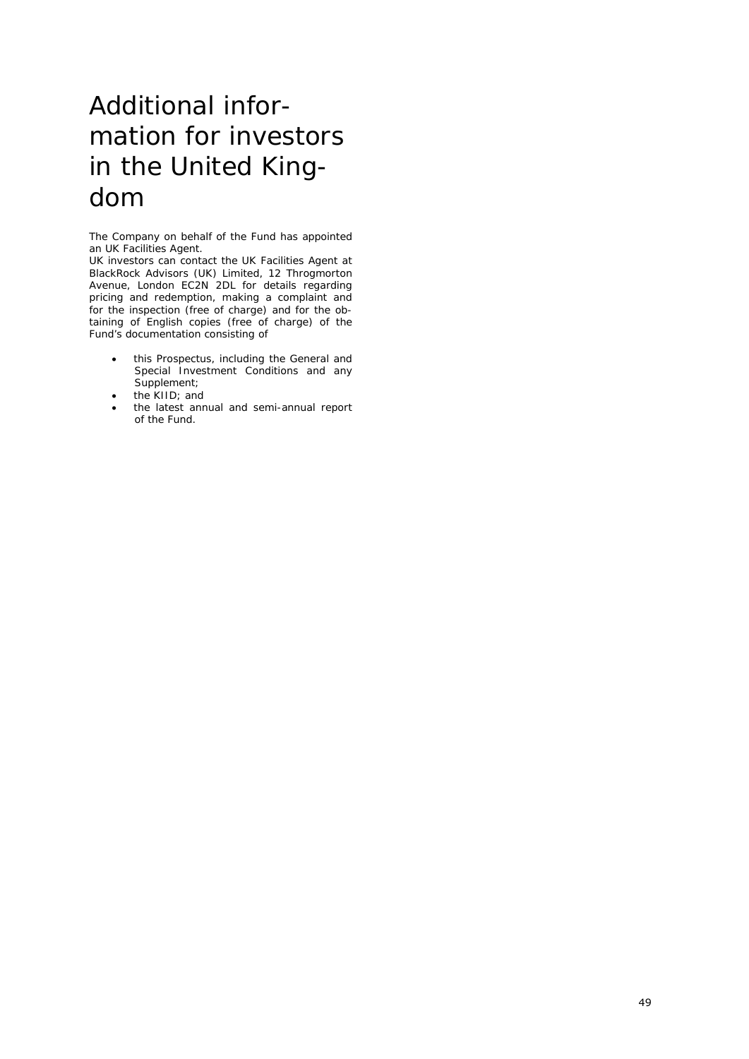# Additional information for investors in the United Kingdom

The Company on behalf of the Fund has appointed an UK Facilities Agent.
UK investors can contact the UK Facilities Agent at BlackRock Advisors (UK) Limited, 12 Throgmorton Avenue, London EC2N 2DL for details regarding pricing and redemption, making a complaint and for the inspection (free of charge) and for the obtaining of English copies (free of charge) of the Fund's documentation consisting of

- this Prospectus, including the General and Special Investment Conditions and any Supplement;
- the KIID; and
- the latest annual and semi-annual report of the Fund.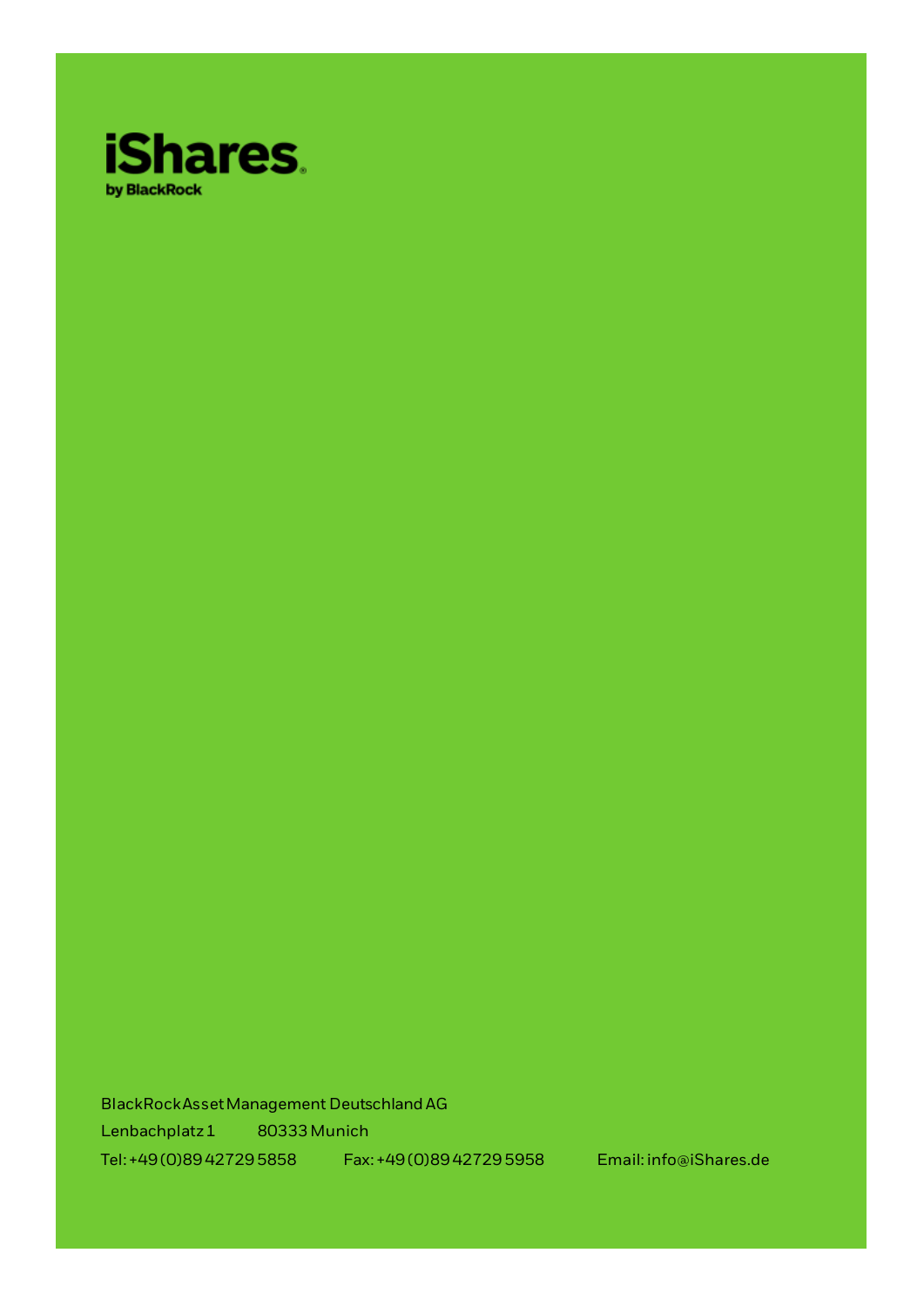iShares
by BlackRock

BlackRock Asset Management Deutschland AG

Lenbachplatz 1 80333 Munich

Tel: +49 (0)89 42729 5858 Fax: +49 (0)89 42729 5958 Email: info@iShares.de